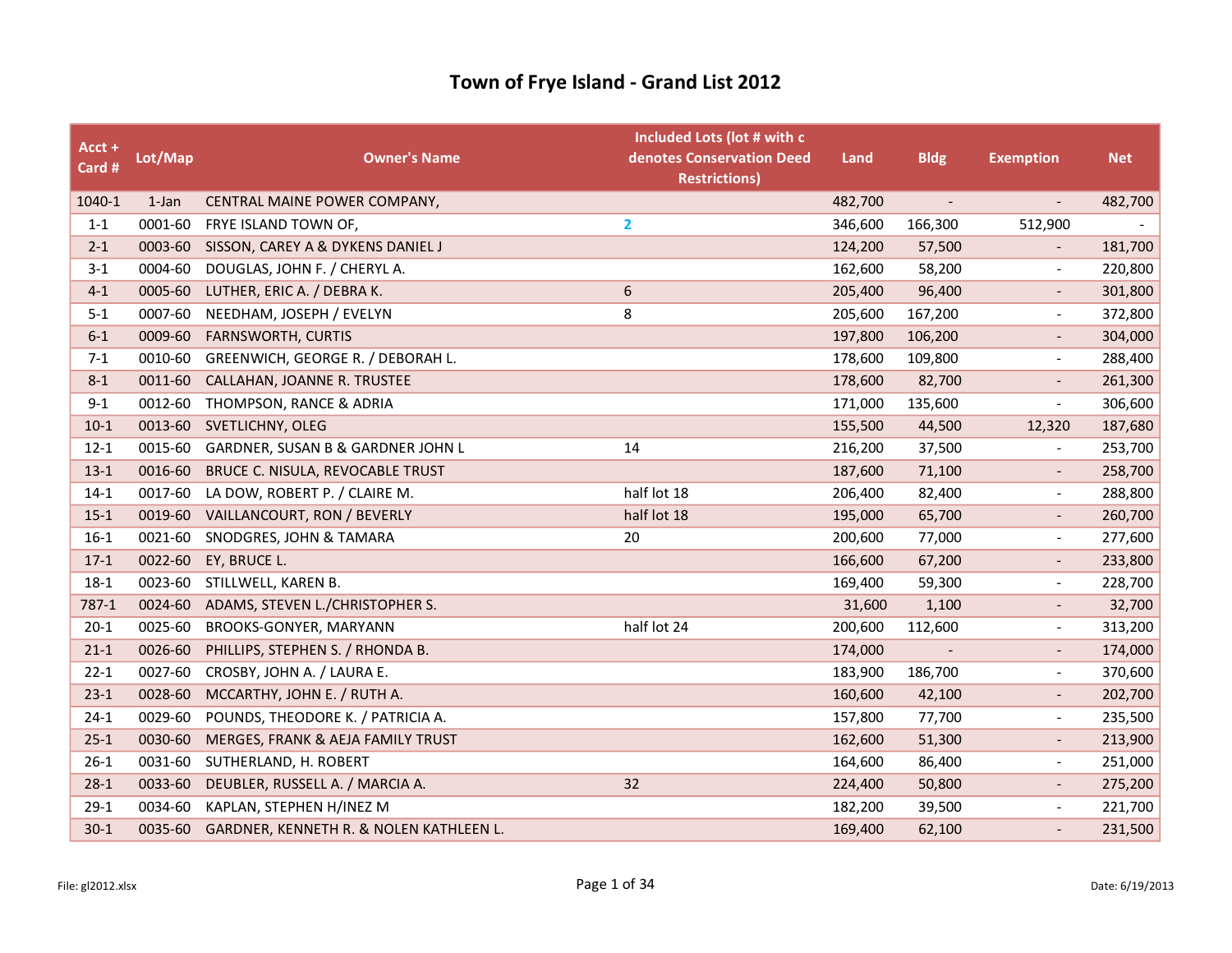# Town of Frye Island - Grand List 2012

| Acct + Card # | Lot/Map | Owner's Name | Included Lots (lot # with c denotes Conservation Deed Restrictions) | Land | Bldg | Exemption | Net |
|---|---|---|---|---|---|---|---|
| 1040-1 | 1-Jan | CENTRAL MAINE POWER COMPANY, | | 482,700 | - | - | 482,700 |
| 1-1 | 0001-60 | FRYE ISLAND TOWN OF, | 2 | 346,600 | 166,300 | 512,900 | - |
| 2-1 | 0003-60 | SISSON, CAREY A & DYKENS DANIEL J | | 124,200 | 57,500 | - | 181,700 |
| 3-1 | 0004-60 | DOUGLAS, JOHN F. / CHERYL A. | | 162,600 | 58,200 | - | 220,800 |
| 4-1 | 0005-60 | LUTHER, ERIC A. / DEBRA K. | 6 | 205,400 | 96,400 | - | 301,800 |
| 5-1 | 0007-60 | NEEDHAM, JOSEPH / EVELYN | 8 | 205,600 | 167,200 | - | 372,800 |
| 6-1 | 0009-60 | FARNSWORTH, CURTIS | | 197,800 | 106,200 | - | 304,000 |
| 7-1 | 0010-60 | GREENWICH, GEORGE R. / DEBORAH L. | | 178,600 | 109,800 | - | 288,400 |
| 8-1 | 0011-60 | CALLAHAN, JOANNE R. TRUSTEE | | 178,600 | 82,700 | - | 261,300 |
| 9-1 | 0012-60 | THOMPSON, RANCE & ADRIA | | 171,000 | 135,600 | - | 306,600 |
| 10-1 | 0013-60 | SVETLICHNY, OLEG | | 155,500 | 44,500 | 12,320 | 187,680 |
| 12-1 | 0015-60 | GARDNER, SUSAN B & GARDNER JOHN L | 14 | 216,200 | 37,500 | - | 253,700 |
| 13-1 | 0016-60 | BRUCE C. NISULA, REVOCABLE TRUST | | 187,600 | 71,100 | - | 258,700 |
| 14-1 | 0017-60 | LA DOW, ROBERT P. / CLAIRE M. | half lot 18 | 206,400 | 82,400 | - | 288,800 |
| 15-1 | 0019-60 | VAILLANCOURT, RON / BEVERLY | half lot 18 | 195,000 | 65,700 | - | 260,700 |
| 16-1 | 0021-60 | SNODGRES, JOHN & TAMARA | 20 | 200,600 | 77,000 | - | 277,600 |
| 17-1 | 0022-60 | EY, BRUCE L. | | 166,600 | 67,200 | - | 233,800 |
| 18-1 | 0023-60 | STILLWELL, KAREN B. | | 169,400 | 59,300 | - | 228,700 |
| 787-1 | 0024-60 | ADAMS, STEVEN L./CHRISTOPHER S. | | 31,600 | 1,100 | - | 32,700 |
| 20-1 | 0025-60 | BROOKS-GONYER, MARYANN | half lot 24 | 200,600 | 112,600 | - | 313,200 |
| 21-1 | 0026-60 | PHILLIPS, STEPHEN S. / RHONDA B. | | 174,000 | - | - | 174,000 |
| 22-1 | 0027-60 | CROSBY, JOHN A. / LAURA E. | | 183,900 | 186,700 | - | 370,600 |
| 23-1 | 0028-60 | MCCARTHY, JOHN E. / RUTH A. | | 160,600 | 42,100 | - | 202,700 |
| 24-1 | 0029-60 | POUNDS, THEODORE K. / PATRICIA A. | | 157,800 | 77,700 | - | 235,500 |
| 25-1 | 0030-60 | MERGES, FRANK & AEJA FAMILY TRUST | | 162,600 | 51,300 | - | 213,900 |
| 26-1 | 0031-60 | SUTHERLAND, H. ROBERT | | 164,600 | 86,400 | - | 251,000 |
| 28-1 | 0033-60 | DEUBLER, RUSSELL A. / MARCIA A. | 32 | 224,400 | 50,800 | - | 275,200 |
| 29-1 | 0034-60 | KAPLAN, STEPHEN H/INEZ M | | 182,200 | 39,500 | - | 221,700 |
| 30-1 | 0035-60 | GARDNER, KENNETH R. & NOLEN KATHLEEN L. | | 169,400 | 62,100 | - | 231,500 |

File: gl2012.xlsx Date: 6/19/2013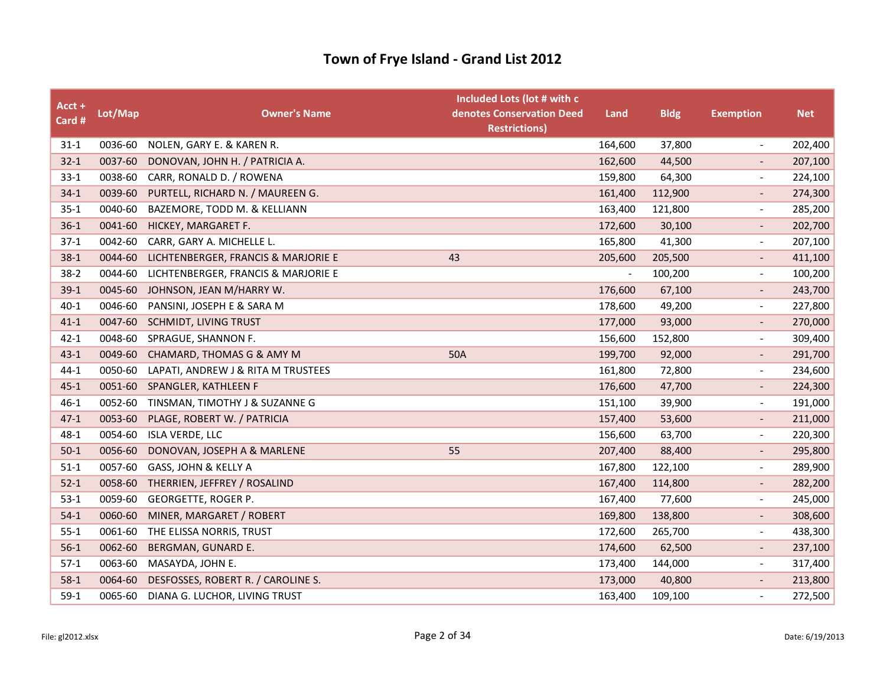# Town of Frye Island - Grand List 2012

| Acct + Card # | Lot/Map | Owner's Name | Included Lots (lot # with c denotes Conservation Deed Restrictions) | Land | Bldg | Exemption | Net |
|---|---|---|---|---|---|---|---|
| 31-1 | 0036-60 | NOLEN, GARY E. & KAREN R. | | 164,600 | 37,800 | - | 202,400 |
| 32-1 | 0037-60 | DONOVAN, JOHN H. / PATRICIA A. | | 162,600 | 44,500 | - | 207,100 |
| 33-1 | 0038-60 | CARR, RONALD D. / ROWENA | | 159,800 | 64,300 | - | 224,100 |
| 34-1 | 0039-60 | PURTELL, RICHARD N. / MAUREEN G. | | 161,400 | 112,900 | - | 274,300 |
| 35-1 | 0040-60 | BAZEMORE, TODD M. & KELLIANN | | 163,400 | 121,800 | - | 285,200 |
| 36-1 | 0041-60 | HICKEY, MARGARET F. | | 172,600 | 30,100 | - | 202,700 |
| 37-1 | 0042-60 | CARR, GARY A. MICHELLE L. | | 165,800 | 41,300 | - | 207,100 |
| 38-1 | 0044-60 | LICHTENBERGER, FRANCIS & MARJORIE E | 43 | 205,600 | 205,500 | - | 411,100 |
| 38-2 | 0044-60 | LICHTENBERGER, FRANCIS & MARJORIE E | | - | 100,200 | - | 100,200 |
| 39-1 | 0045-60 | JOHNSON, JEAN M/HARRY W. | | 176,600 | 67,100 | - | 243,700 |
| 40-1 | 0046-60 | PANSINI, JOSEPH E & SARA M | | 178,600 | 49,200 | - | 227,800 |
| 41-1 | 0047-60 | SCHMIDT, LIVING TRUST | | 177,000 | 93,000 | - | 270,000 |
| 42-1 | 0048-60 | SPRAGUE, SHANNON F. | | 156,600 | 152,800 | - | 309,400 |
| 43-1 | 0049-60 | CHAMARD, THOMAS G & AMY M | 50A | 199,700 | 92,000 | - | 291,700 |
| 44-1 | 0050-60 | LAPATI, ANDREW J & RITA M TRUSTEES | | 161,800 | 72,800 | - | 234,600 |
| 45-1 | 0051-60 | SPANGLER, KATHLEEN F | | 176,600 | 47,700 | - | 224,300 |
| 46-1 | 0052-60 | TINSMAN, TIMOTHY J & SUZANNE G | | 151,100 | 39,900 | - | 191,000 |
| 47-1 | 0053-60 | PLAGE, ROBERT W. / PATRICIA | | 157,400 | 53,600 | - | 211,000 |
| 48-1 | 0054-60 | ISLA VERDE, LLC | | 156,600 | 63,700 | - | 220,300 |
| 50-1 | 0056-60 | DONOVAN, JOSEPH A & MARLENE | 55 | 207,400 | 88,400 | - | 295,800 |
| 51-1 | 0057-60 | GASS, JOHN & KELLY A | | 167,800 | 122,100 | - | 289,900 |
| 52-1 | 0058-60 | THERRIEN, JEFFREY / ROSALIND | | 167,400 | 114,800 | - | 282,200 |
| 53-1 | 0059-60 | GEORGETTE, ROGER P. | | 167,400 | 77,600 | - | 245,000 |
| 54-1 | 0060-60 | MINER, MARGARET / ROBERT | | 169,800 | 138,800 | - | 308,600 |
| 55-1 | 0061-60 | THE ELISSA NORRIS, TRUST | | 172,600 | 265,700 | - | 438,300 |
| 56-1 | 0062-60 | BERGMAN, GUNARD E. | | 174,600 | 62,500 | - | 237,100 |
| 57-1 | 0063-60 | MASAYDA, JOHN E. | | 173,400 | 144,000 | - | 317,400 |
| 58-1 | 0064-60 | DESFOSSES, ROBERT R. / CAROLINE S. | | 173,000 | 40,800 | - | 213,800 |
| 59-1 | 0065-60 | DIANA G. LUCHOR, LIVING TRUST | | 163,400 | 109,100 | - | 272,500 |

File: gl2012.xlsx

Date: 6/19/2013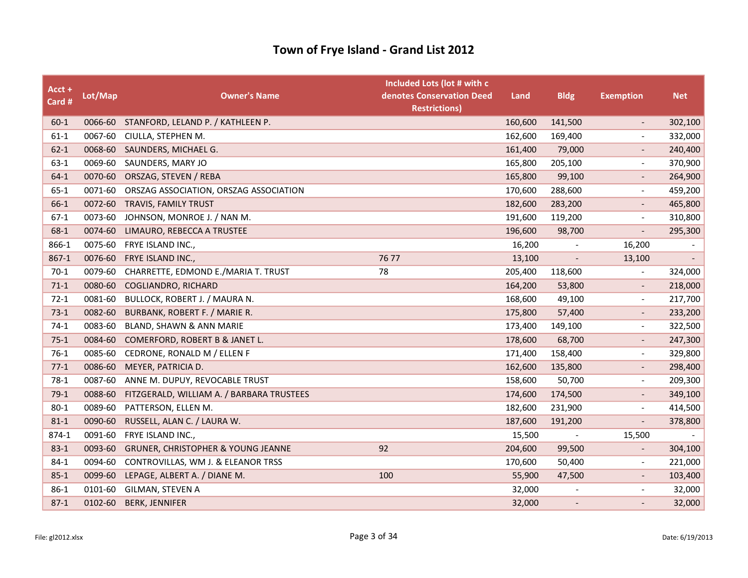# Town of Frye Island - Grand List 2012

| Acct + Card # | Lot/Map | Owner's Name | Included Lots (lot # with c denotes Conservation Deed Restrictions) | Land | Bldg | Exemption | Net |
|---|---|---|---|---|---|---|---|
| 60-1 | 0066-60 | STANFORD, LELAND P. / KATHLEEN P. | | 160,600 | 141,500 | - | 302,100 |
| 61-1 | 0067-60 | CIULLA, STEPHEN M. | | 162,600 | 169,400 | - | 332,000 |
| 62-1 | 0068-60 | SAUNDERS, MICHAEL G. | | 161,400 | 79,000 | - | 240,400 |
| 63-1 | 0069-60 | SAUNDERS, MARY JO | | 165,800 | 205,100 | - | 370,900 |
| 64-1 | 0070-60 | ORSZAG, STEVEN / REBA | | 165,800 | 99,100 | - | 264,900 |
| 65-1 | 0071-60 | ORSZAG ASSOCIATION, ORSZAG ASSOCIATION | | 170,600 | 288,600 | - | 459,200 |
| 66-1 | 0072-60 | TRAVIS, FAMILY TRUST | | 182,600 | 283,200 | - | 465,800 |
| 67-1 | 0073-60 | JOHNSON, MONROE J. / NAN M. | | 191,600 | 119,200 | - | 310,800 |
| 68-1 | 0074-60 | LIMAURO, REBECCA A TRUSTEE | | 196,600 | 98,700 | - | 295,300 |
| 866-1 | 0075-60 | FRYE ISLAND INC., | | 16,200 | - | 16,200 | - |
| 867-1 | 0076-60 | FRYE ISLAND INC., | 76 77 | 13,100 | - | 13,100 | - |
| 70-1 | 0079-60 | CHARRETTE, EDMOND E./MARIA T. TRUST | 78 | 205,400 | 118,600 | - | 324,000 |
| 71-1 | 0080-60 | COGLIANDRO, RICHARD | | 164,200 | 53,800 | - | 218,000 |
| 72-1 | 0081-60 | BULLOCK, ROBERT J. / MAURA N. | | 168,600 | 49,100 | - | 217,700 |
| 73-1 | 0082-60 | BURBANK, ROBERT F. / MARIE R. | | 175,800 | 57,400 | - | 233,200 |
| 74-1 | 0083-60 | BLAND, SHAWN & ANN MARIE | | 173,400 | 149,100 | - | 322,500 |
| 75-1 | 0084-60 | COMERFORD, ROBERT B & JANET L. | | 178,600 | 68,700 | - | 247,300 |
| 76-1 | 0085-60 | CEDRONE, RONALD M / ELLEN F | | 171,400 | 158,400 | - | 329,800 |
| 77-1 | 0086-60 | MEYER, PATRICIA D. | | 162,600 | 135,800 | - | 298,400 |
| 78-1 | 0087-60 | ANNE M. DUPUY, REVOCABLE TRUST | | 158,600 | 50,700 | - | 209,300 |
| 79-1 | 0088-60 | FITZGERALD, WILLIAM A. / BARBARA TRUSTEES | | 174,600 | 174,500 | - | 349,100 |
| 80-1 | 0089-60 | PATTERSON, ELLEN M. | | 182,600 | 231,900 | - | 414,500 |
| 81-1 | 0090-60 | RUSSELL, ALAN C. / LAURA W. | | 187,600 | 191,200 | - | 378,800 |
| 874-1 | 0091-60 | FRYE ISLAND INC., | | 15,500 | - | 15,500 | - |
| 83-1 | 0093-60 | GRUNER, CHRISTOPHER & YOUNG JEANNE | 92 | 204,600 | 99,500 | - | 304,100 |
| 84-1 | 0094-60 | CONTROVILLAS, WM J. & ELEANOR TRSS | | 170,600 | 50,400 | - | 221,000 |
| 85-1 | 0099-60 | LEPAGE, ALBERT A. / DIANE M. | 100 | 55,900 | 47,500 | - | 103,400 |
| 86-1 | 0101-60 | GILMAN, STEVEN A | | 32,000 | - | - | 32,000 |
| 87-1 | 0102-60 | BERK, JENNIFER | | 32,000 | - | - | 32,000 |

File: gl2012.xlsx Date: 6/19/2013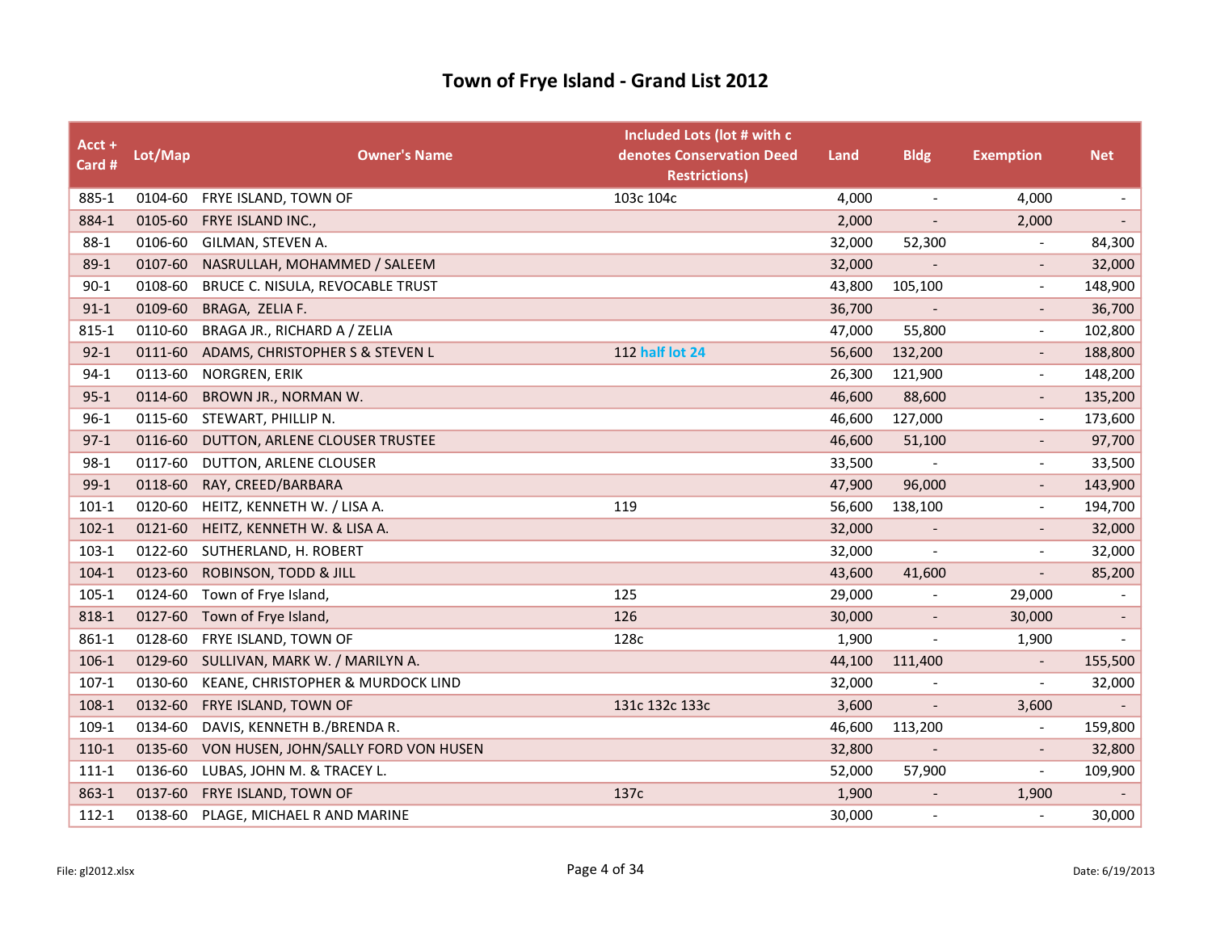# Town of Frye Island - Grand List 2012

| Acct + Card # | Lot/Map | Owner's Name | Included Lots (lot # with c denotes Conservation Deed Restrictions) | Land | Bldg | Exemption | Net |
|---|---|---|---|---|---|---|---|
| 885-1 | 0104-60 | FRYE ISLAND, TOWN OF | 103c 104c | 4,000 | - | 4,000 | - |
| 884-1 | 0105-60 | FRYE ISLAND INC., | | 2,000 | - | 2,000 | - |
| 88-1 | 0106-60 | GILMAN, STEVEN A. | | 32,000 | 52,300 | - | 84,300 |
| 89-1 | 0107-60 | NASRULLAH, MOHAMMED / SALEEM | | 32,000 | - | - | 32,000 |
| 90-1 | 0108-60 | BRUCE C. NISULA, REVOCABLE TRUST | | 43,800 | 105,100 | - | 148,900 |
| 91-1 | 0109-60 | BRAGA, ZELIA F. | | 36,700 | - | - | 36,700 |
| 815-1 | 0110-60 | BRAGA JR., RICHARD A / ZELIA | | 47,000 | 55,800 | - | 102,800 |
| 92-1 | 0111-60 | ADAMS, CHRISTOPHER S & STEVEN L | 112 **half lot 24** | 56,600 | 132,200 | - | 188,800 |
| 94-1 | 0113-60 | NORGREN, ERIK | | 26,300 | 121,900 | - | 148,200 |
| 95-1 | 0114-60 | BROWN JR., NORMAN W. | | 46,600 | 88,600 | - | 135,200 |
| 96-1 | 0115-60 | STEWART, PHILLIP N. | | 46,600 | 127,000 | - | 173,600 |
| 97-1 | 0116-60 | DUTTON, ARLENE CLOUSER TRUSTEE | | 46,600 | 51,100 | - | 97,700 |
| 98-1 | 0117-60 | DUTTON, ARLENE CLOUSER | | 33,500 | - | - | 33,500 |
| 99-1 | 0118-60 | RAY, CREED/BARBARA | | 47,900 | 96,000 | - | 143,900 |
| 101-1 | 0120-60 | HEITZ, KENNETH W. / LISA A. | 119 | 56,600 | 138,100 | - | 194,700 |
| 102-1 | 0121-60 | HEITZ, KENNETH W. & LISA A. | | 32,000 | - | - | 32,000 |
| 103-1 | 0122-60 | SUTHERLAND, H. ROBERT | | 32,000 | - | - | 32,000 |
| 104-1 | 0123-60 | ROBINSON, TODD & JILL | | 43,600 | 41,600 | - | 85,200 |
| 105-1 | 0124-60 | Town of Frye Island, | 125 | 29,000 | - | 29,000 | - |
| 818-1 | 0127-60 | Town of Frye Island, | 126 | 30,000 | - | 30,000 | - |
| 861-1 | 0128-60 | FRYE ISLAND, TOWN OF | 128c | 1,900 | - | 1,900 | - |
| 106-1 | 0129-60 | SULLIVAN, MARK W. / MARILYN A. | | 44,100 | 111,400 | - | 155,500 |
| 107-1 | 0130-60 | KEANE, CHRISTOPHER & MURDOCK LIND | | 32,000 | - | - | 32,000 |
| 108-1 | 0132-60 | FRYE ISLAND, TOWN OF | 131c 132c 133c | 3,600 | - | 3,600 | - |
| 109-1 | 0134-60 | DAVIS, KENNETH B./BRENDA R. | | 46,600 | 113,200 | - | 159,800 |
| 110-1 | 0135-60 | VON HUSEN, JOHN/SALLY FORD VON HUSEN | | 32,800 | - | - | 32,800 |
| 111-1 | 0136-60 | LUBAS, JOHN M. & TRACEY L. | | 52,000 | 57,900 | - | 109,900 |
| 863-1 | 0137-60 | FRYE ISLAND, TOWN OF | 137c | 1,900 | - | 1,900 | - |
| 112-1 | 0138-60 | PLAGE, MICHAEL R AND MARINE | | 30,000 | - | - | 30,000 |

File: gl2012.xlsx

Date: 6/19/2013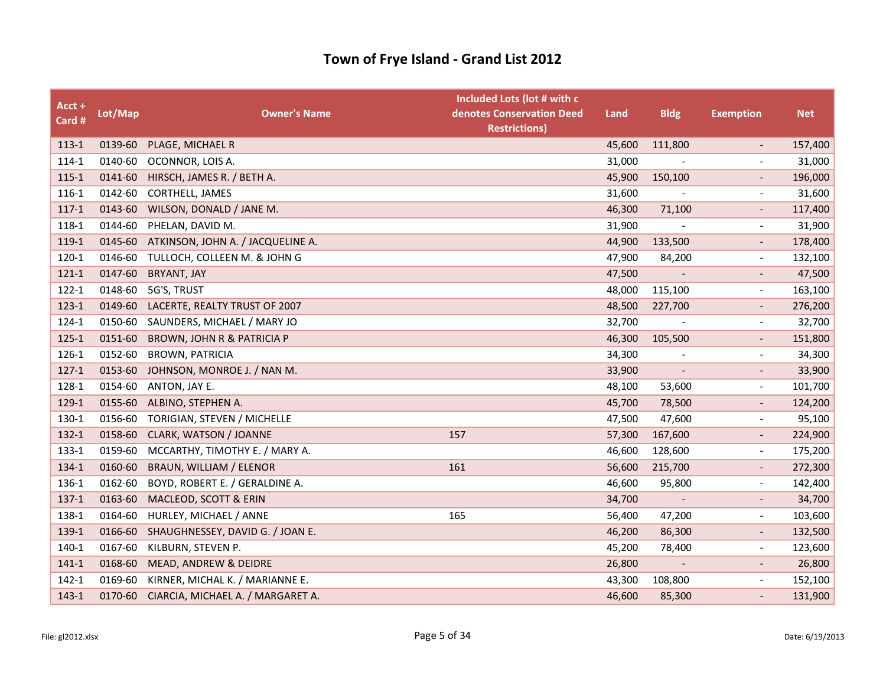# Town of Frye Island - Grand List 2012

| Acct + Card # | Lot/Map | Owner's Name | Included Lots (lot # with c denotes Conservation Deed Restrictions) | Land | Bldg | Exemption | Net |
|---|---|---|---|---|---|---|---|
| 113-1 | 0139-60 | PLAGE, MICHAEL R | | 45,600 | 111,800 | - | 157,400 |
| 114-1 | 0140-60 | OCONNOR, LOIS A. | | 31,000 | - | - | 31,000 |
| 115-1 | 0141-60 | HIRSCH, JAMES R. / BETH A. | | 45,900 | 150,100 | - | 196,000 |
| 116-1 | 0142-60 | CORTHELL, JAMES | | 31,600 | - | - | 31,600 |
| 117-1 | 0143-60 | WILSON, DONALD / JANE M. | | 46,300 | 71,100 | - | 117,400 |
| 118-1 | 0144-60 | PHELAN, DAVID M. | | 31,900 | - | - | 31,900 |
| 119-1 | 0145-60 | ATKINSON, JOHN A. / JACQUELINE A. | | 44,900 | 133,500 | - | 178,400 |
| 120-1 | 0146-60 | TULLOCH, COLLEEN M. & JOHN G | | 47,900 | 84,200 | - | 132,100 |
| 121-1 | 0147-60 | BRYANT, JAY | | 47,500 | - | - | 47,500 |
| 122-1 | 0148-60 | 5G'S, TRUST | | 48,000 | 115,100 | - | 163,100 |
| 123-1 | 0149-60 | LACERTE, REALTY TRUST OF 2007 | | 48,500 | 227,700 | - | 276,200 |
| 124-1 | 0150-60 | SAUNDERS, MICHAEL / MARY JO | | 32,700 | - | - | 32,700 |
| 125-1 | 0151-60 | BROWN, JOHN R & PATRICIA P | | 46,300 | 105,500 | - | 151,800 |
| 126-1 | 0152-60 | BROWN, PATRICIA | | 34,300 | - | - | 34,300 |
| 127-1 | 0153-60 | JOHNSON, MONROE J. / NAN M. | | 33,900 | - | - | 33,900 |
| 128-1 | 0154-60 | ANTON, JAY E. | | 48,100 | 53,600 | - | 101,700 |
| 129-1 | 0155-60 | ALBINO, STEPHEN A. | | 45,700 | 78,500 | - | 124,200 |
| 130-1 | 0156-60 | TORIGIAN, STEVEN / MICHELLE | | 47,500 | 47,600 | - | 95,100 |
| 132-1 | 0158-60 | CLARK, WATSON / JOANNE | 157 | 57,300 | 167,600 | - | 224,900 |
| 133-1 | 0159-60 | MCCARTHY, TIMOTHY E. / MARY A. | | 46,600 | 128,600 | - | 175,200 |
| 134-1 | 0160-60 | BRAUN, WILLIAM / ELENOR | 161 | 56,600 | 215,700 | - | 272,300 |
| 136-1 | 0162-60 | BOYD, ROBERT E. / GERALDINE A. | | 46,600 | 95,800 | - | 142,400 |
| 137-1 | 0163-60 | MACLEOD, SCOTT & ERIN | | 34,700 | - | - | 34,700 |
| 138-1 | 0164-60 | HURLEY, MICHAEL / ANNE | 165 | 56,400 | 47,200 | - | 103,600 |
| 139-1 | 0166-60 | SHAUGHNESSEY, DAVID G. / JOAN E. | | 46,200 | 86,300 | - | 132,500 |
| 140-1 | 0167-60 | KILBURN, STEVEN P. | | 45,200 | 78,400 | - | 123,600 |
| 141-1 | 0168-60 | MEAD, ANDREW & DEIDRE | | 26,800 | - | - | 26,800 |
| 142-1 | 0169-60 | KIRNER, MICHAL K. / MARIANNE E. | | 43,300 | 108,800 | - | 152,100 |
| 143-1 | 0170-60 | CIARCIA, MICHAEL A. / MARGARET A. | | 46,600 | 85,300 | - | 131,900 |

File: gl2012.xlsx

Date: 6/19/2013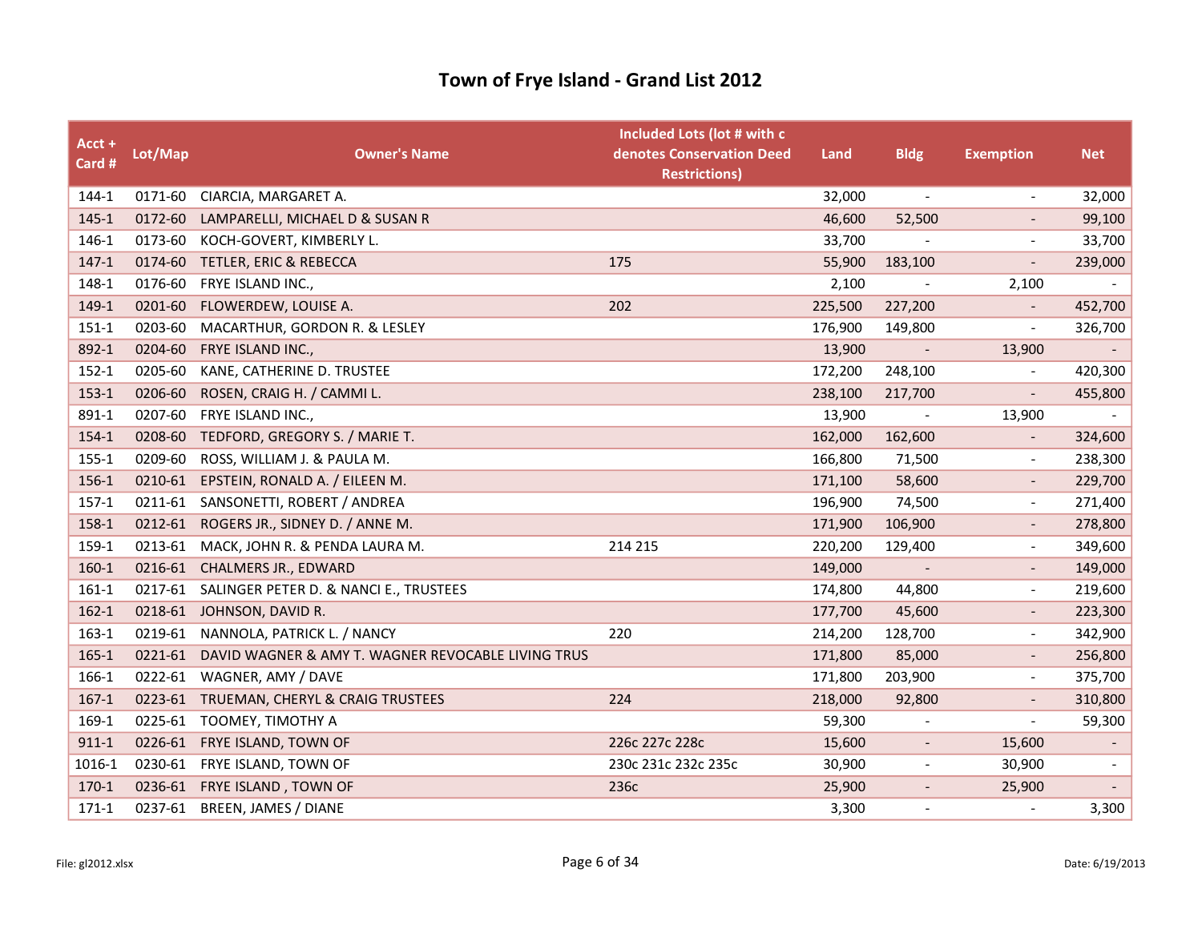# Town of Frye Island - Grand List 2012

| Acct + Card # | Lot/Map | Owner's Name | Included Lots (lot # with c denotes Conservation Deed Restrictions) | Land | Bldg | Exemption | Net |
|---|---|---|---|---|---|---|---|
| 144-1 | 0171-60 | CIARCIA, MARGARET A. | | 32,000 | - | - | 32,000 |
| 145-1 | 0172-60 | LAMPARELLI, MICHAEL D & SUSAN R | | 46,600 | 52,500 | - | 99,100 |
| 146-1 | 0173-60 | KOCH-GOVERT, KIMBERLY L. | | 33,700 | - | - | 33,700 |
| 147-1 | 0174-60 | TETLER, ERIC & REBECCA | 175 | 55,900 | 183,100 | - | 239,000 |
| 148-1 | 0176-60 | FRYE ISLAND INC., | | 2,100 | - | 2,100 | - |
| 149-1 | 0201-60 | FLOWERDEW, LOUISE A. | 202 | 225,500 | 227,200 | - | 452,700 |
| 151-1 | 0203-60 | MACARTHUR, GORDON R. & LESLEY | | 176,900 | 149,800 | - | 326,700 |
| 892-1 | 0204-60 | FRYE ISLAND INC., | | 13,900 | - | 13,900 | - |
| 152-1 | 0205-60 | KANE, CATHERINE D. TRUSTEE | | 172,200 | 248,100 | - | 420,300 |
| 153-1 | 0206-60 | ROSEN, CRAIG H. / CAMMI L. | | 238,100 | 217,700 | - | 455,800 |
| 891-1 | 0207-60 | FRYE ISLAND INC., | | 13,900 | - | 13,900 | - |
| 154-1 | 0208-60 | TEDFORD, GREGORY S. / MARIE T. | | 162,000 | 162,600 | - | 324,600 |
| 155-1 | 0209-60 | ROSS, WILLIAM J. & PAULA M. | | 166,800 | 71,500 | - | 238,300 |
| 156-1 | 0210-61 | EPSTEIN, RONALD A. / EILEEN M. | | 171,100 | 58,600 | - | 229,700 |
| 157-1 | 0211-61 | SANSONETTI, ROBERT / ANDREA | | 196,900 | 74,500 | - | 271,400 |
| 158-1 | 0212-61 | ROGERS JR., SIDNEY D. / ANNE M. | | 171,900 | 106,900 | - | 278,800 |
| 159-1 | 0213-61 | MACK, JOHN R. & PENDA LAURA M. | 214 215 | 220,200 | 129,400 | - | 349,600 |
| 160-1 | 0216-61 | CHALMERS JR., EDWARD | | 149,000 | - | - | 149,000 |
| 161-1 | 0217-61 | SALINGER PETER D. & NANCI E., TRUSTEES | | 174,800 | 44,800 | - | 219,600 |
| 162-1 | 0218-61 | JOHNSON, DAVID R. | | 177,700 | 45,600 | - | 223,300 |
| 163-1 | 0219-61 | NANNOLA, PATRICK L. / NANCY | 220 | 214,200 | 128,700 | - | 342,900 |
| 165-1 | 0221-61 | DAVID WAGNER & AMY T. WAGNER REVOCABLE LIVING TRUS | | 171,800 | 85,000 | - | 256,800 |
| 166-1 | 0222-61 | WAGNER, AMY / DAVE | | 171,800 | 203,900 | - | 375,700 |
| 167-1 | 0223-61 | TRUEMAN, CHERYL & CRAIG TRUSTEES | 224 | 218,000 | 92,800 | - | 310,800 |
| 169-1 | 0225-61 | TOOMEY, TIMOTHY A | | 59,300 | - | - | 59,300 |
| 911-1 | 0226-61 | FRYE ISLAND, TOWN OF | 226c 227c 228c | 15,600 | - | 15,600 | - |
| 1016-1 | 0230-61 | FRYE ISLAND, TOWN OF | 230c 231c 232c 235c | 30,900 | - | 30,900 | - |
| 170-1 | 0236-61 | FRYE ISLAND , TOWN OF | 236c | 25,900 | - | 25,900 | - |
| 171-1 | 0237-61 | BREEN, JAMES / DIANE | | 3,300 | - | - | 3,300 |

File: gl2012.xlsx

Date: 6/19/2013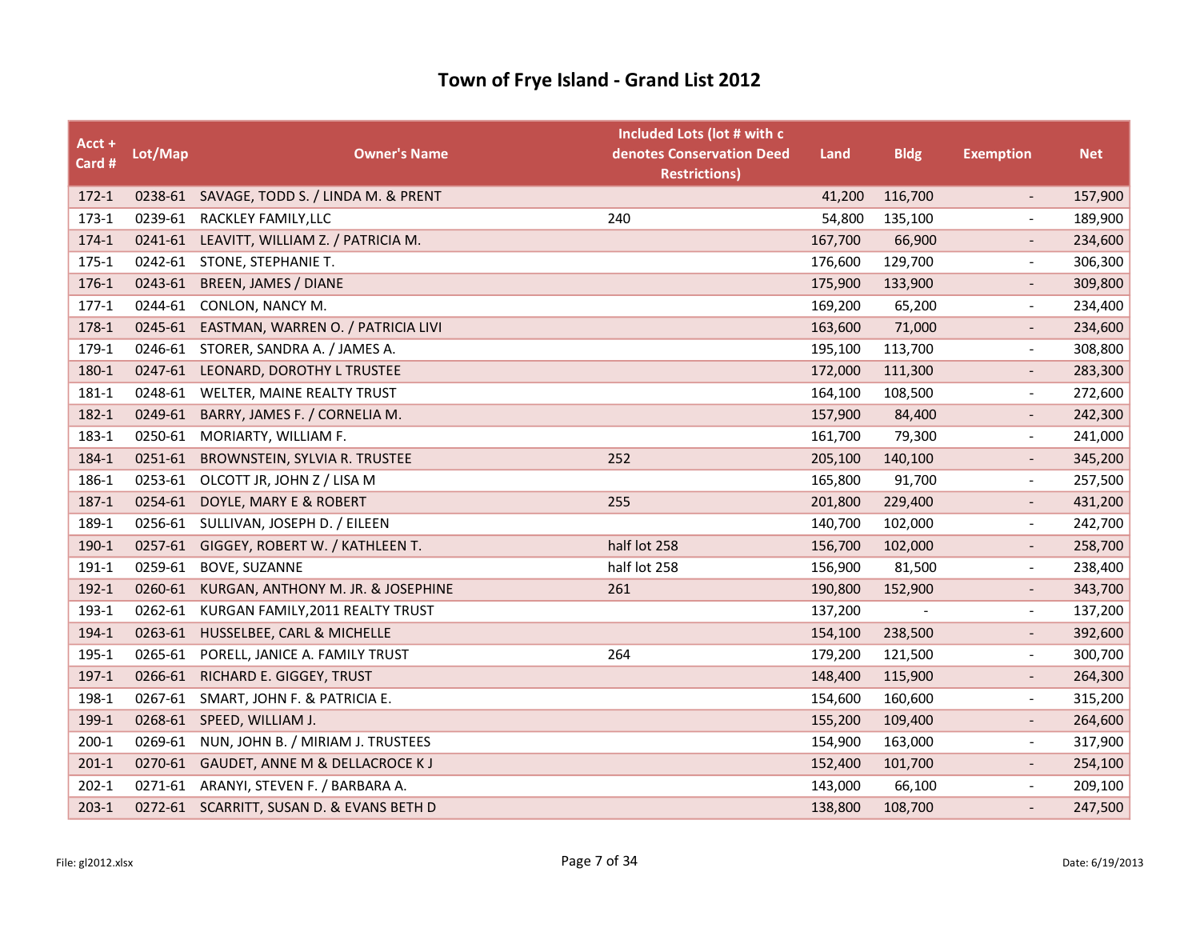# Town of Frye Island - Grand List 2012

| Acct + Card # | Lot/Map | Owner's Name | Included Lots (lot # with c denotes Conservation Deed Restrictions) | Land | Bldg | Exemption | Net |
|---|---|---|---|---|---|---|---|
| 172-1 | 0238-61 | SAVAGE, TODD S. / LINDA M. & PRENT | | 41,200 | 116,700 | - | 157,900 |
| 173-1 | 0239-61 | RACKLEY FAMILY,LLC | 240 | 54,800 | 135,100 | - | 189,900 |
| 174-1 | 0241-61 | LEAVITT, WILLIAM Z. / PATRICIA M. | | 167,700 | 66,900 | - | 234,600 |
| 175-1 | 0242-61 | STONE, STEPHANIE T. | | 176,600 | 129,700 | - | 306,300 |
| 176-1 | 0243-61 | BREEN, JAMES / DIANE | | 175,900 | 133,900 | - | 309,800 |
| 177-1 | 0244-61 | CONLON, NANCY M. | | 169,200 | 65,200 | - | 234,400 |
| 178-1 | 0245-61 | EASTMAN, WARREN O. / PATRICIA LIVI | | 163,600 | 71,000 | - | 234,600 |
| 179-1 | 0246-61 | STORER, SANDRA A. / JAMES A. | | 195,100 | 113,700 | - | 308,800 |
| 180-1 | 0247-61 | LEONARD, DOROTHY L TRUSTEE | | 172,000 | 111,300 | - | 283,300 |
| 181-1 | 0248-61 | WELTER, MAINE REALTY TRUST | | 164,100 | 108,500 | - | 272,600 |
| 182-1 | 0249-61 | BARRY, JAMES F. / CORNELIA M. | | 157,900 | 84,400 | - | 242,300 |
| 183-1 | 0250-61 | MORIARTY, WILLIAM F. | | 161,700 | 79,300 | - | 241,000 |
| 184-1 | 0251-61 | BROWNSTEIN, SYLVIA R. TRUSTEE | 252 | 205,100 | 140,100 | - | 345,200 |
| 186-1 | 0253-61 | OLCOTT JR, JOHN Z / LISA M | | 165,800 | 91,700 | - | 257,500 |
| 187-1 | 0254-61 | DOYLE, MARY E & ROBERT | 255 | 201,800 | 229,400 | - | 431,200 |
| 189-1 | 0256-61 | SULLIVAN, JOSEPH D. / EILEEN | | 140,700 | 102,000 | - | 242,700 |
| 190-1 | 0257-61 | GIGGEY, ROBERT W. / KATHLEEN T. | half lot 258 | 156,700 | 102,000 | - | 258,700 |
| 191-1 | 0259-61 | BOVE, SUZANNE | half lot 258 | 156,900 | 81,500 | - | 238,400 |
| 192-1 | 0260-61 | KURGAN, ANTHONY M. JR. & JOSEPHINE | 261 | 190,800 | 152,900 | - | 343,700 |
| 193-1 | 0262-61 | KURGAN FAMILY,2011 REALTY TRUST | | 137,200 | - | - | 137,200 |
| 194-1 | 0263-61 | HUSSELBEE, CARL & MICHELLE | | 154,100 | 238,500 | - | 392,600 |
| 195-1 | 0265-61 | PORELL, JANICE A. FAMILY TRUST | 264 | 179,200 | 121,500 | - | 300,700 |
| 197-1 | 0266-61 | RICHARD E. GIGGEY, TRUST | | 148,400 | 115,900 | - | 264,300 |
| 198-1 | 0267-61 | SMART, JOHN F. & PATRICIA E. | | 154,600 | 160,600 | - | 315,200 |
| 199-1 | 0268-61 | SPEED, WILLIAM J. | | 155,200 | 109,400 | - | 264,600 |
| 200-1 | 0269-61 | NUN, JOHN B. / MIRIAM J. TRUSTEES | | 154,900 | 163,000 | - | 317,900 |
| 201-1 | 0270-61 | GAUDET, ANNE M & DELLACROCE K J | | 152,400 | 101,700 | - | 254,100 |
| 202-1 | 0271-61 | ARANYI, STEVEN F. / BARBARA A. | | 143,000 | 66,100 | - | 209,100 |
| 203-1 | 0272-61 | SCARRITT, SUSAN D. & EVANS BETH D | | 138,800 | 108,700 | - | 247,500 |

File: gl2012.xlsx

Date: 6/19/2013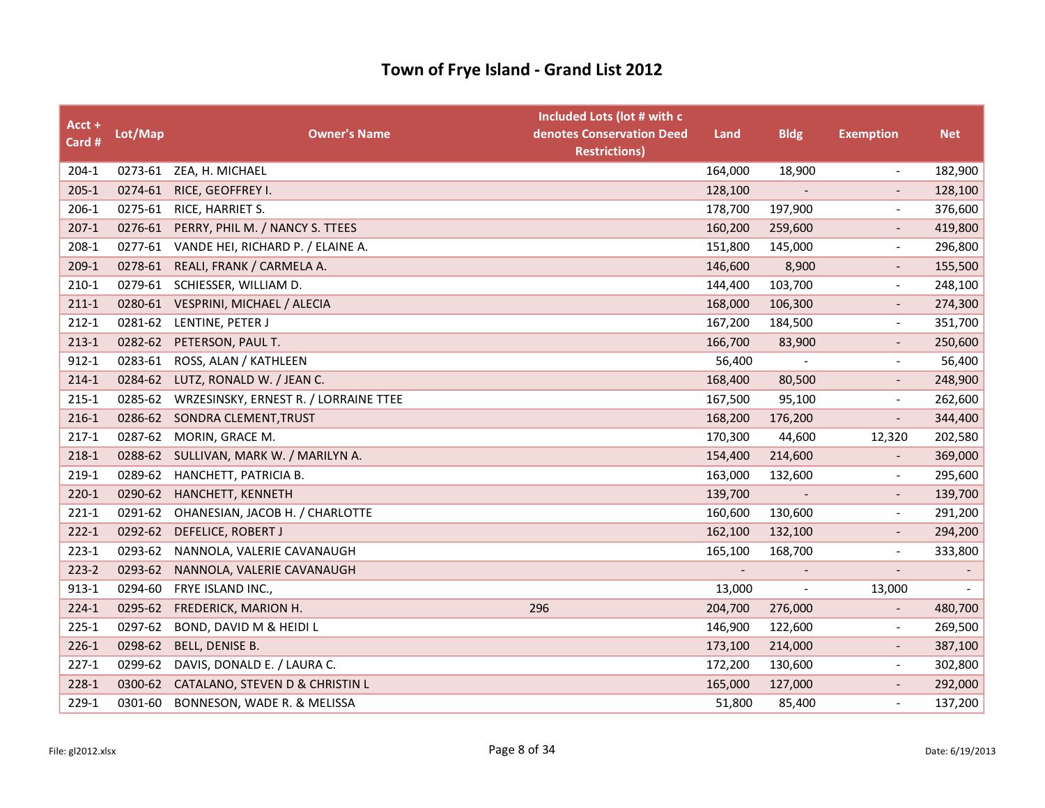# Town of Frye Island - Grand List 2012

| Acct + Card # | Lot/Map | Owner's Name | Included Lots (lot # with c denotes Conservation Deed Restrictions) | Land | Bldg | Exemption | Net |
|---|---|---|---|---|---|---|---|
| 204-1 | 0273-61 | ZEA, H. MICHAEL | | 164,000 | 18,900 | - | 182,900 |
| 205-1 | 0274-61 | RICE, GEOFFREY I. | | 128,100 | - | - | 128,100 |
| 206-1 | 0275-61 | RICE, HARRIET S. | | 178,700 | 197,900 | - | 376,600 |
| 207-1 | 0276-61 | PERRY, PHIL M. / NANCY S. TTEES | | 160,200 | 259,600 | - | 419,800 |
| 208-1 | 0277-61 | VANDE HEI, RICHARD P. / ELAINE A. | | 151,800 | 145,000 | - | 296,800 |
| 209-1 | 0278-61 | REALI, FRANK / CARMELA A. | | 146,600 | 8,900 | - | 155,500 |
| 210-1 | 0279-61 | SCHIESSER, WILLIAM D. | | 144,400 | 103,700 | - | 248,100 |
| 211-1 | 0280-61 | VESPRINI, MICHAEL / ALECIA | | 168,000 | 106,300 | - | 274,300 |
| 212-1 | 0281-62 | LENTINE, PETER J | | 167,200 | 184,500 | - | 351,700 |
| 213-1 | 0282-62 | PETERSON, PAUL T. | | 166,700 | 83,900 | - | 250,600 |
| 912-1 | 0283-61 | ROSS, ALAN / KATHLEEN | | 56,400 | - | - | 56,400 |
| 214-1 | 0284-62 | LUTZ, RONALD W. / JEAN C. | | 168,400 | 80,500 | - | 248,900 |
| 215-1 | 0285-62 | WRZESINSKY, ERNEST R. / LORRAINE TTEE | | 167,500 | 95,100 | - | 262,600 |
| 216-1 | 0286-62 | SONDRA CLEMENT,TRUST | | 168,200 | 176,200 | - | 344,400 |
| 217-1 | 0287-62 | MORIN, GRACE M. | | 170,300 | 44,600 | 12,320 | 202,580 |
| 218-1 | 0288-62 | SULLIVAN, MARK W. / MARILYN A. | | 154,400 | 214,600 | - | 369,000 |
| 219-1 | 0289-62 | HANCHETT, PATRICIA B. | | 163,000 | 132,600 | - | 295,600 |
| 220-1 | 0290-62 | HANCHETT, KENNETH | | 139,700 | - | - | 139,700 |
| 221-1 | 0291-62 | OHANESIAN, JACOB H. / CHARLOTTE | | 160,600 | 130,600 | - | 291,200 |
| 222-1 | 0292-62 | DEFELICE, ROBERT J | | 162,100 | 132,100 | - | 294,200 |
| 223-1 | 0293-62 | NANNOLA, VALERIE CAVANAUGH | | 165,100 | 168,700 | - | 333,800 |
| 223-2 | 0293-62 | NANNOLA, VALERIE CAVANAUGH | | - | - | - | - |
| 913-1 | 0294-60 | FRYE ISLAND INC., | | 13,000 | - | 13,000 | - |
| 224-1 | 0295-62 | FREDERICK, MARION H. | 296 | 204,700 | 276,000 | - | 480,700 |
| 225-1 | 0297-62 | BOND, DAVID M & HEIDI L | | 146,900 | 122,600 | - | 269,500 |
| 226-1 | 0298-62 | BELL, DENISE B. | | 173,100 | 214,000 | - | 387,100 |
| 227-1 | 0299-62 | DAVIS, DONALD E. / LAURA C. | | 172,200 | 130,600 | - | 302,800 |
| 228-1 | 0300-62 | CATALANO, STEVEN D & CHRISTIN L | | 165,000 | 127,000 | - | 292,000 |
| 229-1 | 0301-60 | BONNESON, WADE R. & MELISSA | | 51,800 | 85,400 | - | 137,200 |

File: gl2012.xlsx

Date: 6/19/2013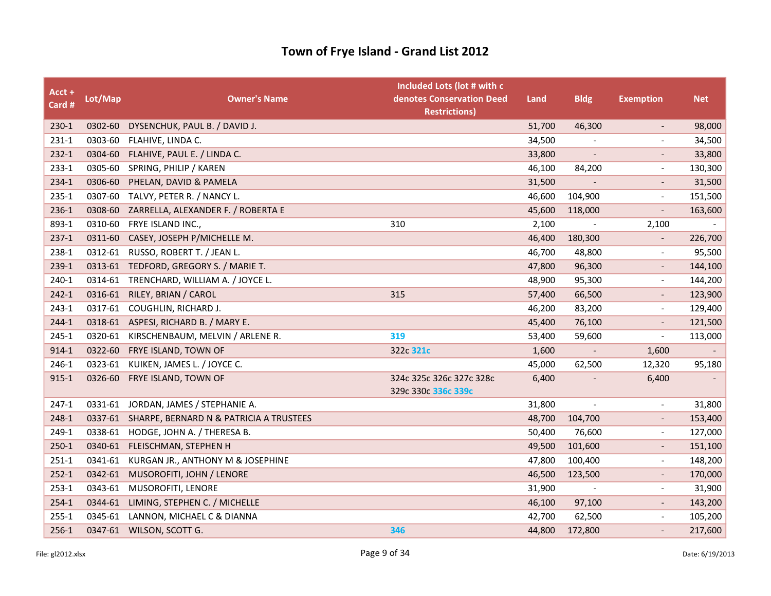# Town of Frye Island - Grand List 2012

| Acct + Card # | Lot/Map | Owner's Name | Included Lots (lot # with c denotes Conservation Deed Restrictions) | Land | Bldg | Exemption | Net |
|---|---|---|---|---|---|---|---|
| 230-1 | 0302-60 | DYSENCHUK, PAUL B. / DAVID J. | | 51,700 | 46,300 | - | 98,000 |
| 231-1 | 0303-60 | FLAHIVE, LINDA C. | | 34,500 | - | - | 34,500 |
| 232-1 | 0304-60 | FLAHIVE, PAUL E. / LINDA C. | | 33,800 | - | - | 33,800 |
| 233-1 | 0305-60 | SPRING, PHILIP / KAREN | | 46,100 | 84,200 | - | 130,300 |
| 234-1 | 0306-60 | PHELAN, DAVID & PAMELA | | 31,500 | - | - | 31,500 |
| 235-1 | 0307-60 | TALVY, PETER R. / NANCY L. | | 46,600 | 104,900 | - | 151,500 |
| 236-1 | 0308-60 | ZARRELLA, ALEXANDER F. / ROBERTA E | | 45,600 | 118,000 | - | 163,600 |
| 893-1 | 0310-60 | FRYE ISLAND INC., | 310 | 2,100 | - | 2,100 | - |
| 237-1 | 0311-60 | CASEY, JOSEPH P/MICHELLE M. | | 46,400 | 180,300 | - | 226,700 |
| 238-1 | 0312-61 | RUSSO, ROBERT T. / JEAN L. | | 46,700 | 48,800 | - | 95,500 |
| 239-1 | 0313-61 | TEDFORD, GREGORY S. / MARIE T. | | 47,800 | 96,300 | - | 144,100 |
| 240-1 | 0314-61 | TRENCHARD, WILLIAM A. / JOYCE L. | | 48,900 | 95,300 | - | 144,200 |
| 242-1 | 0316-61 | RILEY, BRIAN / CAROL | 315 | 57,400 | 66,500 | - | 123,900 |
| 243-1 | 0317-61 | COUGHLIN, RICHARD J. | | 46,200 | 83,200 | - | 129,400 |
| 244-1 | 0318-61 | ASPESI, RICHARD B. / MARY E. | | 45,400 | 76,100 | - | 121,500 |
| 245-1 | 0320-61 | KIRSCHENBAUM, MELVIN / ARLENE R. | 319 | 53,400 | 59,600 | - | 113,000 |
| 914-1 | 0322-60 | FRYE ISLAND, TOWN OF | 322c 321c | 1,600 | - | 1,600 | - |
| 246-1 | 0323-61 | KUIKEN, JAMES L. / JOYCE C. | | 45,000 | 62,500 | 12,320 | 95,180 |
| 915-1 | 0326-60 | FRYE ISLAND, TOWN OF | 324c 325c 326c 327c 328c 329c 330c 336c 339c | 6,400 | - | 6,400 | - |
| 247-1 | 0331-61 | JORDAN, JAMES / STEPHANIE A. | | 31,800 | - | - | 31,800 |
| 248-1 | 0337-61 | SHARPE, BERNARD N & PATRICIA A TRUSTEES | | 48,700 | 104,700 | - | 153,400 |
| 249-1 | 0338-61 | HODGE, JOHN A. / THERESA B. | | 50,400 | 76,600 | - | 127,000 |
| 250-1 | 0340-61 | FLEISCHMAN, STEPHEN H | | 49,500 | 101,600 | - | 151,100 |
| 251-1 | 0341-61 | KURGAN JR., ANTHONY M & JOSEPHINE | | 47,800 | 100,400 | - | 148,200 |
| 252-1 | 0342-61 | MUSOROFITI, JOHN / LENORE | | 46,500 | 123,500 | - | 170,000 |
| 253-1 | 0343-61 | MUSOROFITI, LENORE | | 31,900 | - | - | 31,900 |
| 254-1 | 0344-61 | LIMING, STEPHEN C. / MICHELLE | | 46,100 | 97,100 | - | 143,200 |
| 255-1 | 0345-61 | LANNON, MICHAEL C & DIANNA | | 42,700 | 62,500 | - | 105,200 |
| 256-1 | 0347-61 | WILSON, SCOTT G. | 346 | 44,800 | 172,800 | - | 217,600 |

File: gl2012.xlsx | Date: 6/19/2013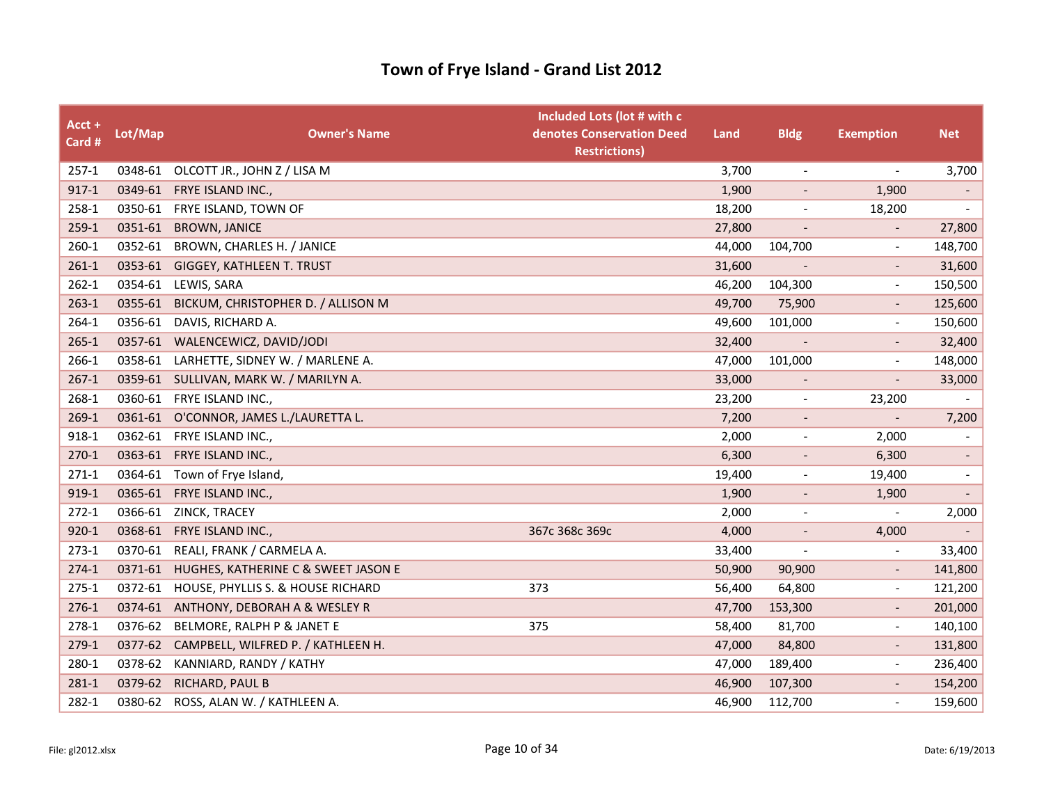# Town of Frye Island - Grand List 2012

| Acct + Card # | Lot/Map | Owner's Name | Included Lots (lot # with c denotes Conservation Deed Restrictions) | Land | Bldg | Exemption | Net |
|---|---|---|---|---|---|---|---|
| 257-1 | 0348-61 | OLCOTT JR., JOHN Z / LISA M | | 3,700 | - | - | 3,700 |
| 917-1 | 0349-61 | FRYE ISLAND INC., | | 1,900 | - | 1,900 | - |
| 258-1 | 0350-61 | FRYE ISLAND, TOWN OF | | 18,200 | - | 18,200 | - |
| 259-1 | 0351-61 | BROWN, JANICE | | 27,800 | - | - | 27,800 |
| 260-1 | 0352-61 | BROWN, CHARLES H. / JANICE | | 44,000 | 104,700 | - | 148,700 |
| 261-1 | 0353-61 | GIGGEY, KATHLEEN T. TRUST | | 31,600 | - | - | 31,600 |
| 262-1 | 0354-61 | LEWIS, SARA | | 46,200 | 104,300 | - | 150,500 |
| 263-1 | 0355-61 | BICKUM, CHRISTOPHER D. / ALLISON M | | 49,700 | 75,900 | - | 125,600 |
| 264-1 | 0356-61 | DAVIS, RICHARD A. | | 49,600 | 101,000 | - | 150,600 |
| 265-1 | 0357-61 | WALENCEWICZ, DAVID/JODI | | 32,400 | - | - | 32,400 |
| 266-1 | 0358-61 | LARHETTE, SIDNEY W. / MARLENE A. | | 47,000 | 101,000 | - | 148,000 |
| 267-1 | 0359-61 | SULLIVAN, MARK W. / MARILYN A. | | 33,000 | - | - | 33,000 |
| 268-1 | 0360-61 | FRYE ISLAND INC., | | 23,200 | - | 23,200 | - |
| 269-1 | 0361-61 | O'CONNOR, JAMES L./LAURETTA L. | | 7,200 | - | - | 7,200 |
| 918-1 | 0362-61 | FRYE ISLAND INC., | | 2,000 | - | 2,000 | - |
| 270-1 | 0363-61 | FRYE ISLAND INC., | | 6,300 | - | 6,300 | - |
| 271-1 | 0364-61 | Town of Frye Island, | | 19,400 | - | 19,400 | - |
| 919-1 | 0365-61 | FRYE ISLAND INC., | | 1,900 | - | 1,900 | - |
| 272-1 | 0366-61 | ZINCK, TRACEY | | 2,000 | - | - | 2,000 |
| 920-1 | 0368-61 | FRYE ISLAND INC., | 367c 368c 369c | 4,000 | - | 4,000 | - |
| 273-1 | 0370-61 | REALI, FRANK / CARMELA A. | | 33,400 | - | - | 33,400 |
| 274-1 | 0371-61 | HUGHES, KATHERINE C & SWEET JASON E | | 50,900 | 90,900 | - | 141,800 |
| 275-1 | 0372-61 | HOUSE, PHYLLIS S. & HOUSE RICHARD | 373 | 56,400 | 64,800 | - | 121,200 |
| 276-1 | 0374-61 | ANTHONY, DEBORAH A & WESLEY R | | 47,700 | 153,300 | - | 201,000 |
| 278-1 | 0376-62 | BELMORE, RALPH P & JANET E | 375 | 58,400 | 81,700 | - | 140,100 |
| 279-1 | 0377-62 | CAMPBELL, WILFRED P. / KATHLEEN H. | | 47,000 | 84,800 | - | 131,800 |
| 280-1 | 0378-62 | KANNIARD, RANDY / KATHY | | 47,000 | 189,400 | - | 236,400 |
| 281-1 | 0379-62 | RICHARD, PAUL B | | 46,900 | 107,300 | - | 154,200 |
| 282-1 | 0380-62 | ROSS, ALAN W. / KATHLEEN A. | | 46,900 | 112,700 | - | 159,600 |

File: gl2012.xlsx Date: 6/19/2013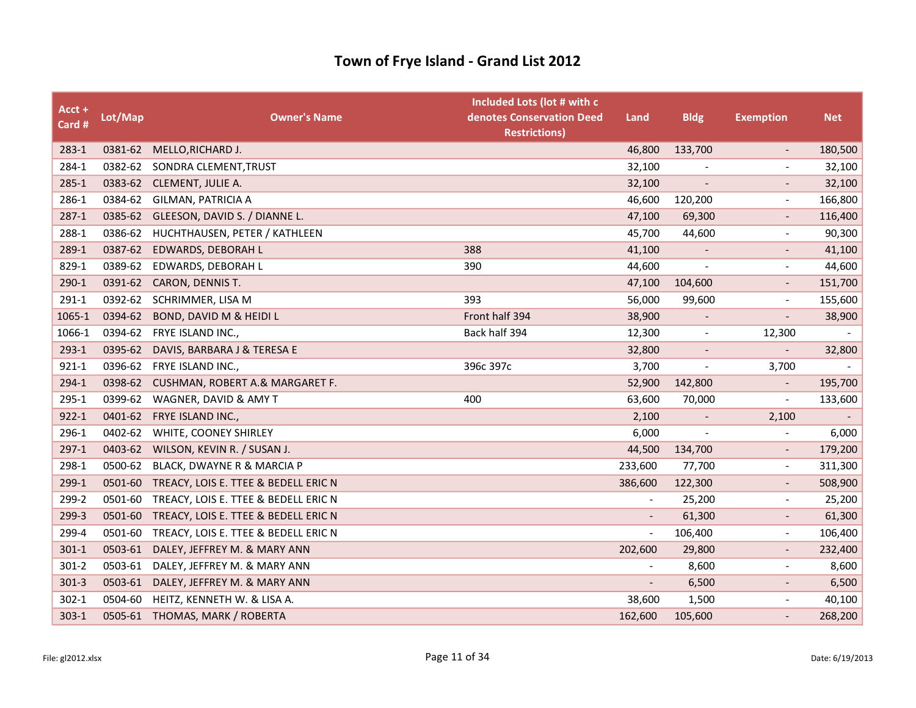# Town of Frye Island - Grand List 2012

| Acct + Card # | Lot/Map | Owner's Name | Included Lots (lot # with c denotes Conservation Deed Restrictions) | Land | Bldg | Exemption | Net |
|---|---|---|---|---|---|---|---|
| 283-1 | 0381-62 | MELLO,RICHARD J. | | 46,800 | 133,700 | - | 180,500 |
| 284-1 | 0382-62 | SONDRA CLEMENT,TRUST | | 32,100 | - | - | 32,100 |
| 285-1 | 0383-62 | CLEMENT, JULIE A. | | 32,100 | - | - | 32,100 |
| 286-1 | 0384-62 | GILMAN, PATRICIA A | | 46,600 | 120,200 | - | 166,800 |
| 287-1 | 0385-62 | GLEESON, DAVID S. / DIANNE L. | | 47,100 | 69,300 | - | 116,400 |
| 288-1 | 0386-62 | HUCHTHAUSEN, PETER / KATHLEEN | | 45,700 | 44,600 | - | 90,300 |
| 289-1 | 0387-62 | EDWARDS, DEBORAH L | 388 | 41,100 | - | - | 41,100 |
| 829-1 | 0389-62 | EDWARDS, DEBORAH L | 390 | 44,600 | - | - | 44,600 |
| 290-1 | 0391-62 | CARON, DENNIS T. | | 47,100 | 104,600 | - | 151,700 |
| 291-1 | 0392-62 | SCHRIMMER, LISA M | 393 | 56,000 | 99,600 | - | 155,600 |
| 1065-1 | 0394-62 | BOND, DAVID M & HEIDI L | Front half 394 | 38,900 | - | - | 38,900 |
| 1066-1 | 0394-62 | FRYE ISLAND INC., | Back half 394 | 12,300 | - | 12,300 | - |
| 293-1 | 0395-62 | DAVIS, BARBARA J & TERESA E | | 32,800 | - | - | 32,800 |
| 921-1 | 0396-62 | FRYE ISLAND INC., | 396c 397c | 3,700 | - | 3,700 | - |
| 294-1 | 0398-62 | CUSHMAN, ROBERT A.& MARGARET F. | | 52,900 | 142,800 | - | 195,700 |
| 295-1 | 0399-62 | WAGNER, DAVID & AMY T | 400 | 63,600 | 70,000 | - | 133,600 |
| 922-1 | 0401-62 | FRYE ISLAND INC., | | 2,100 | - | 2,100 | - |
| 296-1 | 0402-62 | WHITE, COONEY SHIRLEY | | 6,000 | - | - | 6,000 |
| 297-1 | 0403-62 | WILSON, KEVIN R. / SUSAN J. | | 44,500 | 134,700 | - | 179,200 |
| 298-1 | 0500-62 | BLACK, DWAYNE R & MARCIA P | | 233,600 | 77,700 | - | 311,300 |
| 299-1 | 0501-60 | TREACY, LOIS E. TTEE & BEDELL ERIC N | | 386,600 | 122,300 | - | 508,900 |
| 299-2 | 0501-60 | TREACY, LOIS E. TTEE & BEDELL ERIC N | | - | 25,200 | - | 25,200 |
| 299-3 | 0501-60 | TREACY, LOIS E. TTEE & BEDELL ERIC N | | - | 61,300 | - | 61,300 |
| 299-4 | 0501-60 | TREACY, LOIS E. TTEE & BEDELL ERIC N | | - | 106,400 | - | 106,400 |
| 301-1 | 0503-61 | DALEY, JEFFREY M. & MARY ANN | | 202,600 | 29,800 | - | 232,400 |
| 301-2 | 0503-61 | DALEY, JEFFREY M. & MARY ANN | | - | 8,600 | - | 8,600 |
| 301-3 | 0503-61 | DALEY, JEFFREY M. & MARY ANN | | - | 6,500 | - | 6,500 |
| 302-1 | 0504-60 | HEITZ, KENNETH W. & LISA A. | | 38,600 | 1,500 | - | 40,100 |
| 303-1 | 0505-61 | THOMAS, MARK / ROBERTA | | 162,600 | 105,600 | - | 268,200 |

File: gl2012.xlsx

Date: 6/19/2013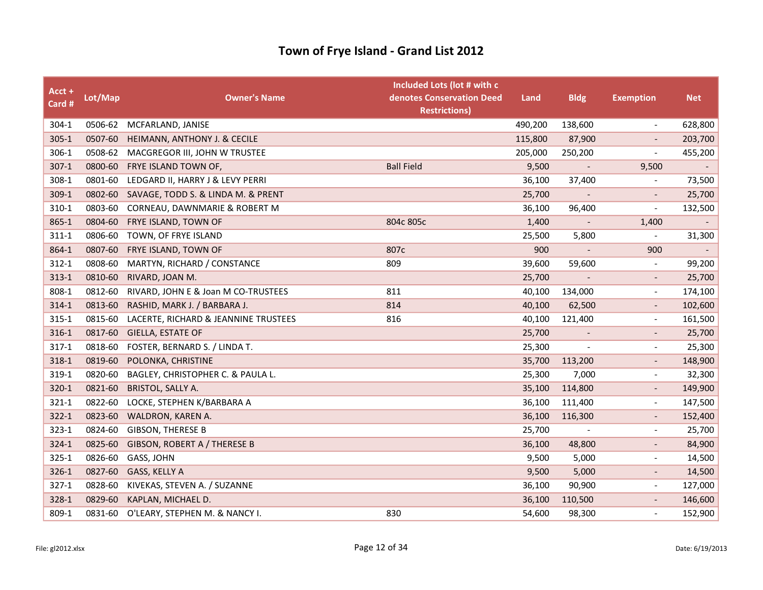# Town of Frye Island - Grand List 2012

| Acct + Card # | Lot/Map | Owner's Name | Included Lots (lot # with c denotes Conservation Deed Restrictions) | Land | Bldg | Exemption | Net |
|---|---|---|---|---|---|---|---|
| 304-1 | 0506-62 | MCFARLAND, JANISE | | 490,200 | 138,600 | - | 628,800 |
| 305-1 | 0507-60 | HEIMANN, ANTHONY J. & CECILE | | 115,800 | 87,900 | - | 203,700 |
| 306-1 | 0508-62 | MACGREGOR III, JOHN W TRUSTEE | | 205,000 | 250,200 | - | 455,200 |
| 307-1 | 0800-60 | FRYE ISLAND TOWN OF, | Ball Field | 9,500 | - | 9,500 | - |
| 308-1 | 0801-60 | LEDGARD II, HARRY J & LEVY PERRI | | 36,100 | 37,400 | - | 73,500 |
| 309-1 | 0802-60 | SAVAGE, TODD S. & LINDA M. & PRENT | | 25,700 | - | - | 25,700 |
| 310-1 | 0803-60 | CORNEAU, DAWNMARIE & ROBERT M | | 36,100 | 96,400 | - | 132,500 |
| 865-1 | 0804-60 | FRYE ISLAND, TOWN OF | 804c 805c | 1,400 | - | 1,400 | - |
| 311-1 | 0806-60 | TOWN, OF FRYE ISLAND | | 25,500 | 5,800 | - | 31,300 |
| 864-1 | 0807-60 | FRYE ISLAND, TOWN OF | 807c | 900 | - | 900 | - |
| 312-1 | 0808-60 | MARTYN, RICHARD / CONSTANCE | 809 | 39,600 | 59,600 | - | 99,200 |
| 313-1 | 0810-60 | RIVARD, JOAN M. | | 25,700 | - | - | 25,700 |
| 808-1 | 0812-60 | RIVARD, JOHN E & Joan M CO-TRUSTEES | 811 | 40,100 | 134,000 | - | 174,100 |
| 314-1 | 0813-60 | RASHID, MARK J. / BARBARA J. | 814 | 40,100 | 62,500 | - | 102,600 |
| 315-1 | 0815-60 | LACERTE, RICHARD & JEANNINE TRUSTEES | 816 | 40,100 | 121,400 | - | 161,500 |
| 316-1 | 0817-60 | GIELLA, ESTATE OF | | 25,700 | - | - | 25,700 |
| 317-1 | 0818-60 | FOSTER, BERNARD S. / LINDA T. | | 25,300 | - | - | 25,300 |
| 318-1 | 0819-60 | POLONKA, CHRISTINE | | 35,700 | 113,200 | - | 148,900 |
| 319-1 | 0820-60 | BAGLEY, CHRISTOPHER C. & PAULA L. | | 25,300 | 7,000 | - | 32,300 |
| 320-1 | 0821-60 | BRISTOL, SALLY A. | | 35,100 | 114,800 | - | 149,900 |
| 321-1 | 0822-60 | LOCKE, STEPHEN K/BARBARA A | | 36,100 | 111,400 | - | 147,500 |
| 322-1 | 0823-60 | WALDRON, KAREN A. | | 36,100 | 116,300 | - | 152,400 |
| 323-1 | 0824-60 | GIBSON, THERESE B | | 25,700 | - | - | 25,700 |
| 324-1 | 0825-60 | GIBSON, ROBERT A / THERESE B | | 36,100 | 48,800 | - | 84,900 |
| 325-1 | 0826-60 | GASS, JOHN | | 9,500 | 5,000 | - | 14,500 |
| 326-1 | 0827-60 | GASS, KELLY A | | 9,500 | 5,000 | - | 14,500 |
| 327-1 | 0828-60 | KIVEKAS, STEVEN A. / SUZANNE | | 36,100 | 90,900 | - | 127,000 |
| 328-1 | 0829-60 | KAPLAN, MICHAEL D. | | 36,100 | 110,500 | - | 146,600 |
| 809-1 | 0831-60 | O'LEARY, STEPHEN M. & NANCY I. | 830 | 54,600 | 98,300 | - | 152,900 |

File: gl2012.xlsx

Date: 6/19/2013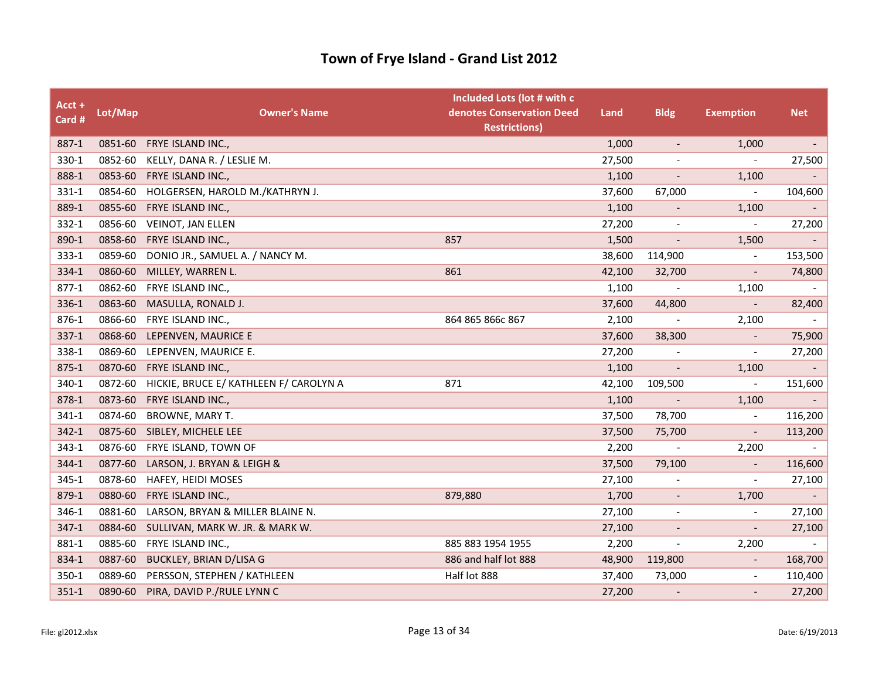# Town of Frye Island - Grand List 2012

| Acct + Card # | Lot/Map | Owner's Name | Included Lots (lot # with c denotes Conservation Deed Restrictions) | Land | Bldg | Exemption | Net |
|---|---|---|---|---|---|---|---|
| 887-1 | 0851-60 | FRYE ISLAND INC., | | 1,000 | - | 1,000 | - |
| 330-1 | 0852-60 | KELLY, DANA R. / LESLIE M. | | 27,500 | - | - | 27,500 |
| 888-1 | 0853-60 | FRYE ISLAND INC., | | 1,100 | - | 1,100 | - |
| 331-1 | 0854-60 | HOLGERSEN, HAROLD M./KATHRYN J. | | 37,600 | 67,000 | - | 104,600 |
| 889-1 | 0855-60 | FRYE ISLAND INC., | | 1,100 | - | 1,100 | - |
| 332-1 | 0856-60 | VEINOT, JAN ELLEN | | 27,200 | - | - | 27,200 |
| 890-1 | 0858-60 | FRYE ISLAND INC., | 857 | 1,500 | - | 1,500 | - |
| 333-1 | 0859-60 | DONIO JR., SAMUEL A. / NANCY M. | | 38,600 | 114,900 | - | 153,500 |
| 334-1 | 0860-60 | MILLEY, WARREN L. | 861 | 42,100 | 32,700 | - | 74,800 |
| 877-1 | 0862-60 | FRYE ISLAND INC., | | 1,100 | - | 1,100 | - |
| 336-1 | 0863-60 | MASULLA, RONALD J. | | 37,600 | 44,800 | - | 82,400 |
| 876-1 | 0866-60 | FRYE ISLAND INC., | 864 865 866c 867 | 2,100 | - | 2,100 | - |
| 337-1 | 0868-60 | LEPENVEN, MAURICE E | | 37,600 | 38,300 | - | 75,900 |
| 338-1 | 0869-60 | LEPENVEN, MAURICE E. | | 27,200 | - | - | 27,200 |
| 875-1 | 0870-60 | FRYE ISLAND INC., | | 1,100 | - | 1,100 | - |
| 340-1 | 0872-60 | HICKIE, BRUCE E/ KATHLEEN F/ CAROLYN A | 871 | 42,100 | 109,500 | - | 151,600 |
| 878-1 | 0873-60 | FRYE ISLAND INC., | | 1,100 | - | 1,100 | - |
| 341-1 | 0874-60 | BROWNE, MARY T. | | 37,500 | 78,700 | - | 116,200 |
| 342-1 | 0875-60 | SIBLEY, MICHELE LEE | | 37,500 | 75,700 | - | 113,200 |
| 343-1 | 0876-60 | FRYE ISLAND, TOWN OF | | 2,200 | - | 2,200 | - |
| 344-1 | 0877-60 | LARSON, J. BRYAN & LEIGH & | | 37,500 | 79,100 | - | 116,600 |
| 345-1 | 0878-60 | HAFEY, HEIDI MOSES | | 27,100 | - | - | 27,100 |
| 879-1 | 0880-60 | FRYE ISLAND INC., | 879,880 | 1,700 | - | 1,700 | - |
| 346-1 | 0881-60 | LARSON, BRYAN & MILLER BLAINE N. | | 27,100 | - | - | 27,100 |
| 347-1 | 0884-60 | SULLIVAN, MARK W. JR. & MARK W. | | 27,100 | - | - | 27,100 |
| 881-1 | 0885-60 | FRYE ISLAND INC., | 885 883 1954 1955 | 2,200 | - | 2,200 | - |
| 834-1 | 0887-60 | BUCKLEY, BRIAN D/LISA G | 886 and half lot 888 | 48,900 | 119,800 | - | 168,700 |
| 350-1 | 0889-60 | PERSSON, STEPHEN / KATHLEEN | Half lot 888 | 37,400 | 73,000 | - | 110,400 |
| 351-1 | 0890-60 | PIRA, DAVID P./RULE LYNN C | | 27,200 | - | - | 27,200 |

File: gl2012.xlsx

Date: 6/19/2013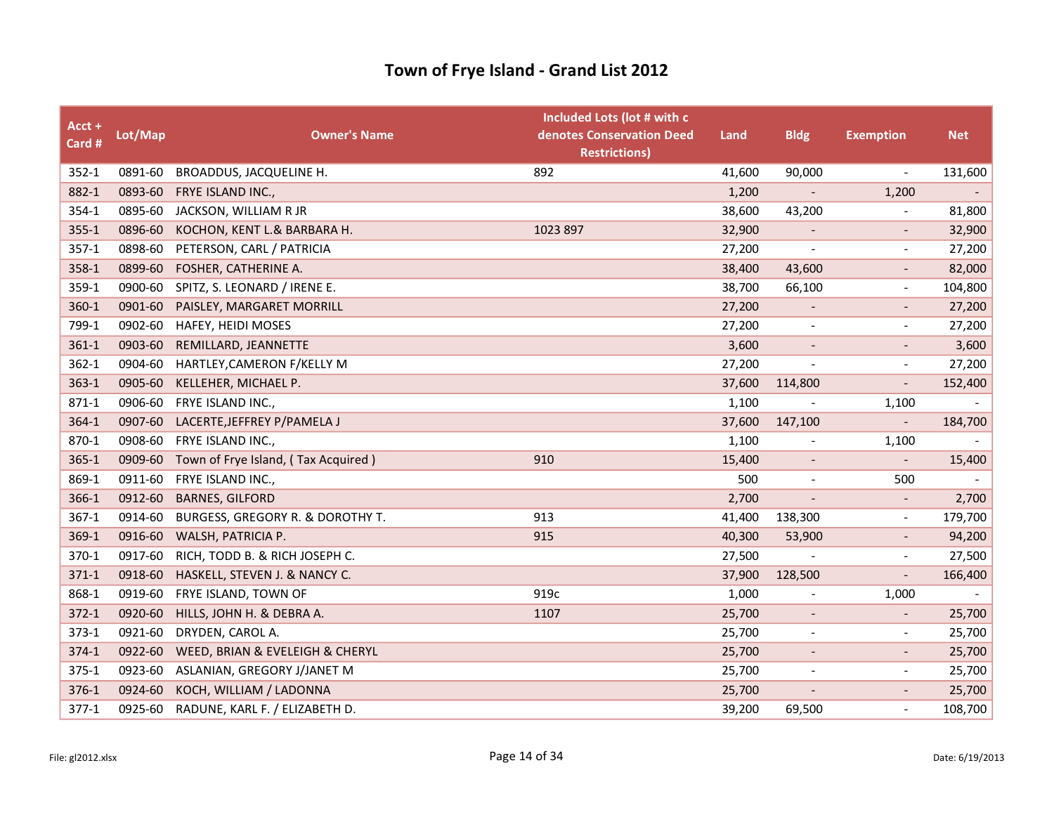# Town of Frye Island - Grand List 2012

| Acct + Card # | Lot/Map | Owner's Name | Included Lots (lot # with c denotes Conservation Deed Restrictions) | Land | Bldg | Exemption | Net |
|---|---|---|---|---|---|---|---|
| 352-1 | 0891-60 | BROADDUS, JACQUELINE H. | 892 | 41,600 | 90,000 | - | 131,600 |
| 882-1 | 0893-60 | FRYE ISLAND INC., | | 1,200 | - | 1,200 | - |
| 354-1 | 0895-60 | JACKSON, WILLIAM R JR | | 38,600 | 43,200 | - | 81,800 |
| 355-1 | 0896-60 | KOCHON, KENT L.& BARBARA H. | 1023 897 | 32,900 | - | - | 32,900 |
| 357-1 | 0898-60 | PETERSON, CARL / PATRICIA | | 27,200 | - | - | 27,200 |
| 358-1 | 0899-60 | FOSHER, CATHERINE A. | | 38,400 | 43,600 | - | 82,000 |
| 359-1 | 0900-60 | SPITZ, S. LEONARD / IRENE E. | | 38,700 | 66,100 | - | 104,800 |
| 360-1 | 0901-60 | PAISLEY, MARGARET MORRILL | | 27,200 | - | - | 27,200 |
| 799-1 | 0902-60 | HAFEY, HEIDI MOSES | | 27,200 | - | - | 27,200 |
| 361-1 | 0903-60 | REMILLARD, JEANNETTE | | 3,600 | - | - | 3,600 |
| 362-1 | 0904-60 | HARTLEY,CAMERON F/KELLY M | | 27,200 | - | - | 27,200 |
| 363-1 | 0905-60 | KELLEHER, MICHAEL P. | | 37,600 | 114,800 | - | 152,400 |
| 871-1 | 0906-60 | FRYE ISLAND INC., | | 1,100 | - | 1,100 | - |
| 364-1 | 0907-60 | LACERTE,JEFFREY P/PAMELA J | | 37,600 | 147,100 | - | 184,700 |
| 870-1 | 0908-60 | FRYE ISLAND INC., | | 1,100 | - | 1,100 | - |
| 365-1 | 0909-60 | Town of Frye Island, ( Tax Acquired ) | 910 | 15,400 | - | - | 15,400 |
| 869-1 | 0911-60 | FRYE ISLAND INC., | | 500 | - | 500 | - |
| 366-1 | 0912-60 | BARNES, GILFORD | | 2,700 | - | - | 2,700 |
| 367-1 | 0914-60 | BURGESS, GREGORY R. & DOROTHY T. | 913 | 41,400 | 138,300 | - | 179,700 |
| 369-1 | 0916-60 | WALSH, PATRICIA P. | 915 | 40,300 | 53,900 | - | 94,200 |
| 370-1 | 0917-60 | RICH, TODD B. & RICH JOSEPH C. | | 27,500 | - | - | 27,500 |
| 371-1 | 0918-60 | HASKELL, STEVEN J. & NANCY C. | | 37,900 | 128,500 | - | 166,400 |
| 868-1 | 0919-60 | FRYE ISLAND, TOWN OF | 919c | 1,000 | - | 1,000 | - |
| 372-1 | 0920-60 | HILLS, JOHN H. & DEBRA A. | 1107 | 25,700 | - | - | 25,700 |
| 373-1 | 0921-60 | DRYDEN, CAROL A. | | 25,700 | - | - | 25,700 |
| 374-1 | 0922-60 | WEED, BRIAN & EVELEIGH & CHERYL | | 25,700 | - | - | 25,700 |
| 375-1 | 0923-60 | ASLANIAN, GREGORY J/JANET M | | 25,700 | - | - | 25,700 |
| 376-1 | 0924-60 | KOCH, WILLIAM / LADONNA | | 25,700 | - | - | 25,700 |
| 377-1 | 0925-60 | RADUNE, KARL F. / ELIZABETH D. | | 39,200 | 69,500 | - | 108,700 |

File: gl2012.xlsx Date: 6/19/2013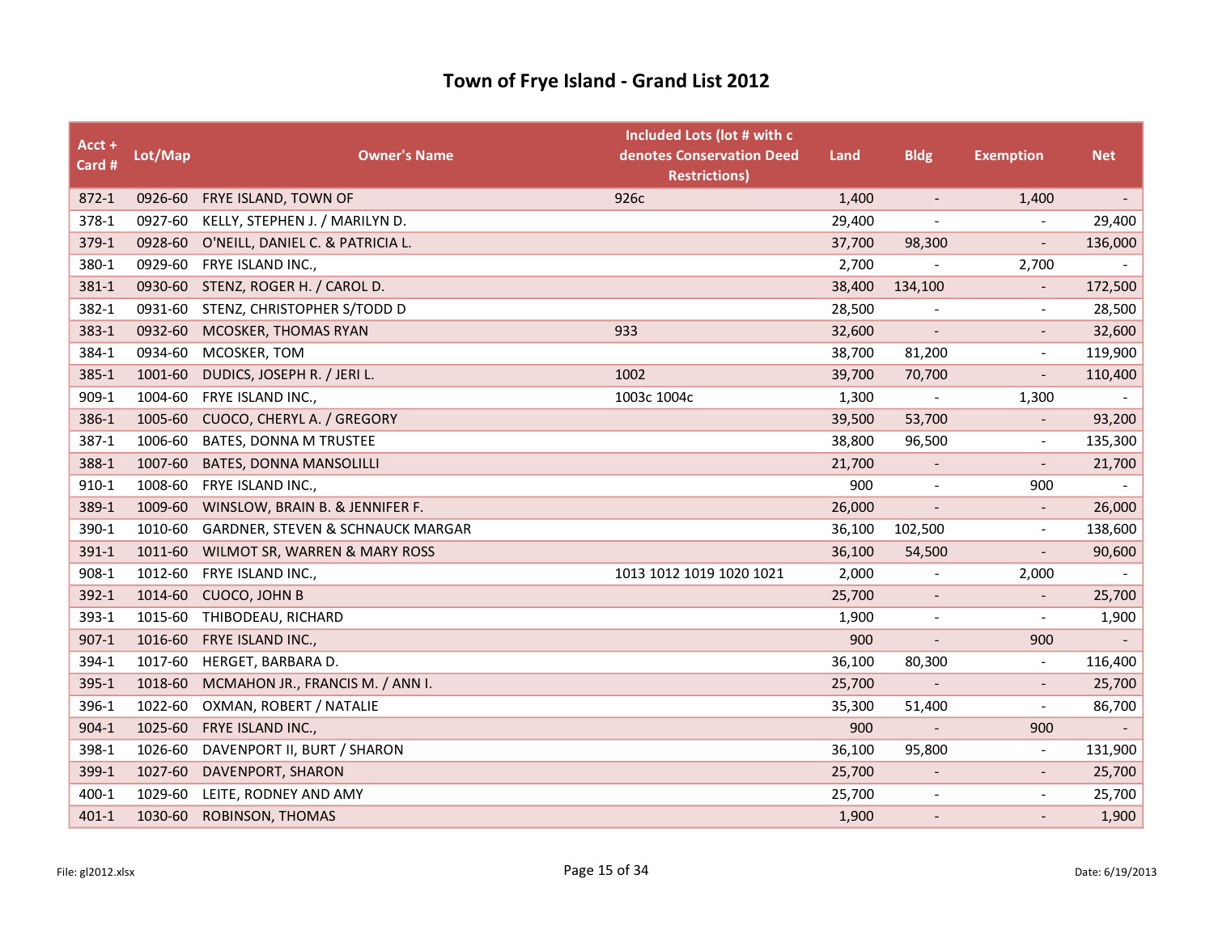# Town of Frye Island - Grand List 2012

| Acct + Card # | Lot/Map | Owner's Name | Included Lots (lot # with c denotes Conservation Deed Restrictions) | Land | Bldg | Exemption | Net |
|---|---|---|---|---|---|---|---|
| 872-1 | 0926-60 | FRYE ISLAND, TOWN OF | 926c | 1,400 | - | 1,400 | - |
| 378-1 | 0927-60 | KELLY, STEPHEN J. / MARILYN D. | | 29,400 | - | - | 29,400 |
| 379-1 | 0928-60 | O'NEILL, DANIEL C. & PATRICIA L. | | 37,700 | 98,300 | - | 136,000 |
| 380-1 | 0929-60 | FRYE ISLAND INC., | | 2,700 | - | 2,700 | - |
| 381-1 | 0930-60 | STENZ, ROGER H. / CAROL D. | | 38,400 | 134,100 | - | 172,500 |
| 382-1 | 0931-60 | STENZ, CHRISTOPHER S/TODD D | | 28,500 | - | - | 28,500 |
| 383-1 | 0932-60 | MCOSKER, THOMAS RYAN | 933 | 32,600 | - | - | 32,600 |
| 384-1 | 0934-60 | MCOSKER, TOM | | 38,700 | 81,200 | - | 119,900 |
| 385-1 | 1001-60 | DUDICS, JOSEPH R. / JERI L. | 1002 | 39,700 | 70,700 | - | 110,400 |
| 909-1 | 1004-60 | FRYE ISLAND INC., | 1003c 1004c | 1,300 | - | 1,300 | - |
| 386-1 | 1005-60 | CUOCO, CHERYL A. / GREGORY | | 39,500 | 53,700 | - | 93,200 |
| 387-1 | 1006-60 | BATES, DONNA M TRUSTEE | | 38,800 | 96,500 | - | 135,300 |
| 388-1 | 1007-60 | BATES, DONNA MANSOLILLI | | 21,700 | - | - | 21,700 |
| 910-1 | 1008-60 | FRYE ISLAND INC., | | 900 | - | 900 | - |
| 389-1 | 1009-60 | WINSLOW, BRAIN B. & JENNIFER F. | | 26,000 | - | - | 26,000 |
| 390-1 | 1010-60 | GARDNER, STEVEN & SCHNAUCK MARGAR | | 36,100 | 102,500 | - | 138,600 |
| 391-1 | 1011-60 | WILMOT SR, WARREN & MARY ROSS | | 36,100 | 54,500 | - | 90,600 |
| 908-1 | 1012-60 | FRYE ISLAND INC., | 1013 1012 1019 1020 1021 | 2,000 | - | 2,000 | - |
| 392-1 | 1014-60 | CUOCO, JOHN B | | 25,700 | - | - | 25,700 |
| 393-1 | 1015-60 | THIBODEAU, RICHARD | | 1,900 | - | - | 1,900 |
| 907-1 | 1016-60 | FRYE ISLAND INC., | | 900 | - | 900 | - |
| 394-1 | 1017-60 | HERGET, BARBARA D. | | 36,100 | 80,300 | - | 116,400 |
| 395-1 | 1018-60 | MCMAHON JR., FRANCIS M. / ANN I. | | 25,700 | - | - | 25,700 |
| 396-1 | 1022-60 | OXMAN, ROBERT / NATALIE | | 35,300 | 51,400 | - | 86,700 |
| 904-1 | 1025-60 | FRYE ISLAND INC., | | 900 | - | 900 | - |
| 398-1 | 1026-60 | DAVENPORT II, BURT / SHARON | | 36,100 | 95,800 | - | 131,900 |
| 399-1 | 1027-60 | DAVENPORT, SHARON | | 25,700 | - | - | 25,700 |
| 400-1 | 1029-60 | LEITE, RODNEY AND AMY | | 25,700 | - | - | 25,700 |
| 401-1 | 1030-60 | ROBINSON, THOMAS | | 1,900 | - | - | 1,900 |

File: gl2012.xlsx

Date: 6/19/2013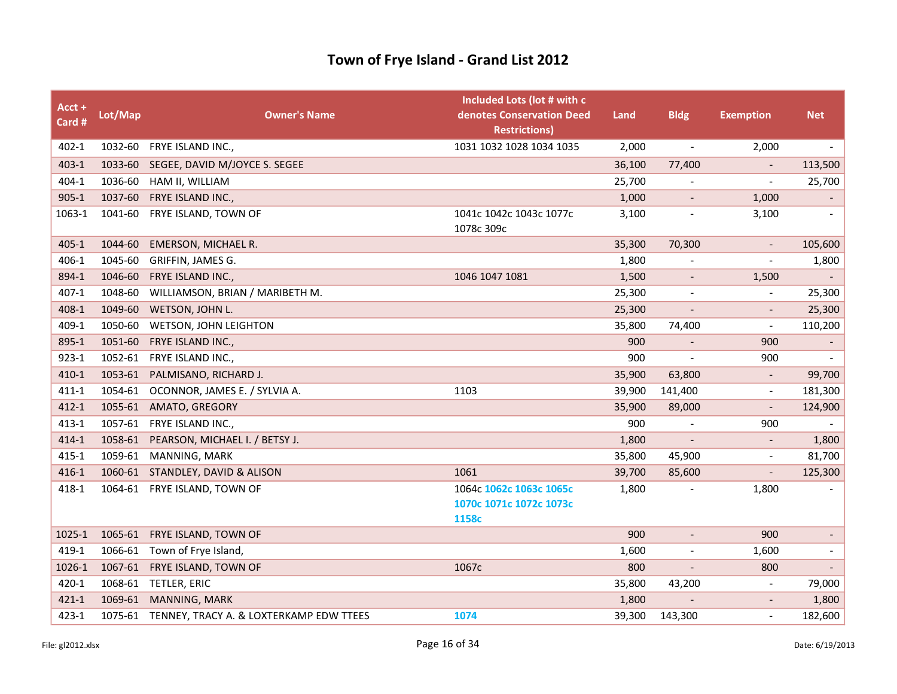# Town of Frye Island - Grand List 2012

| Acct + Card # | Lot/Map | Owner's Name | Included Lots (lot # with c denotes Conservation Deed Restrictions) | Land | Bldg | Exemption | Net |
|---|---|---|---|---|---|---|---|
| 402-1 | 1032-60 | FRYE ISLAND INC., | 1031 1032 1028 1034 1035 | 2,000 | - | 2,000 | - |
| 403-1 | 1033-60 | SEGEE, DAVID M/JOYCE S. SEGEE | | 36,100 | 77,400 | - | 113,500 |
| 404-1 | 1036-60 | HAM II, WILLIAM | | 25,700 | - | - | 25,700 |
| 905-1 | 1037-60 | FRYE ISLAND INC., | | 1,000 | - | 1,000 | - |
| 1063-1 | 1041-60 | FRYE ISLAND, TOWN OF | 1041c 1042c 1043c 1077c 1078c 309c | 3,100 | - | 3,100 | - |
| 405-1 | 1044-60 | EMERSON, MICHAEL R. | | 35,300 | 70,300 | - | 105,600 |
| 406-1 | 1045-60 | GRIFFIN, JAMES G. | | 1,800 | - | - | 1,800 |
| 894-1 | 1046-60 | FRYE ISLAND INC., | 1046 1047 1081 | 1,500 | - | 1,500 | - |
| 407-1 | 1048-60 | WILLIAMSON, BRIAN / MARIBETH M. | | 25,300 | - | - | 25,300 |
| 408-1 | 1049-60 | WETSON, JOHN L. | | 25,300 | - | - | 25,300 |
| 409-1 | 1050-60 | WETSON, JOHN LEIGHTON | | 35,800 | 74,400 | - | 110,200 |
| 895-1 | 1051-60 | FRYE ISLAND INC., | | 900 | - | 900 | - |
| 923-1 | 1052-61 | FRYE ISLAND INC., | | 900 | - | 900 | - |
| 410-1 | 1053-61 | PALMISANO, RICHARD J. | | 35,900 | 63,800 | - | 99,700 |
| 411-1 | 1054-61 | OCONNOR, JAMES E. / SYLVIA A. | 1103 | 39,900 | 141,400 | - | 181,300 |
| 412-1 | 1055-61 | AMATO, GREGORY | | 35,900 | 89,000 | - | 124,900 |
| 413-1 | 1057-61 | FRYE ISLAND INC., | | 900 | - | 900 | - |
| 414-1 | 1058-61 | PEARSON, MICHAEL I. / BETSY J. | | 1,800 | - | - | 1,800 |
| 415-1 | 1059-61 | MANNING, MARK | | 35,800 | 45,900 | - | 81,700 |
| 416-1 | 1060-61 | STANDLEY, DAVID & ALISON | 1061 | 39,700 | 85,600 | - | 125,300 |
| 418-1 | 1064-61 | FRYE ISLAND, TOWN OF | 1064c **1062c 1063c 1065c 1070c 1071c 1072c 1073c 1158c** | 1,800 | - | 1,800 | - |
| 1025-1 | 1065-61 | FRYE ISLAND, TOWN OF | | 900 | - | 900 | - |
| 419-1 | 1066-61 | Town of Frye Island, | | 1,600 | - | 1,600 | - |
| 1026-1 | 1067-61 | FRYE ISLAND, TOWN OF | 1067c | 800 | - | 800 | - |
| 420-1 | 1068-61 | TETLER, ERIC | | 35,800 | 43,200 | - | 79,000 |
| 421-1 | 1069-61 | MANNING, MARK | | 1,800 | - | - | 1,800 |
| 423-1 | 1075-61 | TENNEY, TRACY A. & LOXTERKAMP EDW TTEES | **1074** | 39,300 | 143,300 | - | 182,600 |

File: gl2012.xlsx

Date: 6/19/2013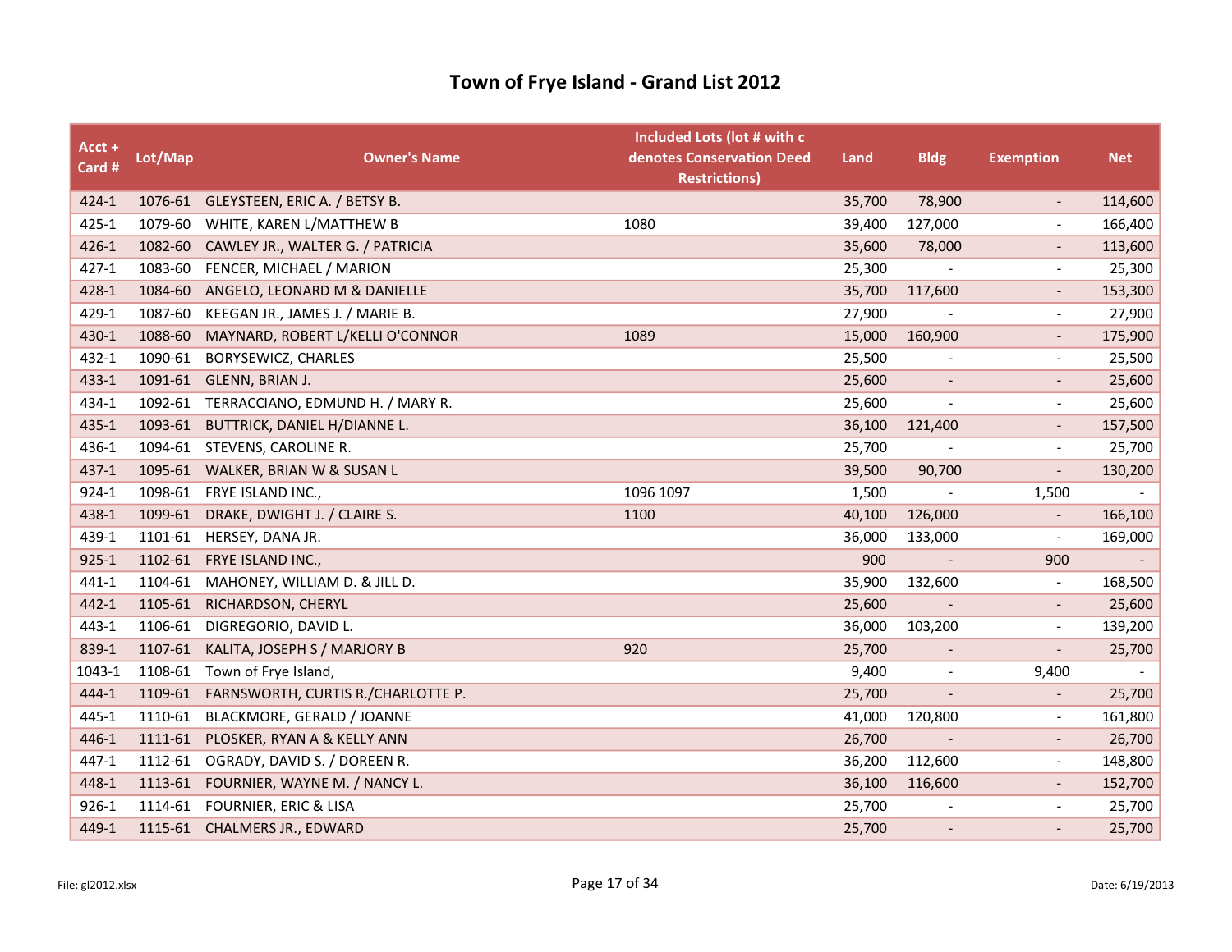# Town of Frye Island - Grand List 2012

| Acct + Card # | Lot/Map | Owner's Name | Included Lots (lot # with c denotes Conservation Deed Restrictions) | Land | Bldg | Exemption | Net |
|---|---|---|---|---|---|---|---|
| 424-1 | 1076-61 | GLEYSTEEN, ERIC A. / BETSY B. | | 35,700 | 78,900 | - | 114,600 |
| 425-1 | 1079-60 | WHITE, KAREN L/MATTHEW B | 1080 | 39,400 | 127,000 | - | 166,400 |
| 426-1 | 1082-60 | CAWLEY JR., WALTER G. / PATRICIA | | 35,600 | 78,000 | - | 113,600 |
| 427-1 | 1083-60 | FENCER, MICHAEL / MARION | | 25,300 | - | - | 25,300 |
| 428-1 | 1084-60 | ANGELO, LEONARD M & DANIELLE | | 35,700 | 117,600 | - | 153,300 |
| 429-1 | 1087-60 | KEEGAN JR., JAMES J. / MARIE B. | | 27,900 | - | - | 27,900 |
| 430-1 | 1088-60 | MAYNARD, ROBERT L/KELLI O'CONNOR | 1089 | 15,000 | 160,900 | - | 175,900 |
| 432-1 | 1090-61 | BORYSEWICZ, CHARLES | | 25,500 | - | - | 25,500 |
| 433-1 | 1091-61 | GLENN, BRIAN J. | | 25,600 | - | - | 25,600 |
| 434-1 | 1092-61 | TERRACCIANO, EDMUND H. / MARY R. | | 25,600 | - | - | 25,600 |
| 435-1 | 1093-61 | BUTTRICK, DANIEL H/DIANNE L. | | 36,100 | 121,400 | - | 157,500 |
| 436-1 | 1094-61 | STEVENS, CAROLINE R. | | 25,700 | - | - | 25,700 |
| 437-1 | 1095-61 | WALKER, BRIAN W & SUSAN L | | 39,500 | 90,700 | - | 130,200 |
| 924-1 | 1098-61 | FRYE ISLAND INC., | 1096 1097 | 1,500 | - | 1,500 | - |
| 438-1 | 1099-61 | DRAKE, DWIGHT J. / CLAIRE S. | 1100 | 40,100 | 126,000 | - | 166,100 |
| 439-1 | 1101-61 | HERSEY, DANA JR. | | 36,000 | 133,000 | - | 169,000 |
| 925-1 | 1102-61 | FRYE ISLAND INC., | | 900 | - | 900 | - |
| 441-1 | 1104-61 | MAHONEY, WILLIAM D. & JILL D. | | 35,900 | 132,600 | - | 168,500 |
| 442-1 | 1105-61 | RICHARDSON, CHERYL | | 25,600 | - | - | 25,600 |
| 443-1 | 1106-61 | DIGREGORIO, DAVID L. | | 36,000 | 103,200 | - | 139,200 |
| 839-1 | 1107-61 | KALITA, JOSEPH S / MARJORY B | 920 | 25,700 | - | - | 25,700 |
| 1043-1 | 1108-61 | Town of Frye Island, | | 9,400 | - | 9,400 | - |
| 444-1 | 1109-61 | FARNSWORTH, CURTIS R./CHARLOTTE P. | | 25,700 | - | - | 25,700 |
| 445-1 | 1110-61 | BLACKMORE, GERALD / JOANNE | | 41,000 | 120,800 | - | 161,800 |
| 446-1 | 1111-61 | PLOSKER, RYAN A & KELLY ANN | | 26,700 | - | - | 26,700 |
| 447-1 | 1112-61 | OGRADY, DAVID S. / DOREEN R. | | 36,200 | 112,600 | - | 148,800 |
| 448-1 | 1113-61 | FOURNIER, WAYNE M. / NANCY L. | | 36,100 | 116,600 | - | 152,700 |
| 926-1 | 1114-61 | FOURNIER, ERIC & LISA | | 25,700 | - | - | 25,700 |
| 449-1 | 1115-61 | CHALMERS JR., EDWARD | | 25,700 | - | - | 25,700 |

File: gl2012.xlsx

Date: 6/19/2013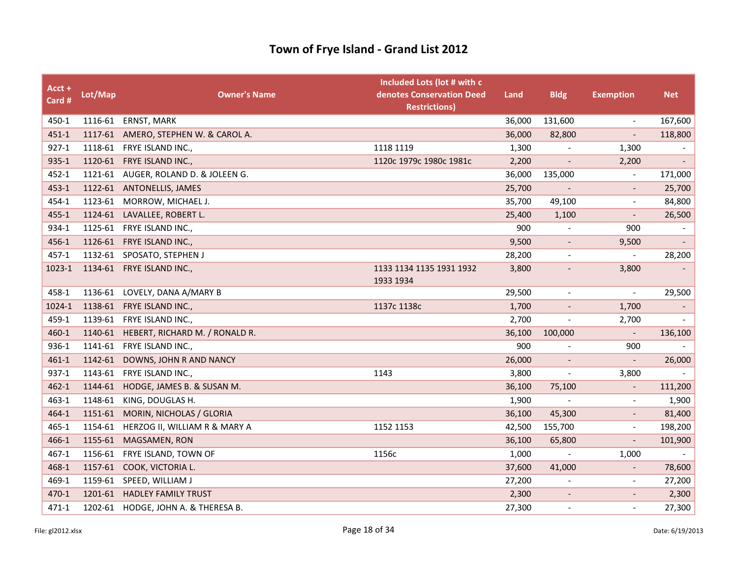# Town of Frye Island - Grand List 2012

| Acct + Card # | Lot/Map | Owner's Name | Included Lots (lot # with c denotes Conservation Deed Restrictions) | Land | Bldg | Exemption | Net |
|---|---|---|---|---|---|---|---|
| 450-1 | 1116-61 | ERNST, MARK | | 36,000 | 131,600 | - | 167,600 |
| 451-1 | 1117-61 | AMERO, STEPHEN W. & CAROL A. | | 36,000 | 82,800 | - | 118,800 |
| 927-1 | 1118-61 | FRYE ISLAND INC., | 1118 1119 | 1,300 | - | 1,300 | - |
| 935-1 | 1120-61 | FRYE ISLAND INC., | 1120c 1979c 1980c 1981c | 2,200 | - | 2,200 | - |
| 452-1 | 1121-61 | AUGER, ROLAND D. & JOLEEN G. | | 36,000 | 135,000 | - | 171,000 |
| 453-1 | 1122-61 | ANTONELLIS, JAMES | | 25,700 | - | - | 25,700 |
| 454-1 | 1123-61 | MORROW, MICHAEL J. | | 35,700 | 49,100 | - | 84,800 |
| 455-1 | 1124-61 | LAVALLEE, ROBERT L. | | 25,400 | 1,100 | - | 26,500 |
| 934-1 | 1125-61 | FRYE ISLAND INC., | | 900 | - | 900 | - |
| 456-1 | 1126-61 | FRYE ISLAND INC., | | 9,500 | - | 9,500 | - |
| 457-1 | 1132-61 | SPOSATO, STEPHEN J | | 28,200 | - | - | 28,200 |
| 1023-1 | 1134-61 | FRYE ISLAND INC., | 1133 1134 1135 1931 1932 1933 1934 | 3,800 | - | 3,800 | - |
| 458-1 | 1136-61 | LOVELY, DANA A/MARY B | | 29,500 | - | - | 29,500 |
| 1024-1 | 1138-61 | FRYE ISLAND INC., | 1137c 1138c | 1,700 | - | 1,700 | - |
| 459-1 | 1139-61 | FRYE ISLAND INC., | | 2,700 | - | 2,700 | - |
| 460-1 | 1140-61 | HEBERT, RICHARD M. / RONALD R. | | 36,100 | 100,000 | - | 136,100 |
| 936-1 | 1141-61 | FRYE ISLAND INC., | | 900 | - | 900 | - |
| 461-1 | 1142-61 | DOWNS, JOHN R AND NANCY | | 26,000 | - | - | 26,000 |
| 937-1 | 1143-61 | FRYE ISLAND INC., | 1143 | 3,800 | - | 3,800 | - |
| 462-1 | 1144-61 | HODGE, JAMES B. & SUSAN M. | | 36,100 | 75,100 | - | 111,200 |
| 463-1 | 1148-61 | KING, DOUGLAS H. | | 1,900 | - | - | 1,900 |
| 464-1 | 1151-61 | MORIN, NICHOLAS / GLORIA | | 36,100 | 45,300 | - | 81,400 |
| 465-1 | 1154-61 | HERZOG II, WILLIAM R & MARY A | 1152 1153 | 42,500 | 155,700 | - | 198,200 |
| 466-1 | 1155-61 | MAGSAMEN, RON | | 36,100 | 65,800 | - | 101,900 |
| 467-1 | 1156-61 | FRYE ISLAND, TOWN OF | 1156c | 1,000 | - | 1,000 | - |
| 468-1 | 1157-61 | COOK, VICTORIA L. | | 37,600 | 41,000 | - | 78,600 |
| 469-1 | 1159-61 | SPEED, WILLIAM J | | 27,200 | - | - | 27,200 |
| 470-1 | 1201-61 | HADLEY FAMILY TRUST | | 2,300 | - | - | 2,300 |
| 471-1 | 1202-61 | HODGE, JOHN A. & THERESA B. | | 27,300 | - | - | 27,300 |

File: gl2012.xlsx

Date: 6/19/2013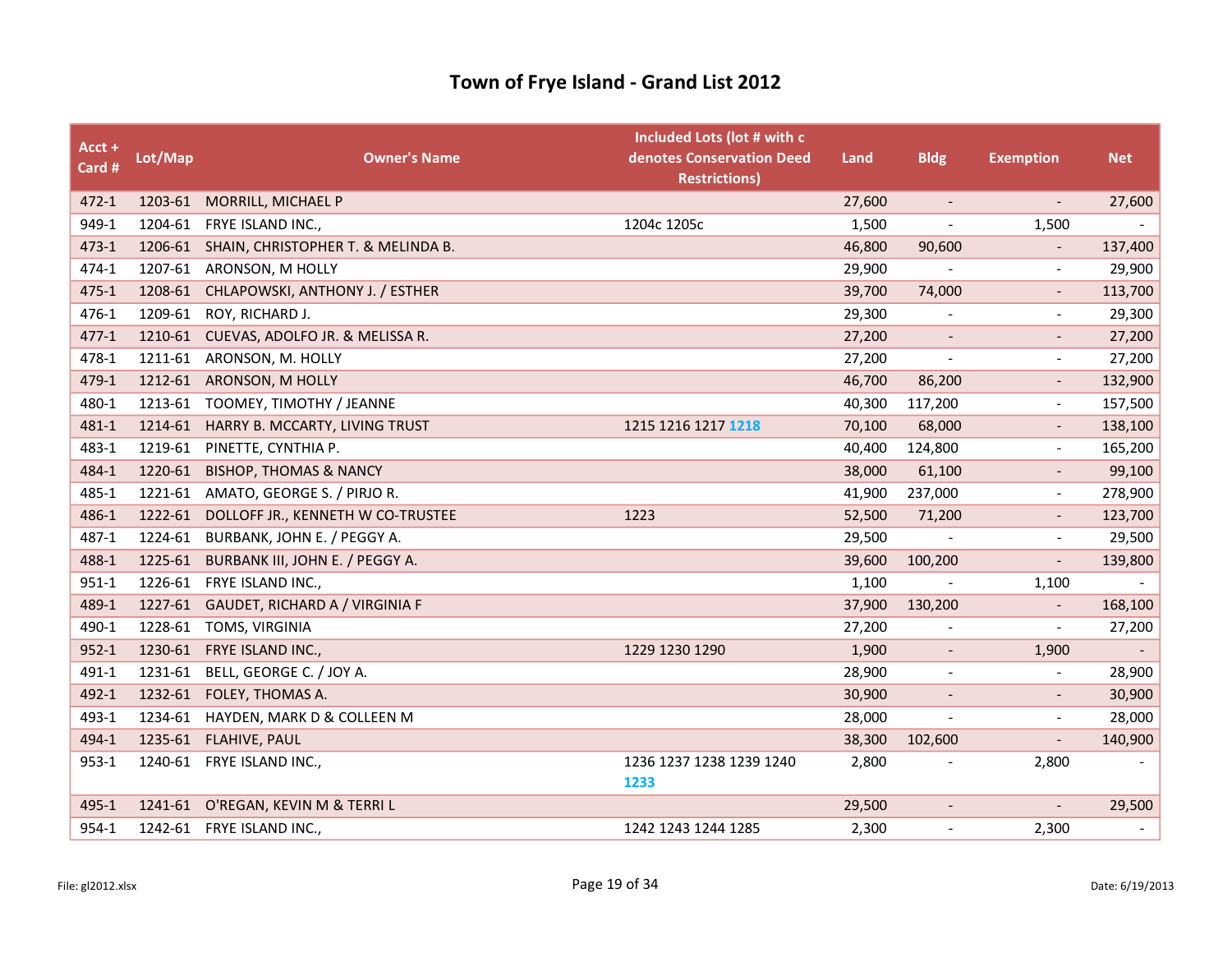# Town of Frye Island - Grand List 2012

| Acct + Card # | Lot/Map | Owner's Name | Included Lots (lot # with c denotes Conservation Deed Restrictions) | Land | Bldg | Exemption | Net |
|---|---|---|---|---|---|---|---|
| 472-1 | 1203-61 | MORRILL, MICHAEL P | | 27,600 | - | - | 27,600 |
| 949-1 | 1204-61 | FRYE ISLAND INC., | 1204c 1205c | 1,500 | - | 1,500 | - |
| 473-1 | 1206-61 | SHAIN, CHRISTOPHER T. & MELINDA B. | | 46,800 | 90,600 | - | 137,400 |
| 474-1 | 1207-61 | ARONSON, M HOLLY | | 29,900 | - | - | 29,900 |
| 475-1 | 1208-61 | CHLAPOWSKI, ANTHONY J. / ESTHER | | 39,700 | 74,000 | - | 113,700 |
| 476-1 | 1209-61 | ROY, RICHARD J. | | 29,300 | - | - | 29,300 |
| 477-1 | 1210-61 | CUEVAS, ADOLFO JR. & MELISSA R. | | 27,200 | - | - | 27,200 |
| 478-1 | 1211-61 | ARONSON, M. HOLLY | | 27,200 | - | - | 27,200 |
| 479-1 | 1212-61 | ARONSON, M HOLLY | | 46,700 | 86,200 | - | 132,900 |
| 480-1 | 1213-61 | TOOMEY, TIMOTHY / JEANNE | | 40,300 | 117,200 | - | 157,500 |
| 481-1 | 1214-61 | HARRY B. MCCARTY, LIVING TRUST | 1215 1216 1217 1218 | 70,100 | 68,000 | - | 138,100 |
| 483-1 | 1219-61 | PINETTE, CYNTHIA P. | | 40,400 | 124,800 | - | 165,200 |
| 484-1 | 1220-61 | BISHOP, THOMAS & NANCY | | 38,000 | 61,100 | - | 99,100 |
| 485-1 | 1221-61 | AMATO, GEORGE S. / PIRJO R. | | 41,900 | 237,000 | - | 278,900 |
| 486-1 | 1222-61 | DOLLOFF JR., KENNETH W CO-TRUSTEE | 1223 | 52,500 | 71,200 | - | 123,700 |
| 487-1 | 1224-61 | BURBANK, JOHN E. / PEGGY A. | | 29,500 | - | - | 29,500 |
| 488-1 | 1225-61 | BURBANK III, JOHN E. / PEGGY A. | | 39,600 | 100,200 | - | 139,800 |
| 951-1 | 1226-61 | FRYE ISLAND INC., | | 1,100 | - | 1,100 | - |
| 489-1 | 1227-61 | GAUDET, RICHARD A / VIRGINIA F | | 37,900 | 130,200 | - | 168,100 |
| 490-1 | 1228-61 | TOMS, VIRGINIA | | 27,200 | - | - | 27,200 |
| 952-1 | 1230-61 | FRYE ISLAND INC., | 1229 1230 1290 | 1,900 | - | 1,900 | - |
| 491-1 | 1231-61 | BELL, GEORGE C. / JOY A. | | 28,900 | - | - | 28,900 |
| 492-1 | 1232-61 | FOLEY, THOMAS A. | | 30,900 | - | - | 30,900 |
| 493-1 | 1234-61 | HAYDEN, MARK D & COLLEEN M | | 28,000 | - | - | 28,000 |
| 494-1 | 1235-61 | FLAHIVE, PAUL | | 38,300 | 102,600 | - | 140,900 |
| 953-1 | 1240-61 | FRYE ISLAND INC., | 1236 1237 1238 1239 1240 1233 | 2,800 | - | 2,800 | - |
| 495-1 | 1241-61 | O'REGAN, KEVIN M & TERRI L | | 29,500 | - | - | 29,500 |
| 954-1 | 1242-61 | FRYE ISLAND INC., | 1242 1243 1244 1285 | 2,300 | - | 2,300 | - |

File: gl2012.xlsx Date: 6/19/2013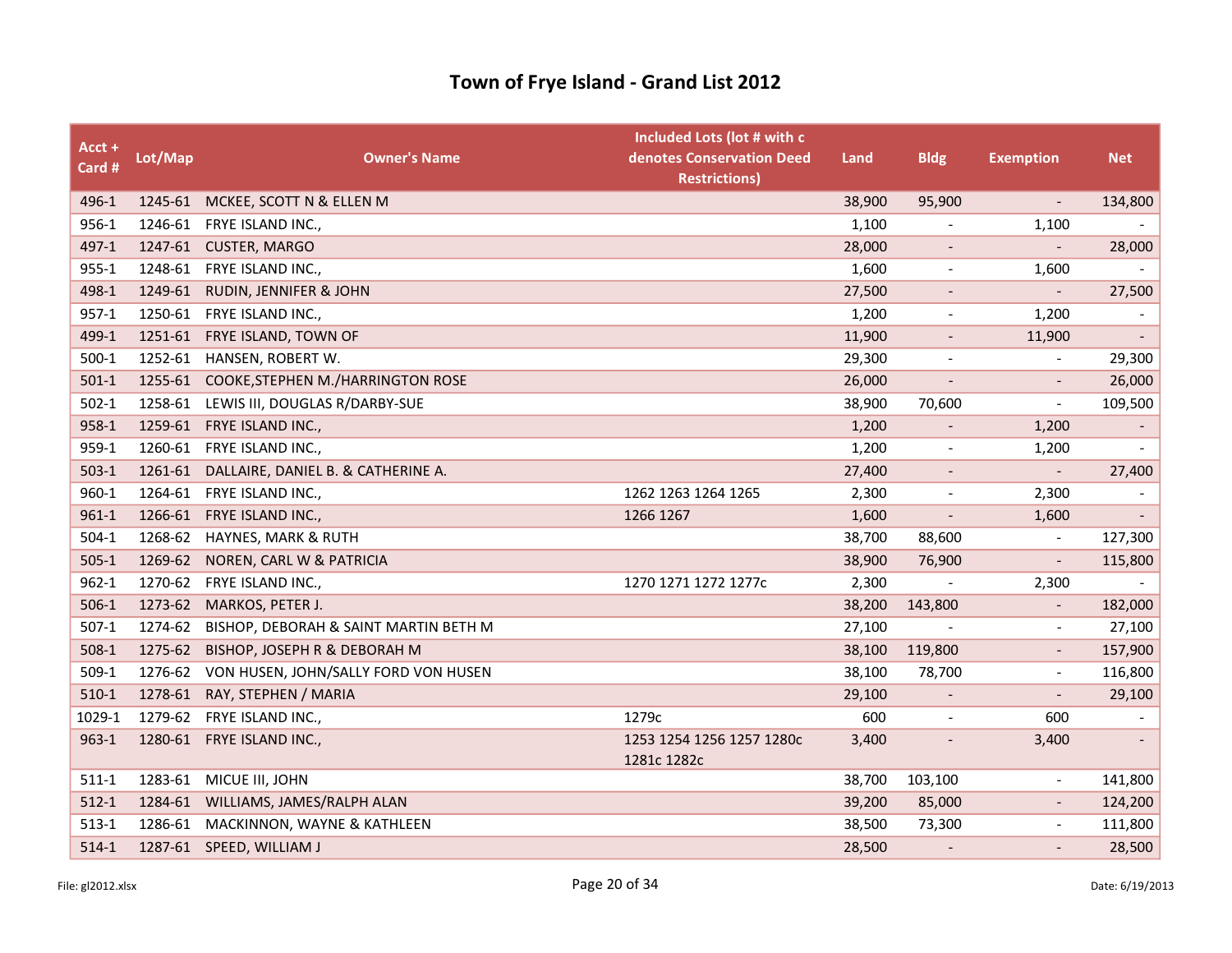# Town of Frye Island - Grand List 2012

| Acct + Card # | Lot/Map | Owner's Name | Included Lots (lot # with c denotes Conservation Deed Restrictions) | Land | Bldg | Exemption | Net |
|---|---|---|---|---|---|---|---|
| 496-1 | 1245-61 | MCKEE, SCOTT N & ELLEN M | | 38,900 | 95,900 | - | 134,800 |
| 956-1 | 1246-61 | FRYE ISLAND INC., | | 1,100 | - | 1,100 | - |
| 497-1 | 1247-61 | CUSTER, MARGO | | 28,000 | - | - | 28,000 |
| 955-1 | 1248-61 | FRYE ISLAND INC., | | 1,600 | - | 1,600 | - |
| 498-1 | 1249-61 | RUDIN, JENNIFER & JOHN | | 27,500 | - | - | 27,500 |
| 957-1 | 1250-61 | FRYE ISLAND INC., | | 1,200 | - | 1,200 | - |
| 499-1 | 1251-61 | FRYE ISLAND, TOWN OF | | 11,900 | - | 11,900 | - |
| 500-1 | 1252-61 | HANSEN, ROBERT W. | | 29,300 | - | - | 29,300 |
| 501-1 | 1255-61 | COOKE,STEPHEN M./HARRINGTON ROSE | | 26,000 | - | - | 26,000 |
| 502-1 | 1258-61 | LEWIS III, DOUGLAS R/DARBY-SUE | | 38,900 | 70,600 | - | 109,500 |
| 958-1 | 1259-61 | FRYE ISLAND INC., | | 1,200 | - | 1,200 | - |
| 959-1 | 1260-61 | FRYE ISLAND INC., | | 1,200 | - | 1,200 | - |
| 503-1 | 1261-61 | DALLAIRE, DANIEL B. & CATHERINE A. | | 27,400 | - | - | 27,400 |
| 960-1 | 1264-61 | FRYE ISLAND INC., | 1262 1263 1264 1265 | 2,300 | - | 2,300 | - |
| 961-1 | 1266-61 | FRYE ISLAND INC., | 1266 1267 | 1,600 | - | 1,600 | - |
| 504-1 | 1268-62 | HAYNES, MARK & RUTH | | 38,700 | 88,600 | - | 127,300 |
| 505-1 | 1269-62 | NOREN, CARL W & PATRICIA | | 38,900 | 76,900 | - | 115,800 |
| 962-1 | 1270-62 | FRYE ISLAND INC., | 1270 1271 1272 1277c | 2,300 | - | 2,300 | - |
| 506-1 | 1273-62 | MARKOS, PETER J. | | 38,200 | 143,800 | - | 182,000 |
| 507-1 | 1274-62 | BISHOP, DEBORAH & SAINT MARTIN BETH M | | 27,100 | - | - | 27,100 |
| 508-1 | 1275-62 | BISHOP, JOSEPH R & DEBORAH M | | 38,100 | 119,800 | - | 157,900 |
| 509-1 | 1276-62 | VON HUSEN, JOHN/SALLY FORD VON HUSEN | | 38,100 | 78,700 | - | 116,800 |
| 510-1 | 1278-61 | RAY, STEPHEN / MARIA | | 29,100 | - | - | 29,100 |
| 1029-1 | 1279-62 | FRYE ISLAND INC., | 1279c | 600 | - | 600 | - |
| 963-1 | 1280-61 | FRYE ISLAND INC., | 1253 1254 1256 1257 1280c 1281c 1282c | 3,400 | - | 3,400 | - |
| 511-1 | 1283-61 | MICUE III, JOHN | | 38,700 | 103,100 | - | 141,800 |
| 512-1 | 1284-61 | WILLIAMS, JAMES/RALPH ALAN | | 39,200 | 85,000 | - | 124,200 |
| 513-1 | 1286-61 | MACKINNON, WAYNE & KATHLEEN | | 38,500 | 73,300 | - | 111,800 |
| 514-1 | 1287-61 | SPEED, WILLIAM J | | 28,500 | - | - | 28,500 |

File: gl2012.xlsx

Date: 6/19/2013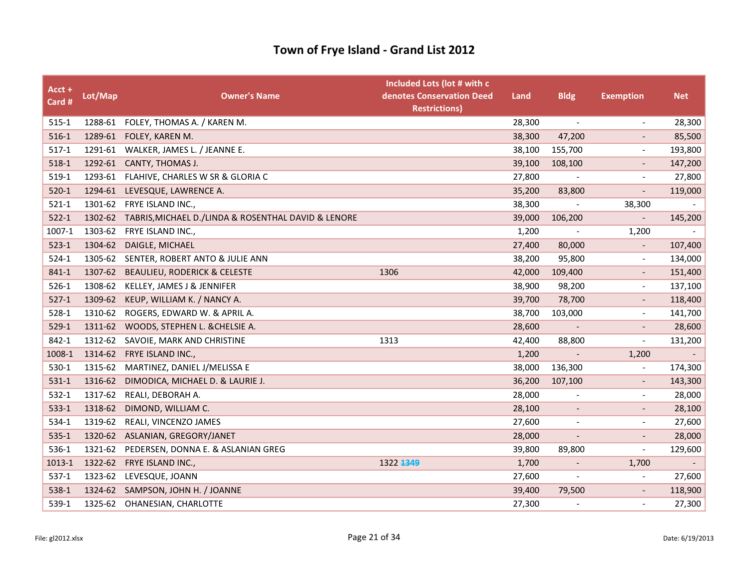# Town of Frye Island - Grand List 2012

| Acct + Card # | Lot/Map | Owner's Name | Included Lots (lot # with c denotes Conservation Deed Restrictions) | Land | Bldg | Exemption | Net |
|---|---|---|---|---|---|---|---|
| 515-1 | 1288-61 | FOLEY, THOMAS A. / KAREN M. | | 28,300 | - | - | 28,300 |
| 516-1 | 1289-61 | FOLEY, KAREN M. | | 38,300 | 47,200 | - | 85,500 |
| 517-1 | 1291-61 | WALKER, JAMES L. / JEANNE E. | | 38,100 | 155,700 | - | 193,800 |
| 518-1 | 1292-61 | CANTY, THOMAS J. | | 39,100 | 108,100 | - | 147,200 |
| 519-1 | 1293-61 | FLAHIVE, CHARLES W SR & GLORIA C | | 27,800 | - | - | 27,800 |
| 520-1 | 1294-61 | LEVESQUE, LAWRENCE A. | | 35,200 | 83,800 | - | 119,000 |
| 521-1 | 1301-62 | FRYE ISLAND INC., | | 38,300 | - | 38,300 | - |
| 522-1 | 1302-62 | TABRIS,MICHAEL D./LINDA & ROSENTHAL DAVID & LENORE | | 39,000 | 106,200 | - | 145,200 |
| 1007-1 | 1303-62 | FRYE ISLAND INC., | | 1,200 | - | 1,200 | - |
| 523-1 | 1304-62 | DAIGLE, MICHAEL | | 27,400 | 80,000 | - | 107,400 |
| 524-1 | 1305-62 | SENTER, ROBERT ANTO & JULIE ANN | | 38,200 | 95,800 | - | 134,000 |
| 841-1 | 1307-62 | BEAULIEU, RODERICK & CELESTE | 1306 | 42,000 | 109,400 | - | 151,400 |
| 526-1 | 1308-62 | KELLEY, JAMES J & JENNIFER | | 38,900 | 98,200 | - | 137,100 |
| 527-1 | 1309-62 | KEUP, WILLIAM K. / NANCY A. | | 39,700 | 78,700 | - | 118,400 |
| 528-1 | 1310-62 | ROGERS, EDWARD W. & APRIL A. | | 38,700 | 103,000 | - | 141,700 |
| 529-1 | 1311-62 | WOODS, STEPHEN L. &CHELSIE A. | | 28,600 | - | - | 28,600 |
| 842-1 | 1312-62 | SAVOIE, MARK AND CHRISTINE | 1313 | 42,400 | 88,800 | - | 131,200 |
| 1008-1 | 1314-62 | FRYE ISLAND INC., | | 1,200 | - | 1,200 | - |
| 530-1 | 1315-62 | MARTINEZ, DANIEL J/MELISSA E | | 38,000 | 136,300 | - | 174,300 |
| 531-1 | 1316-62 | DIMODICA, MICHAEL D. & LAURIE J. | | 36,200 | 107,100 | - | 143,300 |
| 532-1 | 1317-62 | REALI, DEBORAH A. | | 28,000 | - | - | 28,000 |
| 533-1 | 1318-62 | DIMOND, WILLIAM C. | | 28,100 | - | - | 28,100 |
| 534-1 | 1319-62 | REALI, VINCENZO JAMES | | 27,600 | - | - | 27,600 |
| 535-1 | 1320-62 | ASLANIAN, GREGORY/JANET | | 28,000 | - | - | 28,000 |
| 536-1 | 1321-62 | PEDERSEN, DONNA E. & ASLANIAN GREG | | 39,800 | 89,800 | - | 129,600 |
| 1013-1 | 1322-62 | FRYE ISLAND INC., | 1322 ~~1349~~ | 1,700 | - | 1,700 | - |
| 537-1 | 1323-62 | LEVESQUE, JOANN | | 27,600 | - | - | 27,600 |
| 538-1 | 1324-62 | SAMPSON, JOHN H. / JOANNE | | 39,400 | 79,500 | - | 118,900 |
| 539-1 | 1325-62 | OHANESIAN, CHARLOTTE | | 27,300 | - | - | 27,300 |

File: gl2012.xlsx

Date: 6/19/2013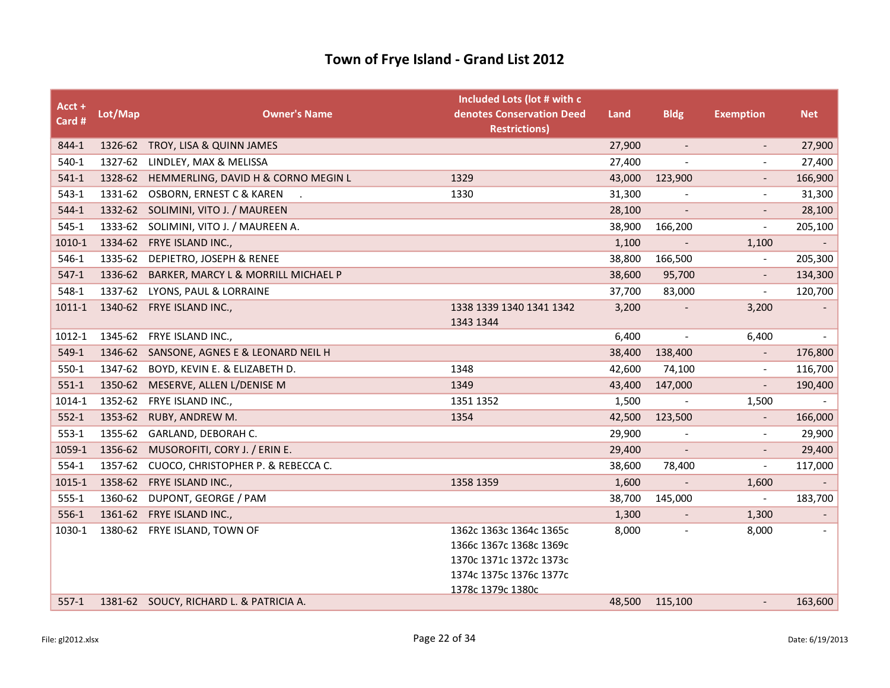# Town of Frye Island - Grand List 2012

| Acct + Card # | Lot/Map | Owner's Name | Included Lots (lot # with c denotes Conservation Deed Restrictions) | Land | Bldg | Exemption | Net |
|---|---|---|---|---|---|---|---|
| 844-1 | 1326-62 | TROY, LISA & QUINN JAMES | | 27,900 | - | - | 27,900 |
| 540-1 | 1327-62 | LINDLEY, MAX & MELISSA | | 27,400 | - | - | 27,400 |
| 541-1 | 1328-62 | HEMMERLING, DAVID H & CORNO MEGIN L | 1329 | 43,000 | 123,900 | - | 166,900 |
| 543-1 | 1331-62 | OSBORN, ERNEST C & KAREN . | 1330 | 31,300 | - | - | 31,300 |
| 544-1 | 1332-62 | SOLIMINI, VITO J. / MAUREEN | | 28,100 | - | - | 28,100 |
| 545-1 | 1333-62 | SOLIMINI, VITO J. / MAUREEN A. | | 38,900 | 166,200 | - | 205,100 |
| 1010-1 | 1334-62 | FRYE ISLAND INC., | | 1,100 | - | 1,100 | - |
| 546-1 | 1335-62 | DEPIETRO, JOSEPH & RENEE | | 38,800 | 166,500 | - | 205,300 |
| 547-1 | 1336-62 | BARKER, MARCY L & MORRILL MICHAEL P | | 38,600 | 95,700 | - | 134,300 |
| 548-1 | 1337-62 | LYONS, PAUL & LORRAINE | | 37,700 | 83,000 | - | 120,700 |
| 1011-1 | 1340-62 | FRYE ISLAND INC., | 1338 1339 1340 1341 1342 1343 1344 | 3,200 | - | 3,200 | - |
| 1012-1 | 1345-62 | FRYE ISLAND INC., | | 6,400 | - | 6,400 | - |
| 549-1 | 1346-62 | SANSONE, AGNES E & LEONARD NEIL H | | 38,400 | 138,400 | - | 176,800 |
| 550-1 | 1347-62 | BOYD, KEVIN E. & ELIZABETH D. | 1348 | 42,600 | 74,100 | - | 116,700 |
| 551-1 | 1350-62 | MESERVE, ALLEN L/DENISE M | 1349 | 43,400 | 147,000 | - | 190,400 |
| 1014-1 | 1352-62 | FRYE ISLAND INC., | 1351 1352 | 1,500 | - | 1,500 | - |
| 552-1 | 1353-62 | RUBY, ANDREW M. | 1354 | 42,500 | 123,500 | - | 166,000 |
| 553-1 | 1355-62 | GARLAND, DEBORAH C. | | 29,900 | - | - | 29,900 |
| 1059-1 | 1356-62 | MUSOROFITI, CORY J. / ERIN E. | | 29,400 | - | - | 29,400 |
| 554-1 | 1357-62 | CUOCO, CHRISTOPHER P. & REBECCA C. | | 38,600 | 78,400 | - | 117,000 |
| 1015-1 | 1358-62 | FRYE ISLAND INC., | 1358 1359 | 1,600 | - | 1,600 | - |
| 555-1 | 1360-62 | DUPONT, GEORGE / PAM | | 38,700 | 145,000 | - | 183,700 |
| 556-1 | 1361-62 | FRYE ISLAND INC., | | 1,300 | - | 1,300 | - |
| 1030-1 | 1380-62 | FRYE ISLAND, TOWN OF | 1362c 1363c 1364c 1365c 1366c 1367c 1368c 1369c 1370c 1371c 1372c 1373c 1374c 1375c 1376c 1377c 1378c 1379c 1380c | 8,000 | - | 8,000 | - |
| 557-1 | 1381-62 | SOUCY, RICHARD L. & PATRICIA A. | | 48,500 | 115,100 | - | 163,600 |

File: gl2012.xlsx

Date: 6/19/2013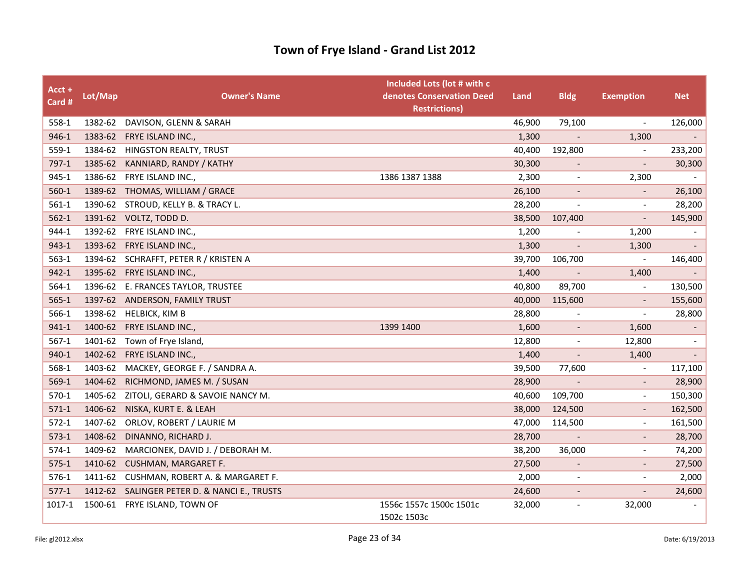# Town of Frye Island - Grand List 2012

| Acct + Card # | Lot/Map | Owner's Name | Included Lots (lot # with c denotes Conservation Deed Restrictions) | Land | Bldg | Exemption | Net |
|---|---|---|---|---|---|---|---|
| 558-1 | 1382-62 | DAVISON, GLENN & SARAH | | 46,900 | 79,100 | - | 126,000 |
| 946-1 | 1383-62 | FRYE ISLAND INC., | | 1,300 | - | 1,300 | - |
| 559-1 | 1384-62 | HINGSTON REALTY, TRUST | | 40,400 | 192,800 | - | 233,200 |
| 797-1 | 1385-62 | KANNIARD, RANDY / KATHY | | 30,300 | - | - | 30,300 |
| 945-1 | 1386-62 | FRYE ISLAND INC., | 1386 1387 1388 | 2,300 | - | 2,300 | - |
| 560-1 | 1389-62 | THOMAS, WILLIAM / GRACE | | 26,100 | - | - | 26,100 |
| 561-1 | 1390-62 | STROUD, KELLY B. & TRACY L. | | 28,200 | - | - | 28,200 |
| 562-1 | 1391-62 | VOLTZ, TODD D. | | 38,500 | 107,400 | - | 145,900 |
| 944-1 | 1392-62 | FRYE ISLAND INC., | | 1,200 | - | 1,200 | - |
| 943-1 | 1393-62 | FRYE ISLAND INC., | | 1,300 | - | 1,300 | - |
| 563-1 | 1394-62 | SCHRAFFT, PETER R / KRISTEN A | | 39,700 | 106,700 | - | 146,400 |
| 942-1 | 1395-62 | FRYE ISLAND INC., | | 1,400 | - | 1,400 | - |
| 564-1 | 1396-62 | E. FRANCES TAYLOR, TRUSTEE | | 40,800 | 89,700 | - | 130,500 |
| 565-1 | 1397-62 | ANDERSON, FAMILY TRUST | | 40,000 | 115,600 | - | 155,600 |
| 566-1 | 1398-62 | HELBICK, KIM B | | 28,800 | - | - | 28,800 |
| 941-1 | 1400-62 | FRYE ISLAND INC., | 1399 1400 | 1,600 | - | 1,600 | - |
| 567-1 | 1401-62 | Town of Frye Island, | | 12,800 | - | 12,800 | - |
| 940-1 | 1402-62 | FRYE ISLAND INC., | | 1,400 | - | 1,400 | - |
| 568-1 | 1403-62 | MACKEY, GEORGE F. / SANDRA A. | | 39,500 | 77,600 | - | 117,100 |
| 569-1 | 1404-62 | RICHMOND, JAMES M. / SUSAN | | 28,900 | - | - | 28,900 |
| 570-1 | 1405-62 | ZITOLI, GERARD & SAVOIE NANCY M. | | 40,600 | 109,700 | - | 150,300 |
| 571-1 | 1406-62 | NISKA, KURT E. & LEAH | | 38,000 | 124,500 | - | 162,500 |
| 572-1 | 1407-62 | ORLOV, ROBERT / LAURIE M | | 47,000 | 114,500 | - | 161,500 |
| 573-1 | 1408-62 | DINANNO, RICHARD J. | | 28,700 | - | - | 28,700 |
| 574-1 | 1409-62 | MARCIONEK, DAVID J. / DEBORAH M. | | 38,200 | 36,000 | - | 74,200 |
| 575-1 | 1410-62 | CUSHMAN, MARGARET F. | | 27,500 | - | - | 27,500 |
| 576-1 | 1411-62 | CUSHMAN, ROBERT A. & MARGARET F. | | 2,000 | - | - | 2,000 |
| 577-1 | 1412-62 | SALINGER PETER D. & NANCI E., TRUSTS | | 24,600 | - | - | 24,600 |
| 1017-1 | 1500-61 | FRYE ISLAND, TOWN OF | 1556c 1557c 1500c 1501c 1502c 1503c | 32,000 | - | 32,000 | - |

File: gl2012.xlsx

Date: 6/19/2013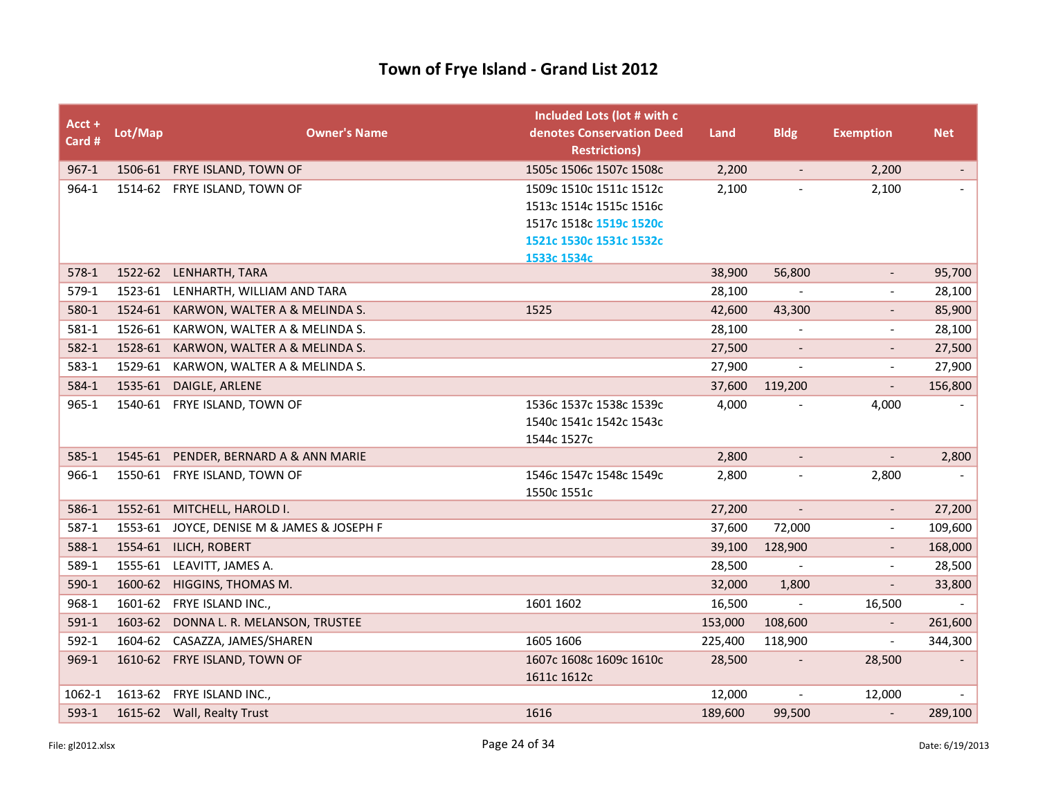# Town of Frye Island - Grand List 2012

| Acct + Card # | Lot/Map | Owner's Name | Included Lots (lot # with c denotes Conservation Deed Restrictions) | Land | Bldg | Exemption | Net |
|---|---|---|---|---|---|---|---|
| 967-1 | 1506-61 | FRYE ISLAND, TOWN OF | 1505c 1506c 1507c 1508c | 2,200 | - | 2,200 | - |
| 964-1 | 1514-62 | FRYE ISLAND, TOWN OF | 1509c 1510c 1511c 1512c 1513c 1514c 1515c 1516c 1517c 1518c 1519c 1520c 1521c 1530c 1531c 1532c 1533c 1534c | 2,100 | - | 2,100 | - |
| 578-1 | 1522-62 | LENHARTH, TARA | | 38,900 | 56,800 | - | 95,700 |
| 579-1 | 1523-61 | LENHARTH, WILLIAM AND TARA | | 28,100 | - | - | 28,100 |
| 580-1 | 1524-61 | KARWON, WALTER A & MELINDA S. | 1525 | 42,600 | 43,300 | - | 85,900 |
| 581-1 | 1526-61 | KARWON, WALTER A & MELINDA S. | | 28,100 | - | - | 28,100 |
| 582-1 | 1528-61 | KARWON, WALTER A & MELINDA S. | | 27,500 | - | - | 27,500 |
| 583-1 | 1529-61 | KARWON, WALTER A & MELINDA S. | | 27,900 | - | - | 27,900 |
| 584-1 | 1535-61 | DAIGLE, ARLENE | | 37,600 | 119,200 | - | 156,800 |
| 965-1 | 1540-61 | FRYE ISLAND, TOWN OF | 1536c 1537c 1538c 1539c 1540c 1541c 1542c 1543c 1544c 1527c | 4,000 | - | 4,000 | - |
| 585-1 | 1545-61 | PENDER, BERNARD A & ANN MARIE | | 2,800 | - | - | 2,800 |
| 966-1 | 1550-61 | FRYE ISLAND, TOWN OF | 1546c 1547c 1548c 1549c 1550c 1551c | 2,800 | - | 2,800 | - |
| 586-1 | 1552-61 | MITCHELL, HAROLD I. | | 27,200 | - | - | 27,200 |
| 587-1 | 1553-61 | JOYCE, DENISE M & JAMES & JOSEPH F | | 37,600 | 72,000 | - | 109,600 |
| 588-1 | 1554-61 | ILICH, ROBERT | | 39,100 | 128,900 | - | 168,000 |
| 589-1 | 1555-61 | LEAVITT, JAMES A. | | 28,500 | - | - | 28,500 |
| 590-1 | 1600-62 | HIGGINS, THOMAS M. | | 32,000 | 1,800 | - | 33,800 |
| 968-1 | 1601-62 | FRYE ISLAND INC., | 1601 1602 | 16,500 | - | 16,500 | - |
| 591-1 | 1603-62 | DONNA L. R. MELANSON, TRUSTEE | | 153,000 | 108,600 | - | 261,600 |
| 592-1 | 1604-62 | CASAZZA, JAMES/SHAREN | 1605 1606 | 225,400 | 118,900 | - | 344,300 |
| 969-1 | 1610-62 | FRYE ISLAND, TOWN OF | 1607c 1608c 1609c 1610c 1611c 1612c | 28,500 | - | 28,500 | - |
| 1062-1 | 1613-62 | FRYE ISLAND INC., | | 12,000 | - | 12,000 | - |
| 593-1 | 1615-62 | Wall, Realty Trust | 1616 | 189,600 | 99,500 | - | 289,100 |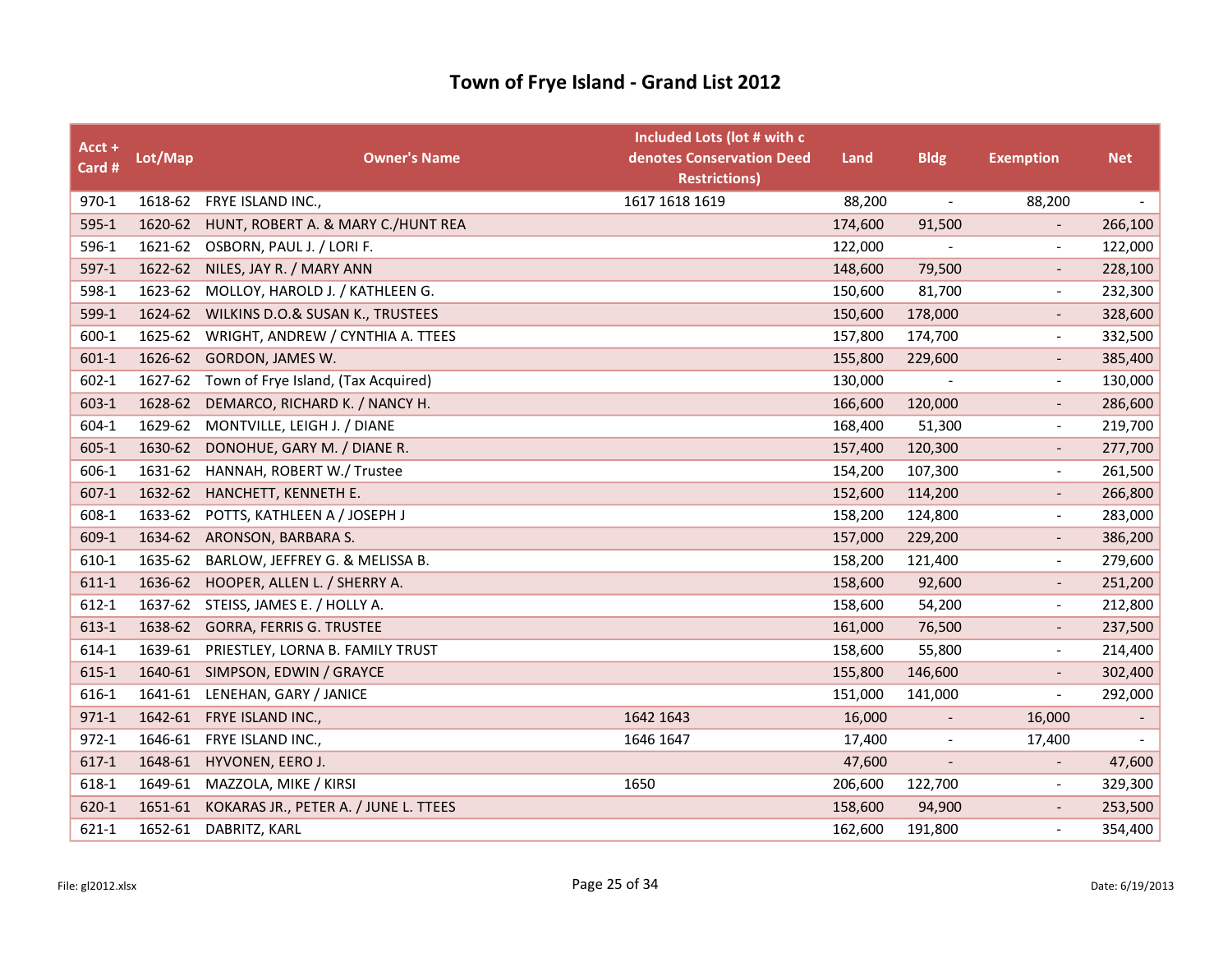# Town of Frye Island - Grand List 2012

| Acct + Card # | Lot/Map | Owner's Name | Included Lots (lot # with c denotes Conservation Deed Restrictions) | Land | Bldg | Exemption | Net |
|---|---|---|---|---|---|---|---|
| 970-1 | 1618-62 | FRYE ISLAND INC., | 1617 1618 1619 | 88,200 | - | 88,200 | - |
| 595-1 | 1620-62 | HUNT, ROBERT A. & MARY C./HUNT REA | | 174,600 | 91,500 | - | 266,100 |
| 596-1 | 1621-62 | OSBORN, PAUL J. / LORI F. | | 122,000 | - | - | 122,000 |
| 597-1 | 1622-62 | NILES, JAY R. / MARY ANN | | 148,600 | 79,500 | - | 228,100 |
| 598-1 | 1623-62 | MOLLOY, HAROLD J. / KATHLEEN G. | | 150,600 | 81,700 | - | 232,300 |
| 599-1 | 1624-62 | WILKINS D.O.& SUSAN K., TRUSTEES | | 150,600 | 178,000 | - | 328,600 |
| 600-1 | 1625-62 | WRIGHT, ANDREW / CYNTHIA A. TTEES | | 157,800 | 174,700 | - | 332,500 |
| 601-1 | 1626-62 | GORDON, JAMES W. | | 155,800 | 229,600 | - | 385,400 |
| 602-1 | 1627-62 | Town of Frye Island, (Tax Acquired) | | 130,000 | - | - | 130,000 |
| 603-1 | 1628-62 | DEMARCO, RICHARD K. / NANCY H. | | 166,600 | 120,000 | - | 286,600 |
| 604-1 | 1629-62 | MONTVILLE, LEIGH J. / DIANE | | 168,400 | 51,300 | - | 219,700 |
| 605-1 | 1630-62 | DONOHUE, GARY M. / DIANE R. | | 157,400 | 120,300 | - | 277,700 |
| 606-1 | 1631-62 | HANNAH, ROBERT W./ Trustee | | 154,200 | 107,300 | - | 261,500 |
| 607-1 | 1632-62 | HANCHETT, KENNETH E. | | 152,600 | 114,200 | - | 266,800 |
| 608-1 | 1633-62 | POTTS, KATHLEEN A / JOSEPH J | | 158,200 | 124,800 | - | 283,000 |
| 609-1 | 1634-62 | ARONSON, BARBARA S. | | 157,000 | 229,200 | - | 386,200 |
| 610-1 | 1635-62 | BARLOW, JEFFREY G. & MELISSA B. | | 158,200 | 121,400 | - | 279,600 |
| 611-1 | 1636-62 | HOOPER, ALLEN L. / SHERRY A. | | 158,600 | 92,600 | - | 251,200 |
| 612-1 | 1637-62 | STEISS, JAMES E. / HOLLY A. | | 158,600 | 54,200 | - | 212,800 |
| 613-1 | 1638-62 | GORRA, FERRIS G. TRUSTEE | | 161,000 | 76,500 | - | 237,500 |
| 614-1 | 1639-61 | PRIESTLEY, LORNA B. FAMILY TRUST | | 158,600 | 55,800 | - | 214,400 |
| 615-1 | 1640-61 | SIMPSON, EDWIN / GRAYCE | | 155,800 | 146,600 | - | 302,400 |
| 616-1 | 1641-61 | LENEHAN, GARY / JANICE | | 151,000 | 141,000 | - | 292,000 |
| 971-1 | 1642-61 | FRYE ISLAND INC., | 1642 1643 | 16,000 | - | 16,000 | - |
| 972-1 | 1646-61 | FRYE ISLAND INC., | 1646 1647 | 17,400 | - | 17,400 | - |
| 617-1 | 1648-61 | HYVONEN, EERO J. | | 47,600 | - | - | 47,600 |
| 618-1 | 1649-61 | MAZZOLA, MIKE / KIRSI | 1650 | 206,600 | 122,700 | - | 329,300 |
| 620-1 | 1651-61 | KOKARAS JR., PETER A. / JUNE L. TTEES | | 158,600 | 94,900 | - | 253,500 |
| 621-1 | 1652-61 | DABRITZ, KARL | | 162,600 | 191,800 | - | 354,400 |

File: gl2012.xlsx

Date: 6/19/2013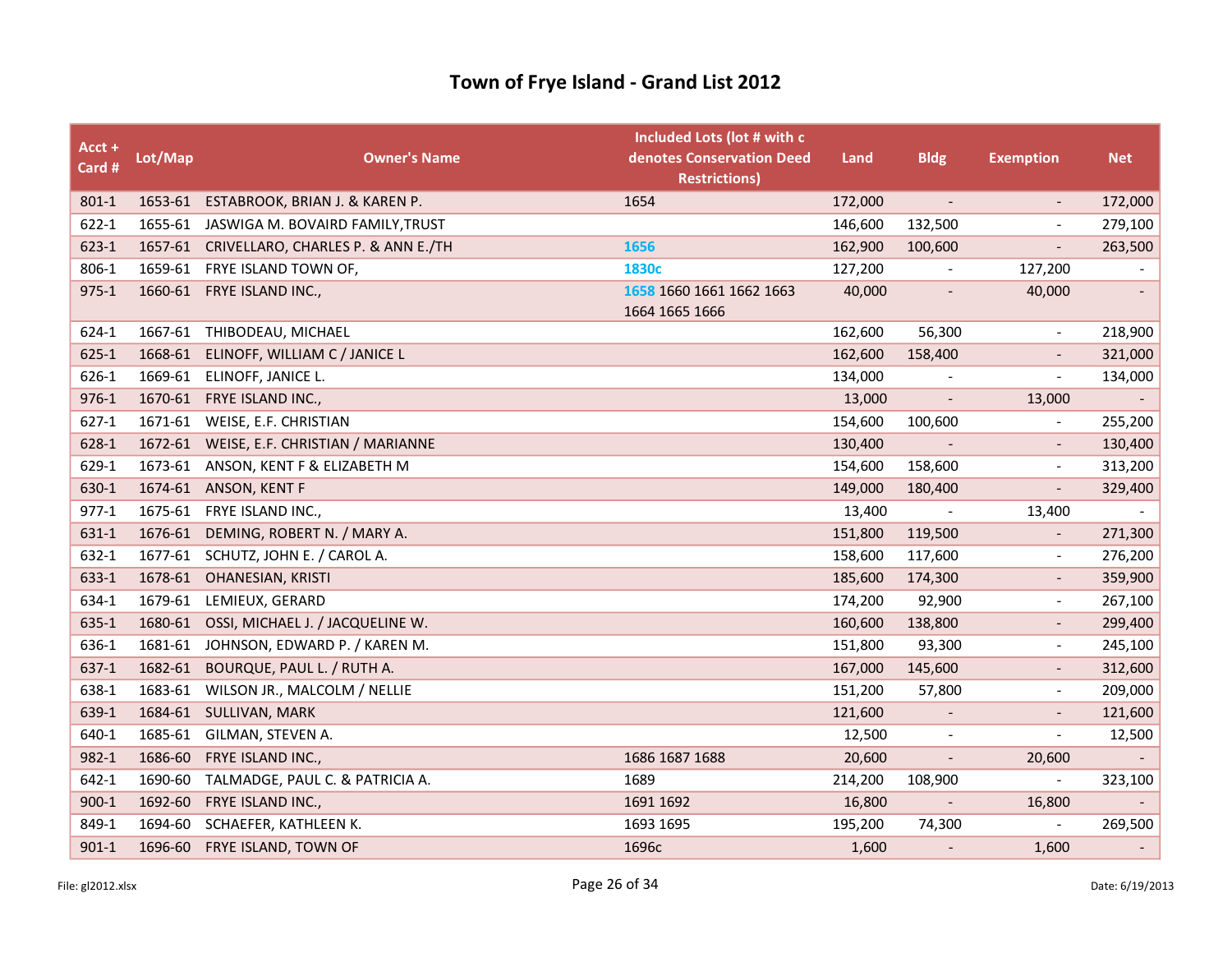# Town of Frye Island - Grand List 2012

| Acct + Card # | Lot/Map | Owner's Name | Included Lots (lot # with c denotes Conservation Deed Restrictions) | Land | Bldg | Exemption | Net |
|---|---|---|---|---|---|---|---|
| 801-1 | 1653-61 | ESTABROOK, BRIAN J. & KAREN P. | 1654 | 172,000 | - | - | 172,000 |
| 622-1 | 1655-61 | JASWIGA M. BOVAIRD FAMILY,TRUST | | 146,600 | 132,500 | - | 279,100 |
| 623-1 | 1657-61 | CRIVELLARO, CHARLES P. & ANN E./TH | 1656 | 162,900 | 100,600 | - | 263,500 |
| 806-1 | 1659-61 | FRYE ISLAND TOWN OF, | 1830c | 127,200 | - | 127,200 | - |
| 975-1 | 1660-61 | FRYE ISLAND INC., | 1658 1660 1661 1662 1663 1664 1665 1666 | 40,000 | - | 40,000 | - |
| 624-1 | 1667-61 | THIBODEAU, MICHAEL | | 162,600 | 56,300 | - | 218,900 |
| 625-1 | 1668-61 | ELINOFF, WILLIAM C / JANICE L | | 162,600 | 158,400 | - | 321,000 |
| 626-1 | 1669-61 | ELINOFF, JANICE L. | | 134,000 | - | - | 134,000 |
| 976-1 | 1670-61 | FRYE ISLAND INC., | | 13,000 | - | 13,000 | - |
| 627-1 | 1671-61 | WEISE, E.F. CHRISTIAN | | 154,600 | 100,600 | - | 255,200 |
| 628-1 | 1672-61 | WEISE, E.F. CHRISTIAN / MARIANNE | | 130,400 | - | - | 130,400 |
| 629-1 | 1673-61 | ANSON, KENT F & ELIZABETH M | | 154,600 | 158,600 | - | 313,200 |
| 630-1 | 1674-61 | ANSON, KENT F | | 149,000 | 180,400 | - | 329,400 |
| 977-1 | 1675-61 | FRYE ISLAND INC., | | 13,400 | - | 13,400 | - |
| 631-1 | 1676-61 | DEMING, ROBERT N. / MARY A. | | 151,800 | 119,500 | - | 271,300 |
| 632-1 | 1677-61 | SCHUTZ, JOHN E. / CAROL A. | | 158,600 | 117,600 | - | 276,200 |
| 633-1 | 1678-61 | OHANESIAN, KRISTI | | 185,600 | 174,300 | - | 359,900 |
| 634-1 | 1679-61 | LEMIEUX, GERARD | | 174,200 | 92,900 | - | 267,100 |
| 635-1 | 1680-61 | OSSI, MICHAEL J. / JACQUELINE W. | | 160,600 | 138,800 | - | 299,400 |
| 636-1 | 1681-61 | JOHNSON, EDWARD P. / KAREN M. | | 151,800 | 93,300 | - | 245,100 |
| 637-1 | 1682-61 | BOURQUE, PAUL L. / RUTH A. | | 167,000 | 145,600 | - | 312,600 |
| 638-1 | 1683-61 | WILSON JR., MALCOLM / NELLIE | | 151,200 | 57,800 | - | 209,000 |
| 639-1 | 1684-61 | SULLIVAN, MARK | | 121,600 | - | - | 121,600 |
| 640-1 | 1685-61 | GILMAN, STEVEN A. | | 12,500 | - | - | 12,500 |
| 982-1 | 1686-60 | FRYE ISLAND INC., | 1686 1687 1688 | 20,600 | - | 20,600 | - |
| 642-1 | 1690-60 | TALMADGE, PAUL C. & PATRICIA A. | 1689 | 214,200 | 108,900 | - | 323,100 |
| 900-1 | 1692-60 | FRYE ISLAND INC., | 1691 1692 | 16,800 | - | 16,800 | - |
| 849-1 | 1694-60 | SCHAEFER, KATHLEEN K. | 1693 1695 | 195,200 | 74,300 | - | 269,500 |
| 901-1 | 1696-60 | FRYE ISLAND, TOWN OF | 1696c | 1,600 | - | 1,600 | - |

File: gl2012.xlsx Date: 6/19/2013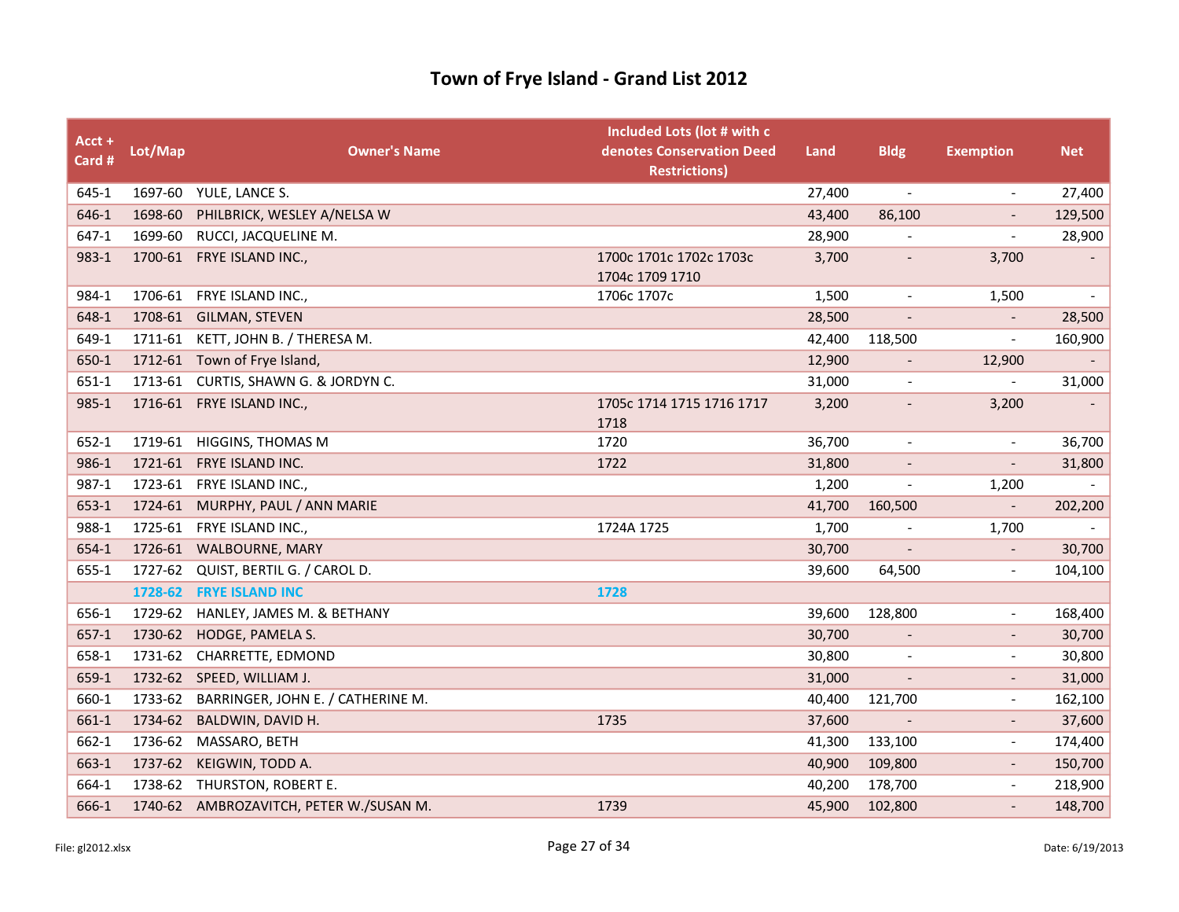# Town of Frye Island - Grand List 2012

| Acct + Card # | Lot/Map | Owner's Name | Included Lots (lot # with c denotes Conservation Deed Restrictions) | Land | Bldg | Exemption | Net |
|---|---|---|---|---|---|---|---|
| 645-1 | 1697-60 | YULE, LANCE S. | | 27,400 | - | - | 27,400 |
| 646-1 | 1698-60 | PHILBRICK, WESLEY A/NELSA W | | 43,400 | 86,100 | - | 129,500 |
| 647-1 | 1699-60 | RUCCI, JACQUELINE M. | | 28,900 | - | - | 28,900 |
| 983-1 | 1700-61 | FRYE ISLAND INC., | 1700c 1701c 1702c 1703c 1704c 1709 1710 | 3,700 | - | 3,700 | - |
| 984-1 | 1706-61 | FRYE ISLAND INC., | 1706c 1707c | 1,500 | - | 1,500 | - |
| 648-1 | 1708-61 | GILMAN, STEVEN | | 28,500 | - | - | 28,500 |
| 649-1 | 1711-61 | KETT, JOHN B. / THERESA M. | | 42,400 | 118,500 | - | 160,900 |
| 650-1 | 1712-61 | Town of Frye Island, | | 12,900 | - | 12,900 | - |
| 651-1 | 1713-61 | CURTIS, SHAWN G. & JORDYN C. | | 31,000 | - | - | 31,000 |
| 985-1 | 1716-61 | FRYE ISLAND INC., | 1705c 1714 1715 1716 1717 1718 | 3,200 | - | 3,200 | - |
| 652-1 | 1719-61 | HIGGINS, THOMAS M | 1720 | 36,700 | - | - | 36,700 |
| 986-1 | 1721-61 | FRYE ISLAND INC. | 1722 | 31,800 | - | - | 31,800 |
| 987-1 | 1723-61 | FRYE ISLAND INC., | | 1,200 | - | 1,200 | - |
| 653-1 | 1724-61 | MURPHY, PAUL / ANN MARIE | | 41,700 | 160,500 | - | 202,200 |
| 988-1 | 1725-61 | FRYE ISLAND INC., | 1724A 1725 | 1,700 | - | 1,700 | - |
| 654-1 | 1726-61 | WALBOURNE, MARY | | 30,700 | - | - | 30,700 |
| 655-1 | 1727-62 | QUIST, BERTIL G. / CAROL D. | | 39,600 | 64,500 | - | 104,100 |
| | 1728-62 | FRYE ISLAND INC | 1728 | | | | |
| 656-1 | 1729-62 | HANLEY, JAMES M. & BETHANY | | 39,600 | 128,800 | - | 168,400 |
| 657-1 | 1730-62 | HODGE, PAMELA S. | | 30,700 | - | - | 30,700 |
| 658-1 | 1731-62 | CHARRETTE, EDMOND | | 30,800 | - | - | 30,800 |
| 659-1 | 1732-62 | SPEED, WILLIAM J. | | 31,000 | - | - | 31,000 |
| 660-1 | 1733-62 | BARRINGER, JOHN E. / CATHERINE M. | | 40,400 | 121,700 | - | 162,100 |
| 661-1 | 1734-62 | BALDWIN, DAVID H. | 1735 | 37,600 | - | - | 37,600 |
| 662-1 | 1736-62 | MASSARO, BETH | | 41,300 | 133,100 | - | 174,400 |
| 663-1 | 1737-62 | KEIGWIN, TODD A. | | 40,900 | 109,800 | - | 150,700 |
| 664-1 | 1738-62 | THURSTON, ROBERT E. | | 40,200 | 178,700 | - | 218,900 |
| 666-1 | 1740-62 | AMBROZAVITCH, PETER W./SUSAN M. | 1739 | 45,900 | 102,800 | - | 148,700 |

File: gl2012.xlsx

Date: 6/19/2013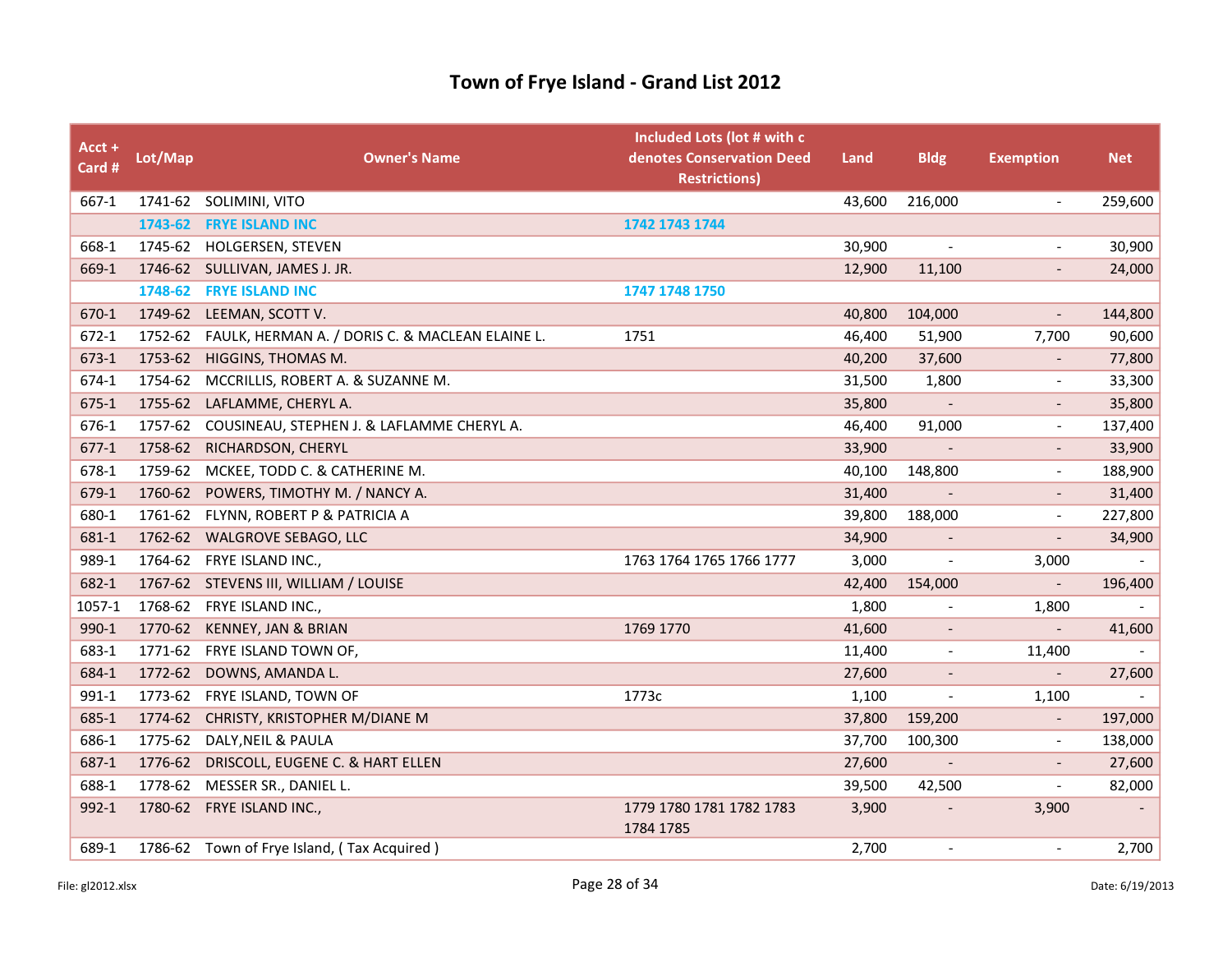# Town of Frye Island - Grand List 2012

| Acct + Card # | Lot/Map | Owner's Name | Included Lots (lot # with c denotes Conservation Deed Restrictions) | Land | Bldg | Exemption | Net |
|---|---|---|---|---|---|---|---|
| 667-1 | 1741-62 | SOLIMINI, VITO | | 43,600 | 216,000 | - | 259,600 |
| | 1743-62 | FRYE ISLAND INC | 1742 1743 1744 | | | | |
| 668-1 | 1745-62 | HOLGERSEN, STEVEN | | 30,900 | - | - | 30,900 |
| 669-1 | 1746-62 | SULLIVAN, JAMES J. JR. | | 12,900 | 11,100 | - | 24,000 |
| | 1748-62 | FRYE ISLAND INC | 1747 1748 1750 | | | | |
| 670-1 | 1749-62 | LEEMAN, SCOTT V. | | 40,800 | 104,000 | - | 144,800 |
| 672-1 | 1752-62 | FAULK, HERMAN A. / DORIS C. & MACLEAN ELAINE L. | 1751 | 46,400 | 51,900 | 7,700 | 90,600 |
| 673-1 | 1753-62 | HIGGINS, THOMAS M. | | 40,200 | 37,600 | - | 77,800 |
| 674-1 | 1754-62 | MCCRILLIS, ROBERT A. & SUZANNE M. | | 31,500 | 1,800 | - | 33,300 |
| 675-1 | 1755-62 | LAFLAMME, CHERYL A. | | 35,800 | - | - | 35,800 |
| 676-1 | 1757-62 | COUSINEAU, STEPHEN J. & LAFLAMME CHERYL A. | | 46,400 | 91,000 | - | 137,400 |
| 677-1 | 1758-62 | RICHARDSON, CHERYL | | 33,900 | - | - | 33,900 |
| 678-1 | 1759-62 | MCKEE, TODD C. & CATHERINE M. | | 40,100 | 148,800 | - | 188,900 |
| 679-1 | 1760-62 | POWERS, TIMOTHY M. / NANCY A. | | 31,400 | - | - | 31,400 |
| 680-1 | 1761-62 | FLYNN, ROBERT P & PATRICIA A | | 39,800 | 188,000 | - | 227,800 |
| 681-1 | 1762-62 | WALGROVE SEBAGO, LLC | | 34,900 | - | - | 34,900 |
| 989-1 | 1764-62 | FRYE ISLAND INC., | 1763 1764 1765 1766 1777 | 3,000 | - | 3,000 | - |
| 682-1 | 1767-62 | STEVENS III, WILLIAM / LOUISE | | 42,400 | 154,000 | - | 196,400 |
| 1057-1 | 1768-62 | FRYE ISLAND INC., | | 1,800 | - | 1,800 | - |
| 990-1 | 1770-62 | KENNEY, JAN & BRIAN | 1769 1770 | 41,600 | - | - | 41,600 |
| 683-1 | 1771-62 | FRYE ISLAND TOWN OF, | | 11,400 | - | 11,400 | - |
| 684-1 | 1772-62 | DOWNS, AMANDA L. | | 27,600 | - | - | 27,600 |
| 991-1 | 1773-62 | FRYE ISLAND, TOWN OF | 1773c | 1,100 | - | 1,100 | - |
| 685-1 | 1774-62 | CHRISTY, KRISTOPHER M/DIANE M | | 37,800 | 159,200 | - | 197,000 |
| 686-1 | 1775-62 | DALY,NEIL & PAULA | | 37,700 | 100,300 | - | 138,000 |
| 687-1 | 1776-62 | DRISCOLL, EUGENE C. & HART ELLEN | | 27,600 | - | - | 27,600 |
| 688-1 | 1778-62 | MESSER SR., DANIEL L. | | 39,500 | 42,500 | - | 82,000 |
| 992-1 | 1780-62 | FRYE ISLAND INC., | 1779 1780 1781 1782 1783 1784 1785 | 3,900 | - | 3,900 | - |
| 689-1 | 1786-62 | Town of Frye Island, ( Tax Acquired ) | | 2,700 | - | - | 2,700 |

File: gl2012.xlsx Date: 6/19/2013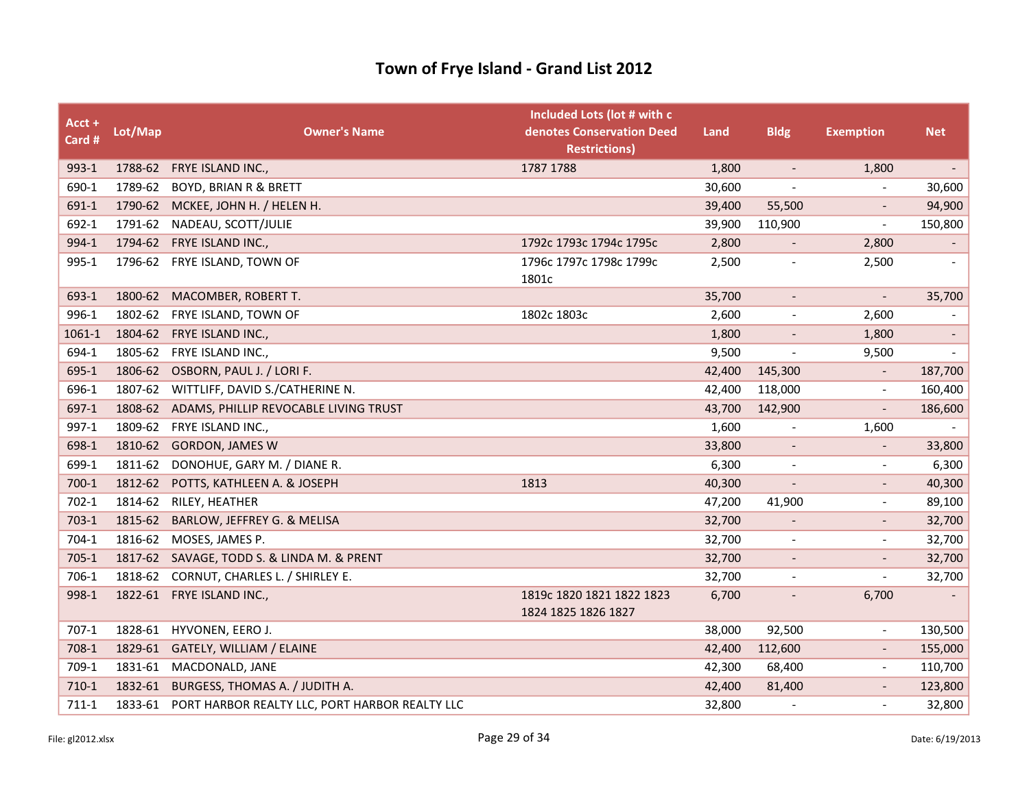# Town of Frye Island - Grand List 2012

| Acct + Card # | Lot/Map | Owner's Name | Included Lots (lot # with c denotes Conservation Deed Restrictions) | Land | Bldg | Exemption | Net |
|---|---|---|---|---|---|---|---|
| 993-1 | 1788-62 | FRYE ISLAND INC., | 1787 1788 | 1,800 | - | 1,800 | - |
| 690-1 | 1789-62 | BOYD, BRIAN R & BRETT | | 30,600 | - | - | 30,600 |
| 691-1 | 1790-62 | MCKEE, JOHN H. / HELEN H. | | 39,400 | 55,500 | - | 94,900 |
| 692-1 | 1791-62 | NADEAU, SCOTT/JULIE | | 39,900 | 110,900 | - | 150,800 |
| 994-1 | 1794-62 | FRYE ISLAND INC., | 1792c 1793c 1794c 1795c | 2,800 | - | 2,800 | - |
| 995-1 | 1796-62 | FRYE ISLAND, TOWN OF | 1796c 1797c 1798c 1799c 1801c | 2,500 | - | 2,500 | - |
| 693-1 | 1800-62 | MACOMBER, ROBERT T. | | 35,700 | - | - | 35,700 |
| 996-1 | 1802-62 | FRYE ISLAND, TOWN OF | 1802c 1803c | 2,600 | - | 2,600 | - |
| 1061-1 | 1804-62 | FRYE ISLAND INC., | | 1,800 | - | 1,800 | - |
| 694-1 | 1805-62 | FRYE ISLAND INC., | | 9,500 | - | 9,500 | - |
| 695-1 | 1806-62 | OSBORN, PAUL J. / LORI F. | | 42,400 | 145,300 | - | 187,700 |
| 696-1 | 1807-62 | WITTLIFF, DAVID S./CATHERINE N. | | 42,400 | 118,000 | - | 160,400 |
| 697-1 | 1808-62 | ADAMS, PHILLIP REVOCABLE LIVING TRUST | | 43,700 | 142,900 | - | 186,600 |
| 997-1 | 1809-62 | FRYE ISLAND INC., | | 1,600 | - | 1,600 | - |
| 698-1 | 1810-62 | GORDON, JAMES W | | 33,800 | - | - | 33,800 |
| 699-1 | 1811-62 | DONOHUE, GARY M. / DIANE R. | | 6,300 | - | - | 6,300 |
| 700-1 | 1812-62 | POTTS, KATHLEEN A. & JOSEPH | 1813 | 40,300 | - | - | 40,300 |
| 702-1 | 1814-62 | RILEY, HEATHER | | 47,200 | 41,900 | - | 89,100 |
| 703-1 | 1815-62 | BARLOW, JEFFREY G. & MELISA | | 32,700 | - | - | 32,700 |
| 704-1 | 1816-62 | MOSES, JAMES P. | | 32,700 | - | - | 32,700 |
| 705-1 | 1817-62 | SAVAGE, TODD S. & LINDA M. & PRENT | | 32,700 | - | - | 32,700 |
| 706-1 | 1818-62 | CORNUT, CHARLES L. / SHIRLEY E. | | 32,700 | - | - | 32,700 |
| 998-1 | 1822-61 | FRYE ISLAND INC., | 1819c 1820 1821 1822 1823 1824 1825 1826 1827 | 6,700 | - | 6,700 | - |
| 707-1 | 1828-61 | HYVONEN, EERO J. | | 38,000 | 92,500 | - | 130,500 |
| 708-1 | 1829-61 | GATELY, WILLIAM / ELAINE | | 42,400 | 112,600 | - | 155,000 |
| 709-1 | 1831-61 | MACDONALD, JANE | | 42,300 | 68,400 | - | 110,700 |
| 710-1 | 1832-61 | BURGESS, THOMAS A. / JUDITH A. | | 42,400 | 81,400 | - | 123,800 |
| 711-1 | 1833-61 | PORT HARBOR REALTY LLC, PORT HARBOR REALTY LLC | | 32,800 | - | - | 32,800 |

File: gl2012.xlsx | Date: 6/19/2013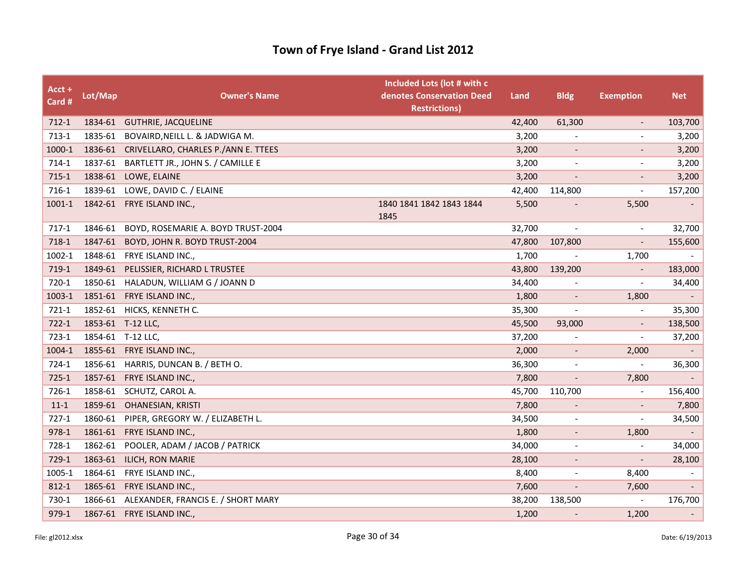# Town of Frye Island - Grand List 2012

| Acct + Card # | Lot/Map | Owner's Name | Included Lots (lot # with c denotes Conservation Deed Restrictions) | Land | Bldg | Exemption | Net |
|---|---|---|---|---|---|---|---|
| 712-1 | 1834-61 | GUTHRIE, JACQUELINE | | 42,400 | 61,300 | - | 103,700 |
| 713-1 | 1835-61 | BOVAIRD,NEILL L. & JADWIGA M. | | 3,200 | - | - | 3,200 |
| 1000-1 | 1836-61 | CRIVELLARO, CHARLES P./ANN E. TTEES | | 3,200 | - | - | 3,200 |
| 714-1 | 1837-61 | BARTLETT JR., JOHN S. / CAMILLE E | | 3,200 | - | - | 3,200 |
| 715-1 | 1838-61 | LOWE, ELAINE | | 3,200 | - | - | 3,200 |
| 716-1 | 1839-61 | LOWE, DAVID C. / ELAINE | | 42,400 | 114,800 | - | 157,200 |
| 1001-1 | 1842-61 | FRYE ISLAND INC., | 1840 1841 1842 1843 1844 1845 | 5,500 | - | 5,500 | - |
| 717-1 | 1846-61 | BOYD, ROSEMARIE A. BOYD TRUST-2004 | | 32,700 | - | - | 32,700 |
| 718-1 | 1847-61 | BOYD, JOHN R. BOYD TRUST-2004 | | 47,800 | 107,800 | - | 155,600 |
| 1002-1 | 1848-61 | FRYE ISLAND INC., | | 1,700 | - | 1,700 | - |
| 719-1 | 1849-61 | PELISSIER, RICHARD L TRUSTEE | | 43,800 | 139,200 | - | 183,000 |
| 720-1 | 1850-61 | HALADUN, WILLIAM G / JOANN D | | 34,400 | - | - | 34,400 |
| 1003-1 | 1851-61 | FRYE ISLAND INC., | | 1,800 | - | 1,800 | - |
| 721-1 | 1852-61 | HICKS, KENNETH C. | | 35,300 | - | - | 35,300 |
| 722-1 | 1853-61 | T-12 LLC, | | 45,500 | 93,000 | - | 138,500 |
| 723-1 | 1854-61 | T-12 LLC, | | 37,200 | - | - | 37,200 |
| 1004-1 | 1855-61 | FRYE ISLAND INC., | | 2,000 | - | 2,000 | - |
| 724-1 | 1856-61 | HARRIS, DUNCAN B. / BETH O. | | 36,300 | - | - | 36,300 |
| 725-1 | 1857-61 | FRYE ISLAND INC., | | 7,800 | - | 7,800 | - |
| 726-1 | 1858-61 | SCHUTZ, CAROL A. | | 45,700 | 110,700 | - | 156,400 |
| 11-1 | 1859-61 | OHANESIAN, KRISTI | | 7,800 | - | - | 7,800 |
| 727-1 | 1860-61 | PIPER, GREGORY W. / ELIZABETH L. | | 34,500 | - | - | 34,500 |
| 978-1 | 1861-61 | FRYE ISLAND INC., | | 1,800 | - | 1,800 | - |
| 728-1 | 1862-61 | POOLER, ADAM / JACOB / PATRICK | | 34,000 | - | - | 34,000 |
| 729-1 | 1863-61 | ILICH, RON MARIE | | 28,100 | - | - | 28,100 |
| 1005-1 | 1864-61 | FRYE ISLAND INC., | | 8,400 | - | 8,400 | - |
| 812-1 | 1865-61 | FRYE ISLAND INC., | | 7,600 | - | 7,600 | - |
| 730-1 | 1866-61 | ALEXANDER, FRANCIS E. / SHORT MARY | | 38,200 | 138,500 | - | 176,700 |
| 979-1 | 1867-61 | FRYE ISLAND INC., | | 1,200 | - | 1,200 | - |

File: gl2012.xlsx

Date: 6/19/2013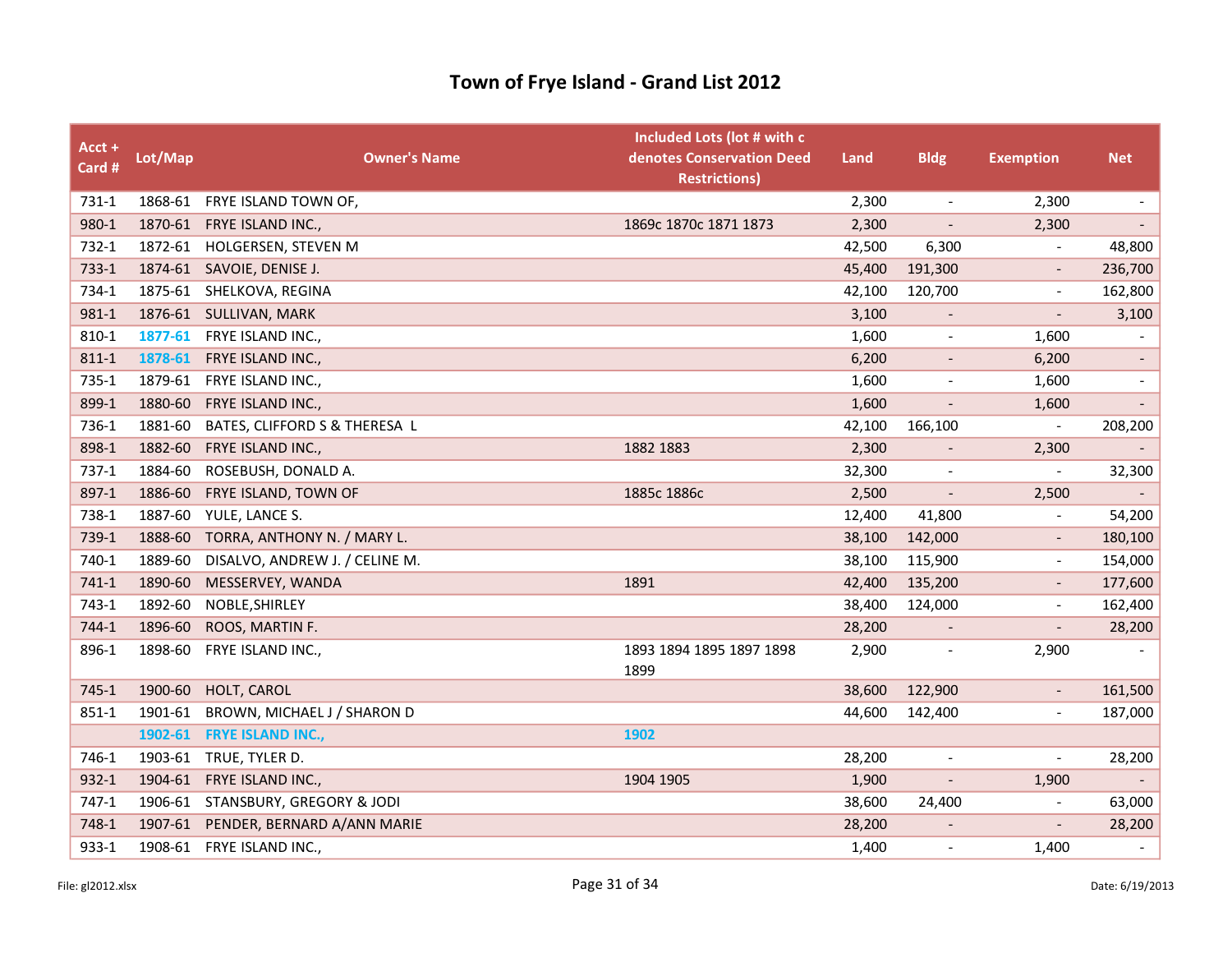# Town of Frye Island - Grand List 2012

| Acct + Card # | Lot/Map | Owner's Name | Included Lots (lot # with c denotes Conservation Deed Restrictions) | Land | Bldg | Exemption | Net |
|---|---|---|---|---|---|---|---|
| 731-1 | 1868-61 | FRYE ISLAND TOWN OF, | | 2,300 | - | 2,300 | - |
| 980-1 | 1870-61 | FRYE ISLAND INC., | 1869c 1870c 1871 1873 | 2,300 | - | 2,300 | - |
| 732-1 | 1872-61 | HOLGERSEN, STEVEN M | | 42,500 | 6,300 | - | 48,800 |
| 733-1 | 1874-61 | SAVOIE, DENISE J. | | 45,400 | 191,300 | - | 236,700 |
| 734-1 | 1875-61 | SHELKOVA, REGINA | | 42,100 | 120,700 | - | 162,800 |
| 981-1 | 1876-61 | SULLIVAN, MARK | | 3,100 | - | - | 3,100 |
| 810-1 | 1877-61 | FRYE ISLAND INC., | | 1,600 | - | 1,600 | - |
| 811-1 | 1878-61 | FRYE ISLAND INC., | | 6,200 | - | 6,200 | - |
| 735-1 | 1879-61 | FRYE ISLAND INC., | | 1,600 | - | 1,600 | - |
| 899-1 | 1880-60 | FRYE ISLAND INC., | | 1,600 | - | 1,600 | - |
| 736-1 | 1881-60 | BATES, CLIFFORD S & THERESA L | | 42,100 | 166,100 | - | 208,200 |
| 898-1 | 1882-60 | FRYE ISLAND INC., | 1882 1883 | 2,300 | - | 2,300 | - |
| 737-1 | 1884-60 | ROSEBUSH, DONALD A. | | 32,300 | - | - | 32,300 |
| 897-1 | 1886-60 | FRYE ISLAND, TOWN OF | 1885c 1886c | 2,500 | - | 2,500 | - |
| 738-1 | 1887-60 | YULE, LANCE S. | | 12,400 | 41,800 | - | 54,200 |
| 739-1 | 1888-60 | TORRA, ANTHONY N. / MARY L. | | 38,100 | 142,000 | - | 180,100 |
| 740-1 | 1889-60 | DISALVO, ANDREW J. / CELINE M. | | 38,100 | 115,900 | - | 154,000 |
| 741-1 | 1890-60 | MESSERVEY, WANDA | 1891 | 42,400 | 135,200 | - | 177,600 |
| 743-1 | 1892-60 | NOBLE,SHIRLEY | | 38,400 | 124,000 | - | 162,400 |
| 744-1 | 1896-60 | ROOS, MARTIN F. | | 28,200 | - | - | 28,200 |
| 896-1 | 1898-60 | FRYE ISLAND INC., | 1893 1894 1895 1897 1898 1899 | 2,900 | - | 2,900 | - |
| 745-1 | 1900-60 | HOLT, CAROL | | 38,600 | 122,900 | - | 161,500 |
| 851-1 | 1901-61 | BROWN, MICHAEL J / SHARON D | | 44,600 | 142,400 | - | 187,000 |
| | 1902-61 | FRYE ISLAND INC., | 1902 | | | | |
| 746-1 | 1903-61 | TRUE, TYLER D. | | 28,200 | - | - | 28,200 |
| 932-1 | 1904-61 | FRYE ISLAND INC., | 1904 1905 | 1,900 | - | 1,900 | - |
| 747-1 | 1906-61 | STANSBURY, GREGORY & JODI | | 38,600 | 24,400 | - | 63,000 |
| 748-1 | 1907-61 | PENDER, BERNARD A/ANN MARIE | | 28,200 | - | - | 28,200 |
| 933-1 | 1908-61 | FRYE ISLAND INC., | | 1,400 | - | 1,400 | - |

File: gl2012.xlsx

Date: 6/19/2013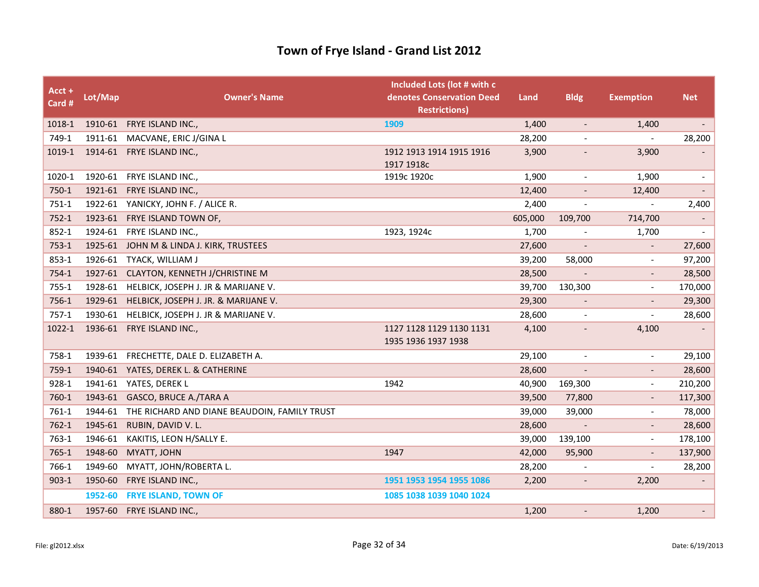# Town of Frye Island - Grand List 2012

| Acct + Card # | Lot/Map | Owner's Name | Included Lots (lot # with c denotes Conservation Deed Restrictions) | Land | Bldg | Exemption | Net |
|---|---|---|---|---|---|---|---|
| 1018-1 | 1910-61 | FRYE ISLAND INC., | 1909 | 1,400 | - | 1,400 | - |
| 749-1 | 1911-61 | MACVANE, ERIC J/GINA L | | 28,200 | - | - | 28,200 |
| 1019-1 | 1914-61 | FRYE ISLAND INC., | 1912 1913 1914 1915 1916 1917 1918c | 3,900 | - | 3,900 | - |
| 1020-1 | 1920-61 | FRYE ISLAND INC., | 1919c 1920c | 1,900 | - | 1,900 | - |
| 750-1 | 1921-61 | FRYE ISLAND INC., | | 12,400 | - | 12,400 | - |
| 751-1 | 1922-61 | YANICKY, JOHN F. / ALICE R. | | 2,400 | - | - | 2,400 |
| 752-1 | 1923-61 | FRYE ISLAND TOWN OF, | | 605,000 | 109,700 | 714,700 | - |
| 852-1 | 1924-61 | FRYE ISLAND INC., | 1923, 1924c | 1,700 | - | 1,700 | - |
| 753-1 | 1925-61 | JOHN M & LINDA J. KIRK, TRUSTEES | | 27,600 | - | - | 27,600 |
| 853-1 | 1926-61 | TYACK, WILLIAM J | | 39,200 | 58,000 | - | 97,200 |
| 754-1 | 1927-61 | CLAYTON, KENNETH J/CHRISTINE M | | 28,500 | - | - | 28,500 |
| 755-1 | 1928-61 | HELBICK, JOSEPH J. JR & MARIJANE V. | | 39,700 | 130,300 | - | 170,000 |
| 756-1 | 1929-61 | HELBICK, JOSEPH J. JR. & MARIJANE V. | | 29,300 | - | - | 29,300 |
| 757-1 | 1930-61 | HELBICK, JOSEPH J. JR & MARIJANE V. | | 28,600 | - | - | 28,600 |
| 1022-1 | 1936-61 | FRYE ISLAND INC., | 1127 1128 1129 1130 1131 1935 1936 1937 1938 | 4,100 | - | 4,100 | - |
| 758-1 | 1939-61 | FRECHETTE, DALE D. ELIZABETH A. | | 29,100 | - | - | 29,100 |
| 759-1 | 1940-61 | YATES, DEREK L. & CATHERINE | | 28,600 | - | - | 28,600 |
| 928-1 | 1941-61 | YATES, DEREK L | 1942 | 40,900 | 169,300 | - | 210,200 |
| 760-1 | 1943-61 | GASCO, BRUCE A./TARA A | | 39,500 | 77,800 | - | 117,300 |
| 761-1 | 1944-61 | THE RICHARD AND DIANE BEAUDOIN, FAMILY TRUST | | 39,000 | 39,000 | - | 78,000 |
| 762-1 | 1945-61 | RUBIN, DAVID V. L. | | 28,600 | - | - | 28,600 |
| 763-1 | 1946-61 | KAKITIS, LEON H/SALLY E. | | 39,000 | 139,100 | - | 178,100 |
| 765-1 | 1948-60 | MYATT, JOHN | 1947 | 42,000 | 95,900 | - | 137,900 |
| 766-1 | 1949-60 | MYATT, JOHN/ROBERTA L. | | 28,200 | - | - | 28,200 |
| 903-1 | 1950-60 | FRYE ISLAND INC., | 1951 1953 1954 1955 1086 | 2,200 | - | 2,200 | - |
| | 1952-60 | FRYE ISLAND, TOWN OF | 1085 1038 1039 1040 1024 | | | | |
| 880-1 | 1957-60 | FRYE ISLAND INC., | | 1,200 | - | 1,200 | - |

File: gl2012.xlsx

Date: 6/19/2013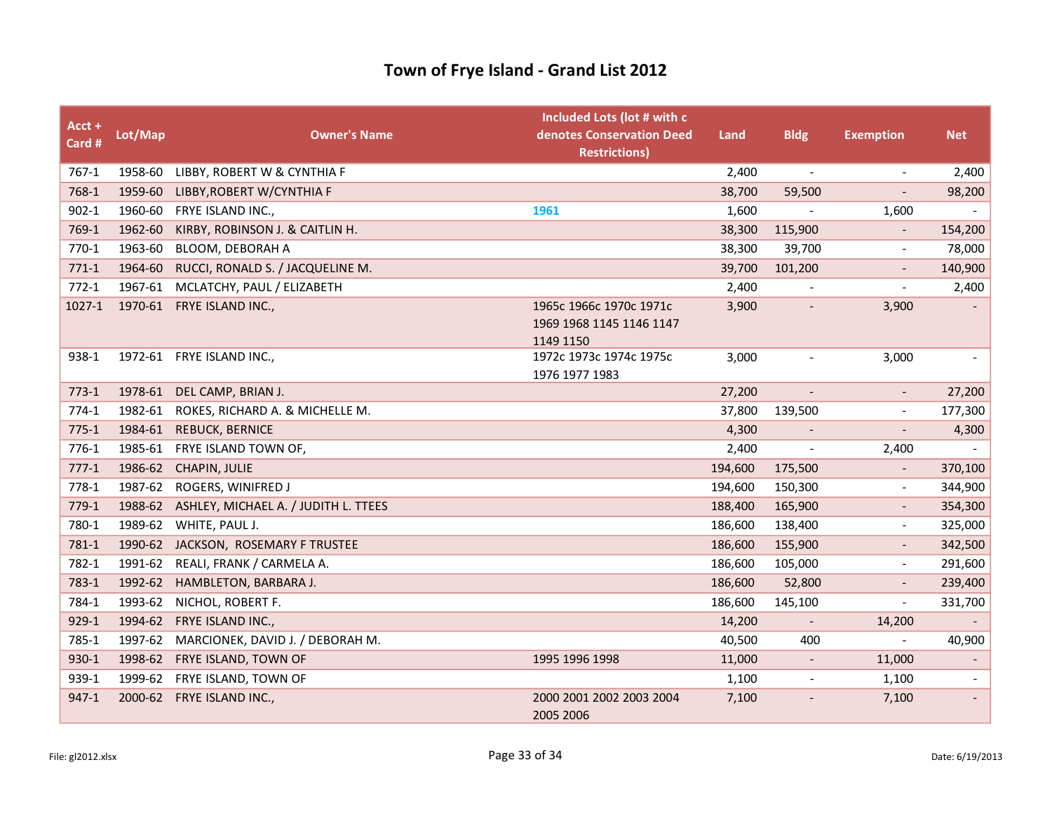# Town of Frye Island - Grand List 2012

| Acct + Card # | Lot/Map | Owner's Name | Included Lots (lot # with c denotes Conservation Deed Restrictions) | Land | Bldg | Exemption | Net |
|---|---|---|---|---|---|---|---|
| 767-1 | 1958-60 | LIBBY, ROBERT W & CYNTHIA F | | 2,400 | - | - | 2,400 |
| 768-1 | 1959-60 | LIBBY,ROBERT W/CYNTHIA F | | 38,700 | 59,500 | - | 98,200 |
| 902-1 | 1960-60 | FRYE ISLAND INC., | 1961 | 1,600 | - | 1,600 | - |
| 769-1 | 1962-60 | KIRBY, ROBINSON J. & CAITLIN H. | | 38,300 | 115,900 | - | 154,200 |
| 770-1 | 1963-60 | BLOOM, DEBORAH A | | 38,300 | 39,700 | - | 78,000 |
| 771-1 | 1964-60 | RUCCI, RONALD S. / JACQUELINE M. | | 39,700 | 101,200 | - | 140,900 |
| 772-1 | 1967-61 | MCLATCHY, PAUL / ELIZABETH | | 2,400 | - | - | 2,400 |
| 1027-1 | 1970-61 | FRYE ISLAND INC., | 1965c 1966c 1970c 1971c 1969 1968 1145 1146 1147 1149 1150 | 3,900 | - | 3,900 | - |
| 938-1 | 1972-61 | FRYE ISLAND INC., | 1972c 1973c 1974c 1975c 1976 1977 1983 | 3,000 | - | 3,000 | - |
| 773-1 | 1978-61 | DEL CAMP, BRIAN J. | | 27,200 | - | - | 27,200 |
| 774-1 | 1982-61 | ROKES, RICHARD A. & MICHELLE M. | | 37,800 | 139,500 | - | 177,300 |
| 775-1 | 1984-61 | REBUCK, BERNICE | | 4,300 | - | - | 4,300 |
| 776-1 | 1985-61 | FRYE ISLAND TOWN OF, | | 2,400 | - | 2,400 | - |
| 777-1 | 1986-62 | CHAPIN, JULIE | | 194,600 | 175,500 | - | 370,100 |
| 778-1 | 1987-62 | ROGERS, WINIFRED J | | 194,600 | 150,300 | - | 344,900 |
| 779-1 | 1988-62 | ASHLEY, MICHAEL A. / JUDITH L. TTEES | | 188,400 | 165,900 | - | 354,300 |
| 780-1 | 1989-62 | WHITE, PAUL J. | | 186,600 | 138,400 | - | 325,000 |
| 781-1 | 1990-62 | JACKSON, ROSEMARY F TRUSTEE | | 186,600 | 155,900 | - | 342,500 |
| 782-1 | 1991-62 | REALI, FRANK / CARMELA A. | | 186,600 | 105,000 | - | 291,600 |
| 783-1 | 1992-62 | HAMBLETON, BARBARA J. | | 186,600 | 52,800 | - | 239,400 |
| 784-1 | 1993-62 | NICHOL, ROBERT F. | | 186,600 | 145,100 | - | 331,700 |
| 929-1 | 1994-62 | FRYE ISLAND INC., | | 14,200 | - | 14,200 | - |
| 785-1 | 1997-62 | MARCIONEK, DAVID J. / DEBORAH M. | | 40,500 | 400 | - | 40,900 |
| 930-1 | 1998-62 | FRYE ISLAND, TOWN OF | 1995 1996 1998 | 11,000 | - | 11,000 | - |
| 939-1 | 1999-62 | FRYE ISLAND, TOWN OF | | 1,100 | - | 1,100 | - |
| 947-1 | 2000-62 | FRYE ISLAND INC., | 2000 2001 2002 2003 2004 2005 2006 | 7,100 | - | 7,100 | - |

File: gl2012.xlsx

Date: 6/19/2013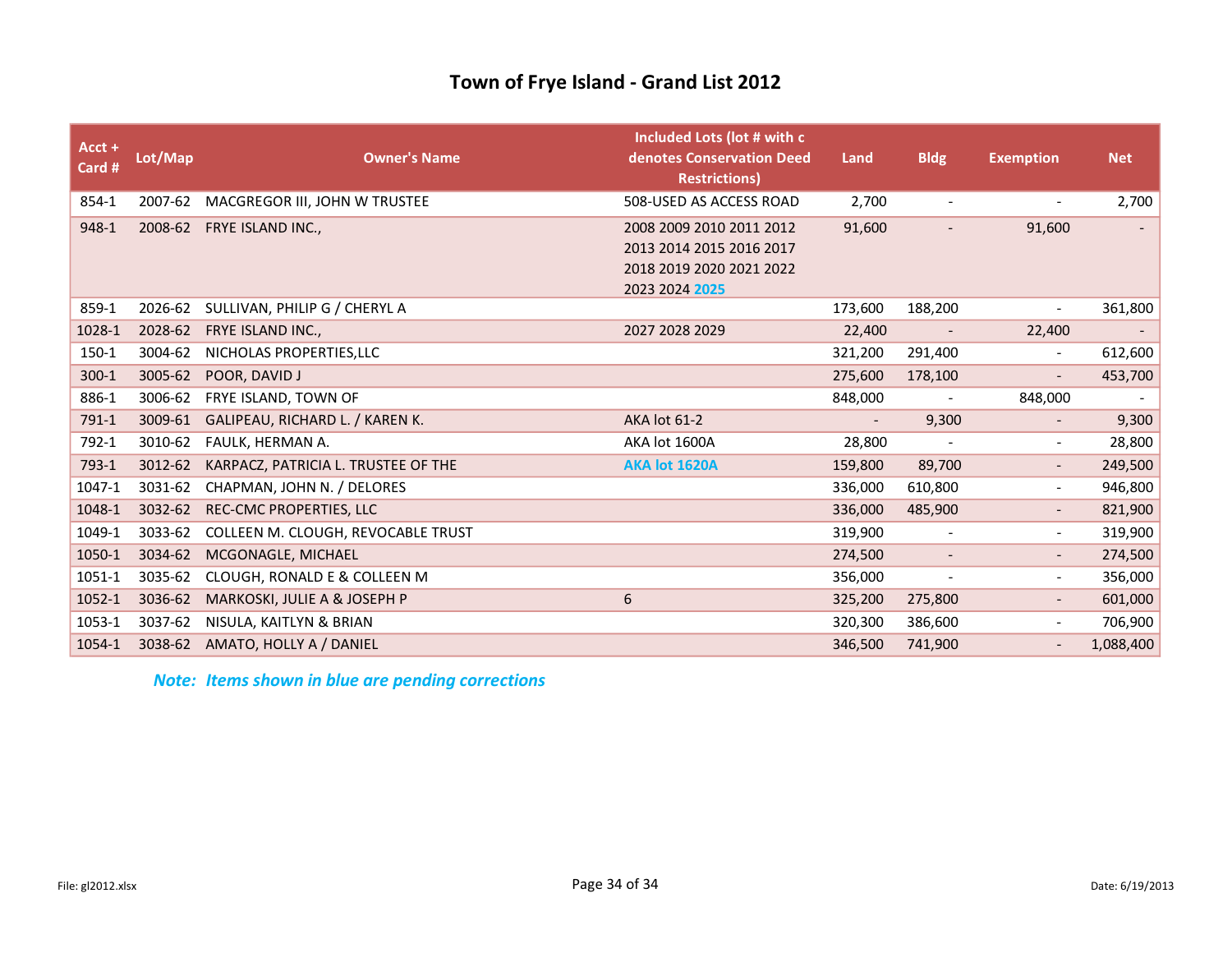# Town of Frye Island - Grand List 2012

| Acct + Card # | Lot/Map | Owner's Name | Included Lots (lot # with c denotes Conservation Deed Restrictions) | Land | Bldg | Exemption | Net |
|---|---|---|---|---|---|---|---|
| 854-1 | 2007-62 | MACGREGOR III, JOHN W TRUSTEE | 508-USED AS ACCESS ROAD | 2,700 | - | - | 2,700 |
| 948-1 | 2008-62 | FRYE ISLAND INC., | 2008 2009 2010 2011 2012 2013 2014 2015 2016 2017 2018 2019 2020 2021 2022 2023 2024 2025 | 91,600 | - | 91,600 | - |
| 859-1 | 2026-62 | SULLIVAN, PHILIP G / CHERYL A | | 173,600 | 188,200 | - | 361,800 |
| 1028-1 | 2028-62 | FRYE ISLAND INC., | 2027 2028 2029 | 22,400 | - | 22,400 | - |
| 150-1 | 3004-62 | NICHOLAS PROPERTIES,LLC | | 321,200 | 291,400 | - | 612,600 |
| 300-1 | 3005-62 | POOR, DAVID J | | 275,600 | 178,100 | - | 453,700 |
| 886-1 | 3006-62 | FRYE ISLAND, TOWN OF | | 848,000 | - | 848,000 | - |
| 791-1 | 3009-61 | GALIPEAU, RICHARD L. / KAREN K. | AKA lot 61-2 | - | 9,300 | - | 9,300 |
| 792-1 | 3010-62 | FAULK, HERMAN A. | AKA lot 1600A | 28,800 | - | - | 28,800 |
| 793-1 | 3012-62 | KARPACZ, PATRICIA L. TRUSTEE OF THE | AKA lot 1620A | 159,800 | 89,700 | - | 249,500 |
| 1047-1 | 3031-62 | CHAPMAN, JOHN N. / DELORES | | 336,000 | 610,800 | - | 946,800 |
| 1048-1 | 3032-62 | REC-CMC PROPERTIES, LLC | | 336,000 | 485,900 | - | 821,900 |
| 1049-1 | 3033-62 | COLLEEN M. CLOUGH, REVOCABLE TRUST | | 319,900 | - | - | 319,900 |
| 1050-1 | 3034-62 | MCGONAGLE, MICHAEL | | 274,500 | - | - | 274,500 |
| 1051-1 | 3035-62 | CLOUGH, RONALD E & COLLEEN M | | 356,000 | - | - | 356,000 |
| 1052-1 | 3036-62 | MARKOSKI, JULIE A & JOSEPH P | 6 | 325,200 | 275,800 | - | 601,000 |
| 1053-1 | 3037-62 | NISULA, KAITLYN & BRIAN | | 320,300 | 386,600 | - | 706,900 |
| 1054-1 | 3038-62 | AMATO, HOLLY A / DANIEL | | 346,500 | 741,900 | - | 1,088,400 |

***Note: Items shown in blue are pending corrections***

File: gl2012.xlsx

Date: 6/19/2013